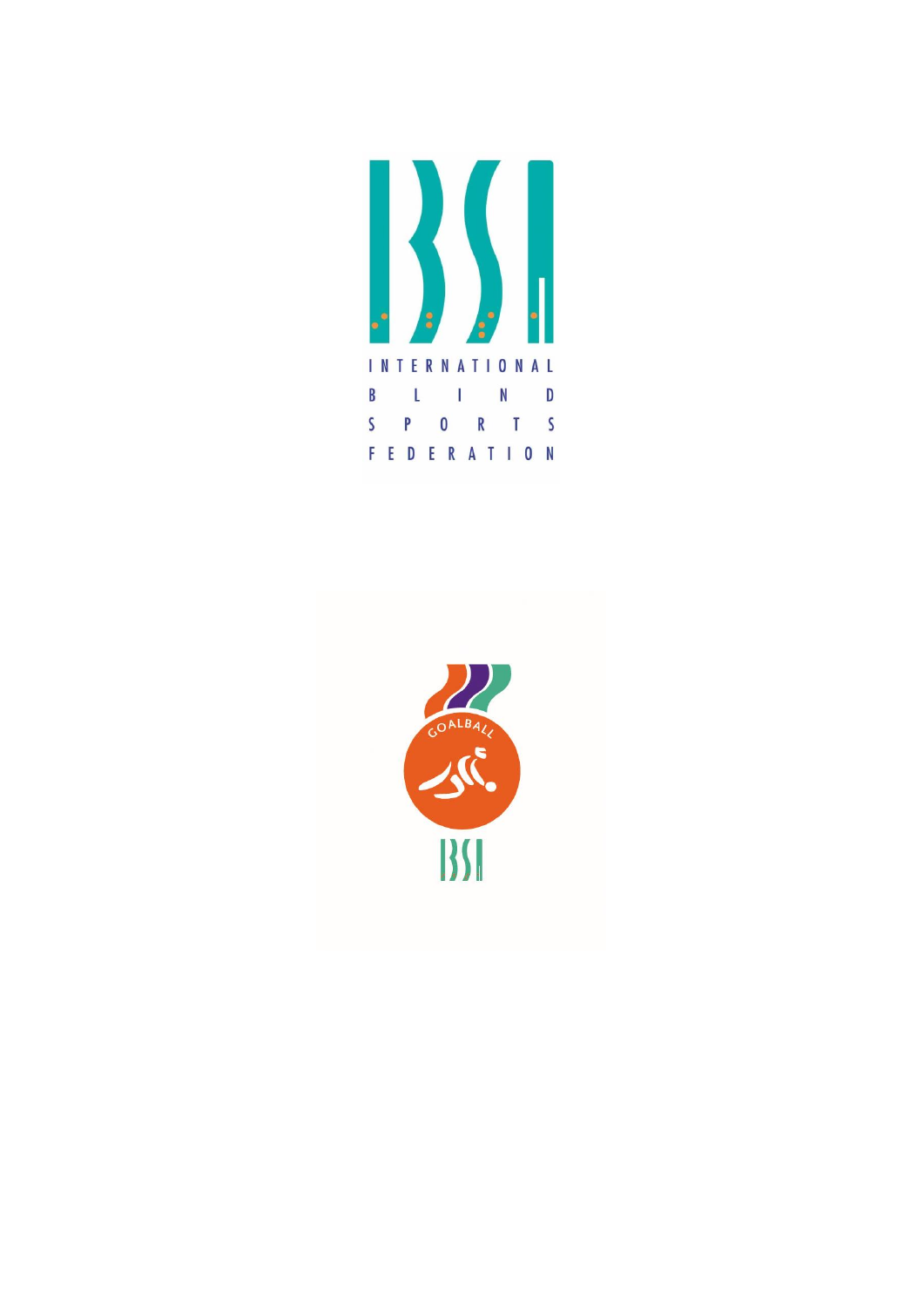INTERNATIONAL
BLIND
SPORTS
FEDERATION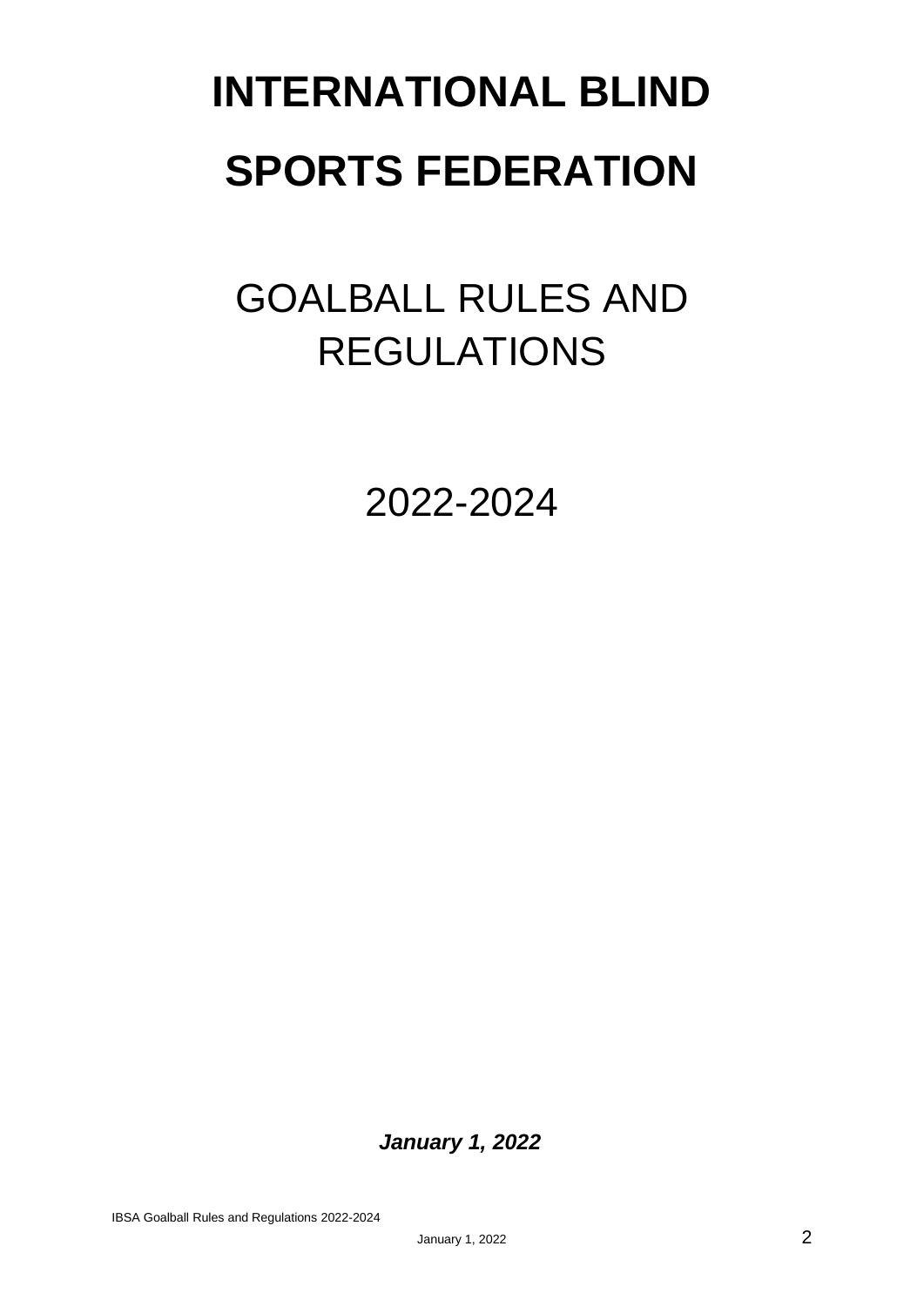# INTERNATIONAL BLIND SPORTS FEDERATION

GOALBALL RULES AND REGULATIONS

2022-2024

***January 1, 2022***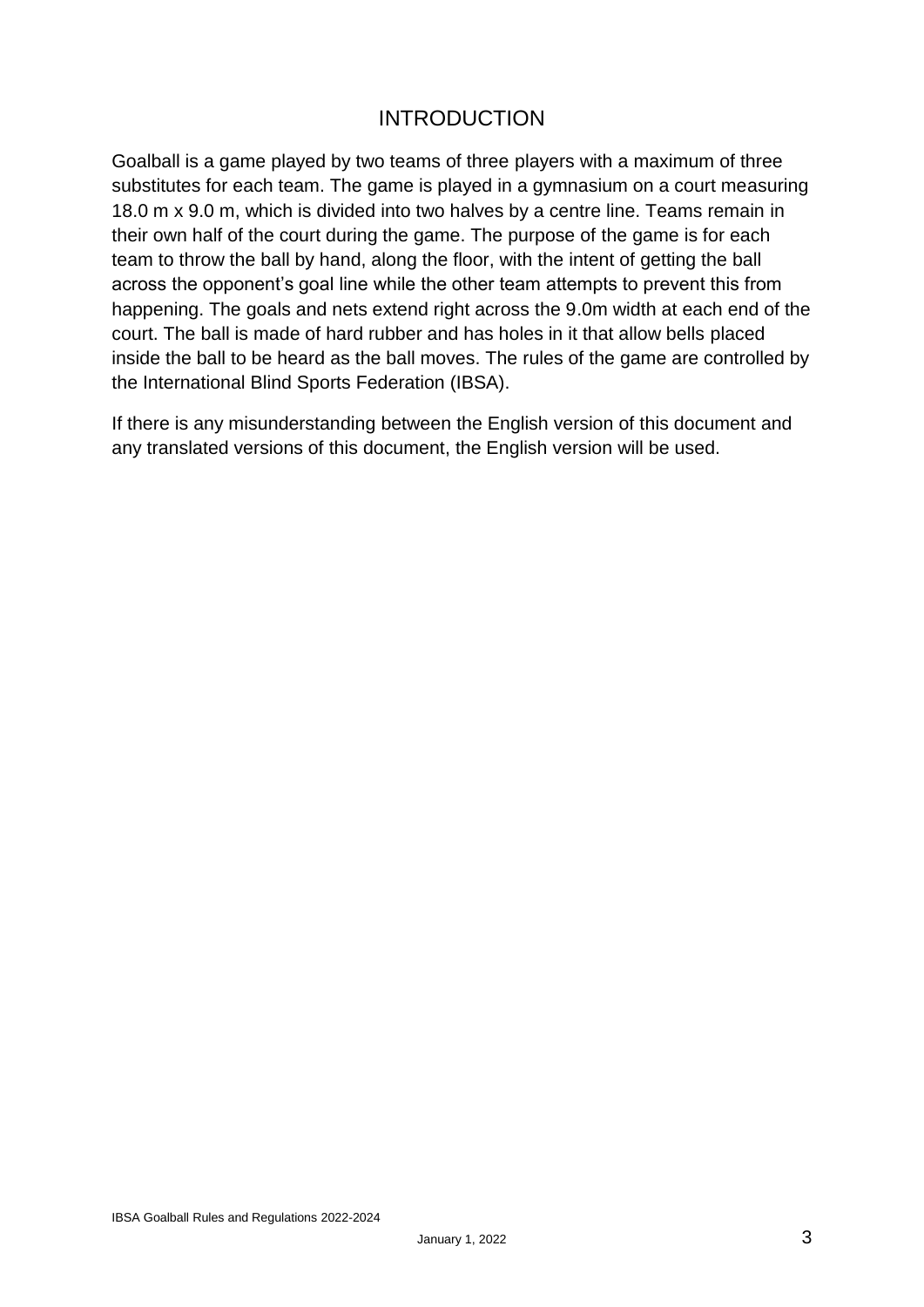# INTRODUCTION

Goalball is a game played by two teams of three players with a maximum of three substitutes for each team. The game is played in a gymnasium on a court measuring 18.0 m x 9.0 m, which is divided into two halves by a centre line. Teams remain in their own half of the court during the game. The purpose of the game is for each team to throw the ball by hand, along the floor, with the intent of getting the ball across the opponent's goal line while the other team attempts to prevent this from happening. The goals and nets extend right across the 9.0m width at each end of the court. The ball is made of hard rubber and has holes in it that allow bells placed inside the ball to be heard as the ball moves. The rules of the game are controlled by the International Blind Sports Federation (IBSA).

If there is any misunderstanding between the English version of this document and any translated versions of this document, the English version will be used.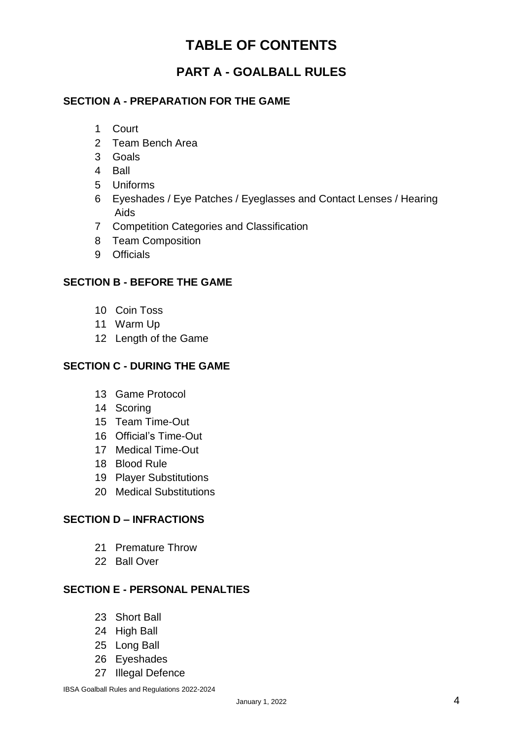# TABLE OF CONTENTS

## PART A - GOALBALL RULES

### SECTION A - PREPARATION FOR THE GAME

1 Court
2 Team Bench Area
3 Goals
4 Ball
5 Uniforms
6 Eyeshades / Eye Patches / Eyeglasses and Contact Lenses / Hearing Aids
7 Competition Categories and Classification
8 Team Composition
9 Officials

### SECTION B - BEFORE THE GAME

10 Coin Toss
11 Warm Up
12 Length of the Game

### SECTION C - DURING THE GAME

13 Game Protocol
14 Scoring
15 Team Time-Out
16 Official's Time-Out
17 Medical Time-Out
18 Blood Rule
19 Player Substitutions
20 Medical Substitutions

### SECTION D – INFRACTIONS

21 Premature Throw
22 Ball Over

### SECTION E - PERSONAL PENALTIES

23 Short Ball
24 High Ball
25 Long Ball
26 Eyeshades
27 Illegal Defence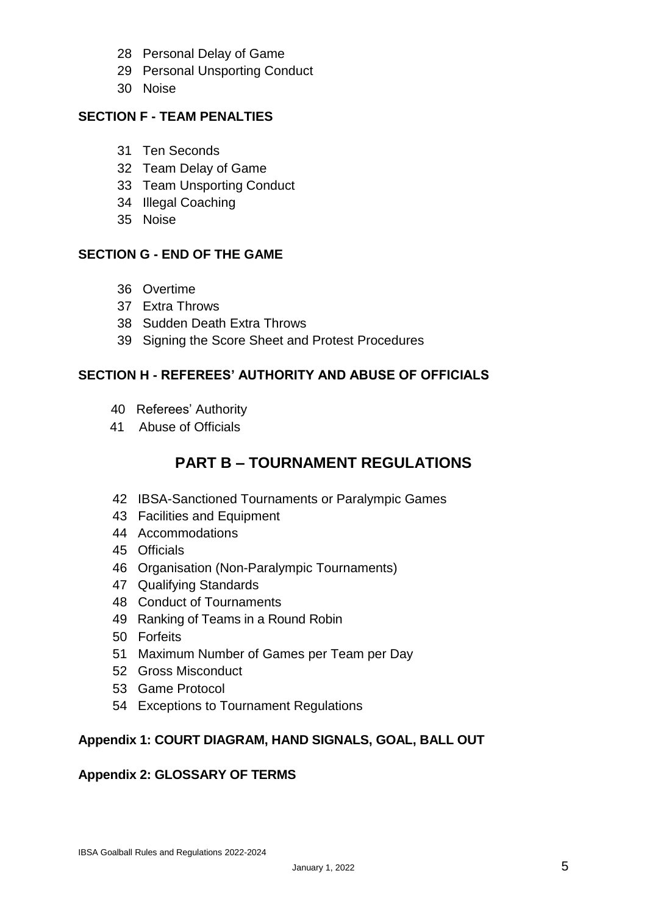28 Personal Delay of Game
29 Personal Unsporting Conduct
30 Noise

**SECTION F - TEAM PENALTIES**

31 Ten Seconds
32 Team Delay of Game
33 Team Unsporting Conduct
34 Illegal Coaching
35 Noise

**SECTION G - END OF THE GAME**

36 Overtime
37 Extra Throws
38 Sudden Death Extra Throws
39 Signing the Score Sheet and Protest Procedures

**SECTION H - REFEREES' AUTHORITY AND ABUSE OF OFFICIALS**

40 Referees' Authority
41 Abuse of Officials

## PART B – TOURNAMENT REGULATIONS

42 IBSA-Sanctioned Tournaments or Paralympic Games
43 Facilities and Equipment
44 Accommodations
45 Officials
46 Organisation (Non-Paralympic Tournaments)
47 Qualifying Standards
48 Conduct of Tournaments
49 Ranking of Teams in a Round Robin
50 Forfeits
51 Maximum Number of Games per Team per Day
52 Gross Misconduct
53 Game Protocol
54 Exceptions to Tournament Regulations

**Appendix 1: COURT DIAGRAM, HAND SIGNALS, GOAL, BALL OUT**

**Appendix 2: GLOSSARY OF TERMS**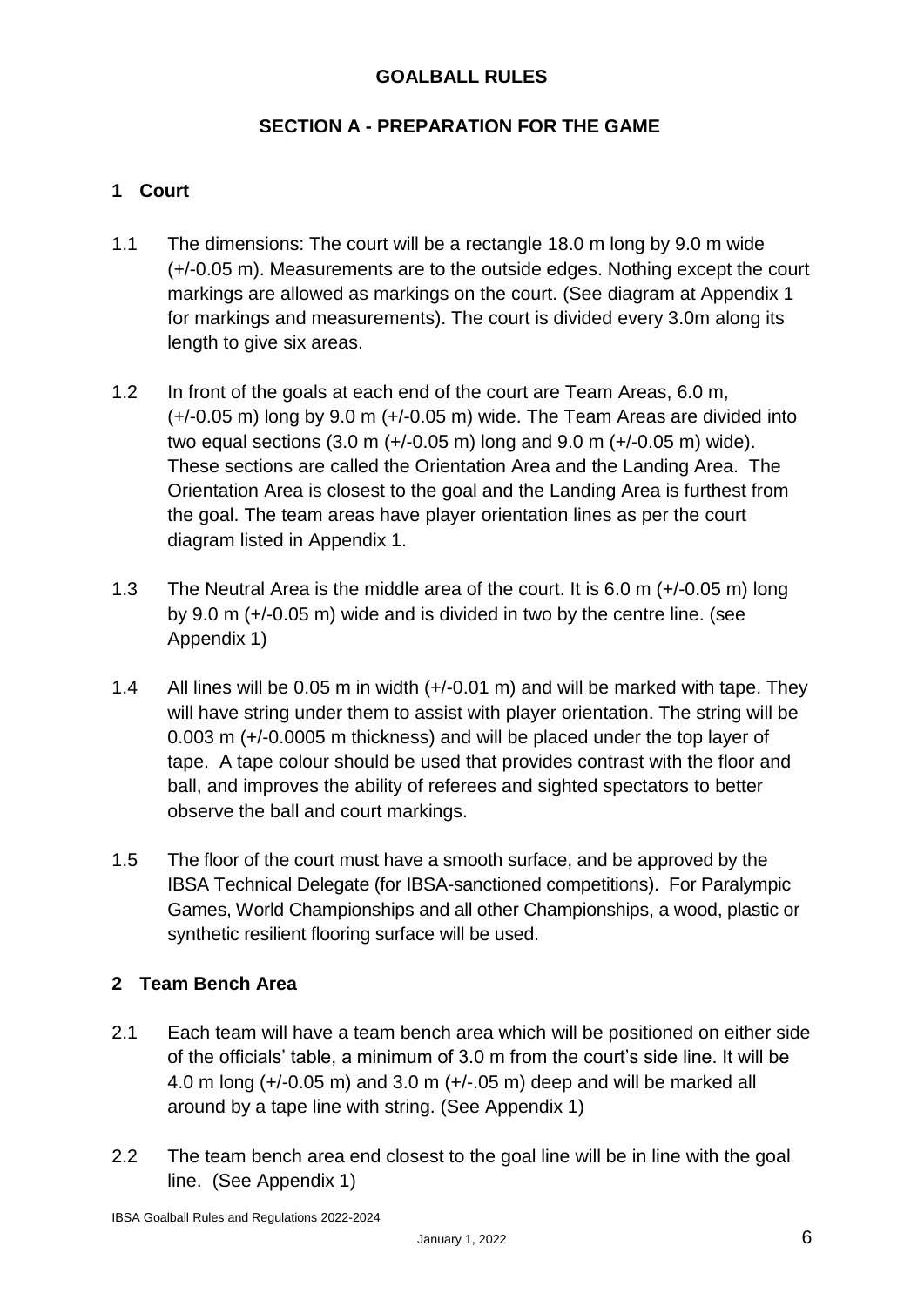# GOALBALL RULES

## SECTION A - PREPARATION FOR THE GAME

### 1 Court

1.1 The dimensions: The court will be a rectangle 18.0 m long by 9.0 m wide (+/-0.05 m). Measurements are to the outside edges. Nothing except the court markings are allowed as markings on the court. (See diagram at Appendix 1 for markings and measurements). The court is divided every 3.0m along its length to give six areas.

1.2 In front of the goals at each end of the court are Team Areas, 6.0 m, (+/-0.05 m) long by 9.0 m (+/-0.05 m) wide. The Team Areas are divided into two equal sections (3.0 m (+/-0.05 m) long and 9.0 m (+/-0.05 m) wide). These sections are called the Orientation Area and the Landing Area. The Orientation Area is closest to the goal and the Landing Area is furthest from the goal. The team areas have player orientation lines as per the court diagram listed in Appendix 1.

1.3 The Neutral Area is the middle area of the court. It is 6.0 m (+/-0.05 m) long by 9.0 m (+/-0.05 m) wide and is divided in two by the centre line. (see Appendix 1)

1.4 All lines will be 0.05 m in width (+/-0.01 m) and will be marked with tape. They will have string under them to assist with player orientation. The string will be 0.003 m (+/-0.0005 m thickness) and will be placed under the top layer of tape. A tape colour should be used that provides contrast with the floor and ball, and improves the ability of referees and sighted spectators to better observe the ball and court markings.

1.5 The floor of the court must have a smooth surface, and be approved by the IBSA Technical Delegate (for IBSA-sanctioned competitions). For Paralympic Games, World Championships and all other Championships, a wood, plastic or synthetic resilient flooring surface will be used.

### 2 Team Bench Area

2.1 Each team will have a team bench area which will be positioned on either side of the officials' table, a minimum of 3.0 m from the court's side line. It will be 4.0 m long (+/-0.05 m) and 3.0 m (+/-.05 m) deep and will be marked all around by a tape line with string. (See Appendix 1)

2.2 The team bench area end closest to the goal line will be in line with the goal line. (See Appendix 1)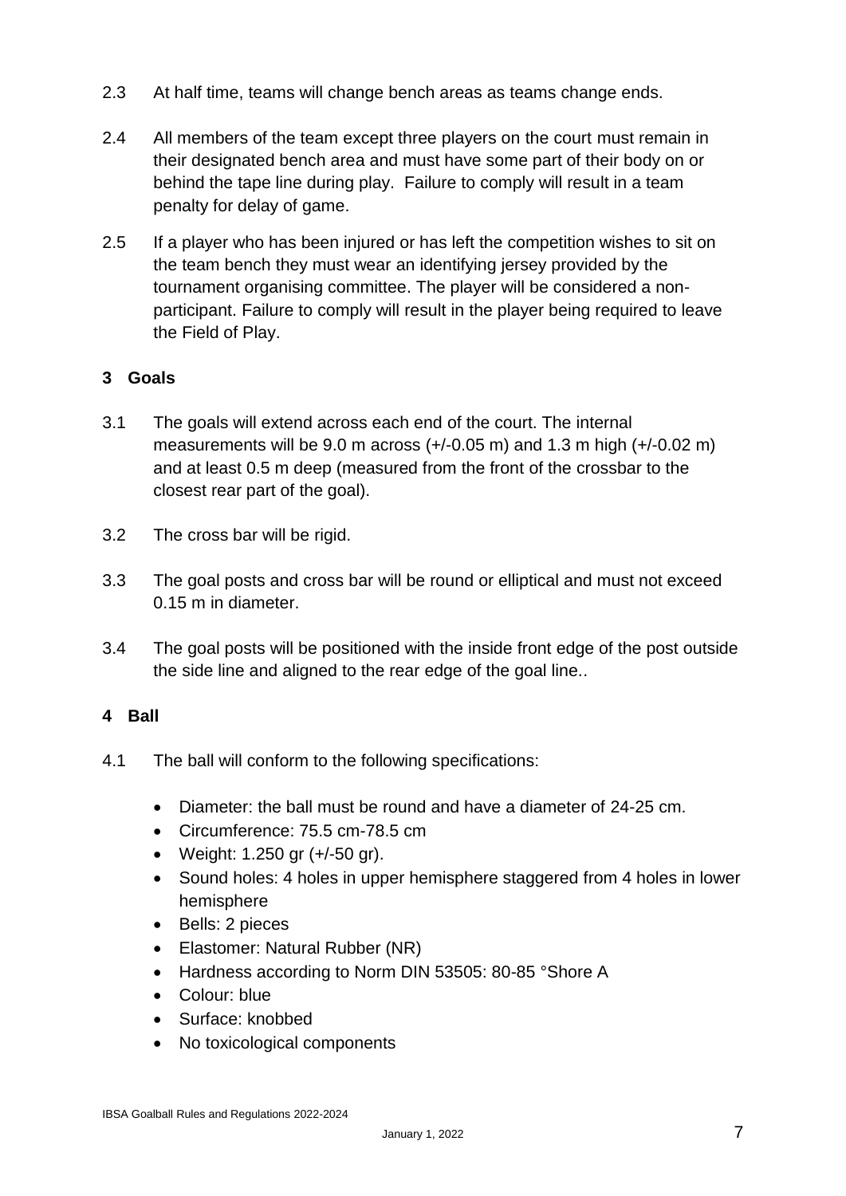2.3 At half time, teams will change bench areas as teams change ends.

2.4 All members of the team except three players on the court must remain in their designated bench area and must have some part of their body on or behind the tape line during play. Failure to comply will result in a team penalty for delay of game.

2.5 If a player who has been injured or has left the competition wishes to sit on the team bench they must wear an identifying jersey provided by the tournament organising committee. The player will be considered a non-participant. Failure to comply will result in the player being required to leave the Field of Play.

## 3 Goals

3.1 The goals will extend across each end of the court. The internal measurements will be 9.0 m across (+/-0.05 m) and 1.3 m high (+/-0.02 m) and at least 0.5 m deep (measured from the front of the crossbar to the closest rear part of the goal).

3.2 The cross bar will be rigid.

3.3 The goal posts and cross bar will be round or elliptical and must not exceed 0.15 m in diameter.

3.4 The goal posts will be positioned with the inside front edge of the post outside the side line and aligned to the rear edge of the goal line..

## 4 Ball

4.1 The ball will conform to the following specifications:

- Diameter: the ball must be round and have a diameter of 24-25 cm.
- Circumference: 75.5 cm-78.5 cm
- Weight: 1.250 gr (+/-50 gr).
- Sound holes: 4 holes in upper hemisphere staggered from 4 holes in lower hemisphere
- Bells: 2 pieces
- Elastomer: Natural Rubber (NR)
- Hardness according to Norm DIN 53505: 80-85 °Shore A
- Colour: blue
- Surface: knobbed
- No toxicological components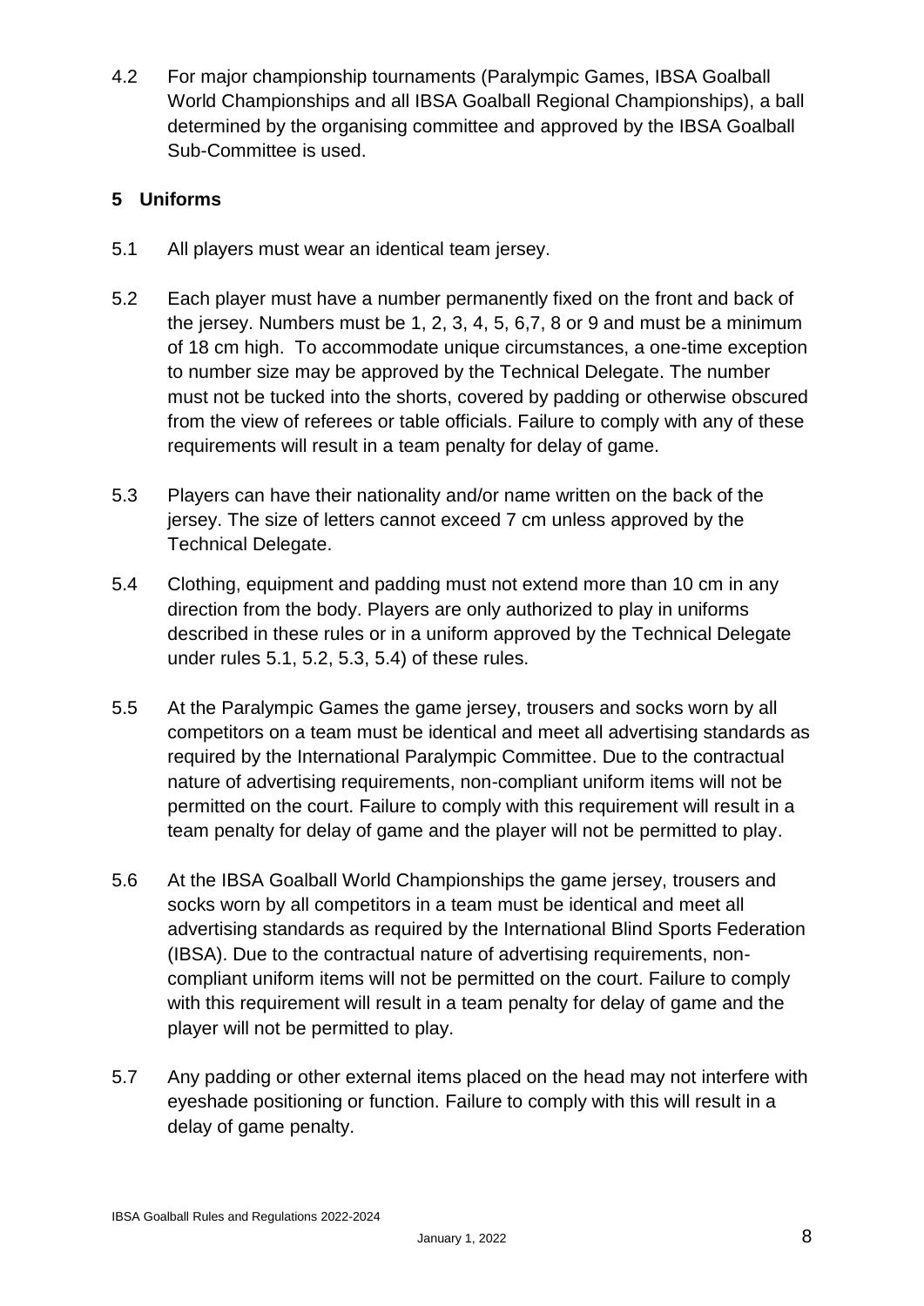4.2 For major championship tournaments (Paralympic Games, IBSA Goalball World Championships and all IBSA Goalball Regional Championships), a ball determined by the organising committee and approved by the IBSA Goalball Sub-Committee is used.

## 5 Uniforms

5.1 All players must wear an identical team jersey.

5.2 Each player must have a number permanently fixed on the front and back of the jersey. Numbers must be 1, 2, 3, 4, 5, 6,7, 8 or 9 and must be a minimum of 18 cm high. To accommodate unique circumstances, a one-time exception to number size may be approved by the Technical Delegate. The number must not be tucked into the shorts, covered by padding or otherwise obscured from the view of referees or table officials. Failure to comply with any of these requirements will result in a team penalty for delay of game.

5.3 Players can have their nationality and/or name written on the back of the jersey. The size of letters cannot exceed 7 cm unless approved by the Technical Delegate.

5.4 Clothing, equipment and padding must not extend more than 10 cm in any direction from the body. Players are only authorized to play in uniforms described in these rules or in a uniform approved by the Technical Delegate under rules 5.1, 5.2, 5.3, 5.4) of these rules.

5.5 At the Paralympic Games the game jersey, trousers and socks worn by all competitors on a team must be identical and meet all advertising standards as required by the International Paralympic Committee. Due to the contractual nature of advertising requirements, non-compliant uniform items will not be permitted on the court. Failure to comply with this requirement will result in a team penalty for delay of game and the player will not be permitted to play.

5.6 At the IBSA Goalball World Championships the game jersey, trousers and socks worn by all competitors in a team must be identical and meet all advertising standards as required by the International Blind Sports Federation (IBSA). Due to the contractual nature of advertising requirements, non-compliant uniform items will not be permitted on the court. Failure to comply with this requirement will result in a team penalty for delay of game and the player will not be permitted to play.

5.7 Any padding or other external items placed on the head may not interfere with eyeshade positioning or function. Failure to comply with this will result in a delay of game penalty.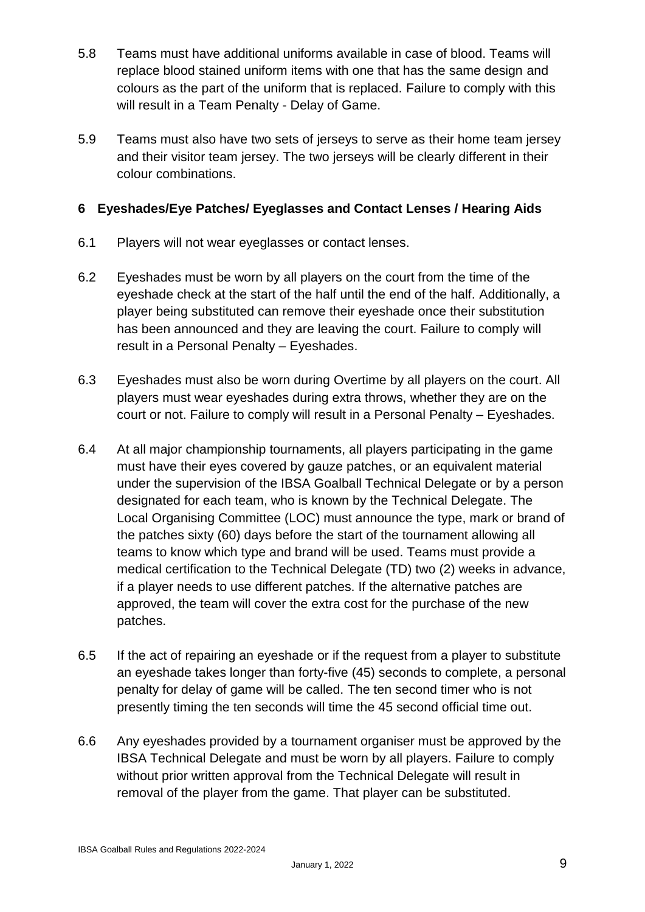5.8 Teams must have additional uniforms available in case of blood. Teams will replace blood stained uniform items with one that has the same design and colours as the part of the uniform that is replaced. Failure to comply with this will result in a Team Penalty - Delay of Game.

5.9 Teams must also have two sets of jerseys to serve as their home team jersey and their visitor team jersey. The two jerseys will be clearly different in their colour combinations.

## 6 Eyeshades/Eye Patches/ Eyeglasses and Contact Lenses / Hearing Aids

6.1 Players will not wear eyeglasses or contact lenses.

6.2 Eyeshades must be worn by all players on the court from the time of the eyeshade check at the start of the half until the end of the half. Additionally, a player being substituted can remove their eyeshade once their substitution has been announced and they are leaving the court. Failure to comply will result in a Personal Penalty – Eyeshades.

6.3 Eyeshades must also be worn during Overtime by all players on the court. All players must wear eyeshades during extra throws, whether they are on the court or not. Failure to comply will result in a Personal Penalty – Eyeshades.

6.4 At all major championship tournaments, all players participating in the game must have their eyes covered by gauze patches, or an equivalent material under the supervision of the IBSA Goalball Technical Delegate or by a person designated for each team, who is known by the Technical Delegate. The Local Organising Committee (LOC) must announce the type, mark or brand of the patches sixty (60) days before the start of the tournament allowing all teams to know which type and brand will be used. Teams must provide a medical certification to the Technical Delegate (TD) two (2) weeks in advance, if a player needs to use different patches. If the alternative patches are approved, the team will cover the extra cost for the purchase of the new patches.

6.5 If the act of repairing an eyeshade or if the request from a player to substitute an eyeshade takes longer than forty-five (45) seconds to complete, a personal penalty for delay of game will be called. The ten second timer who is not presently timing the ten seconds will time the 45 second official time out.

6.6 Any eyeshades provided by a tournament organiser must be approved by the IBSA Technical Delegate and must be worn by all players. Failure to comply without prior written approval from the Technical Delegate will result in removal of the player from the game. That player can be substituted.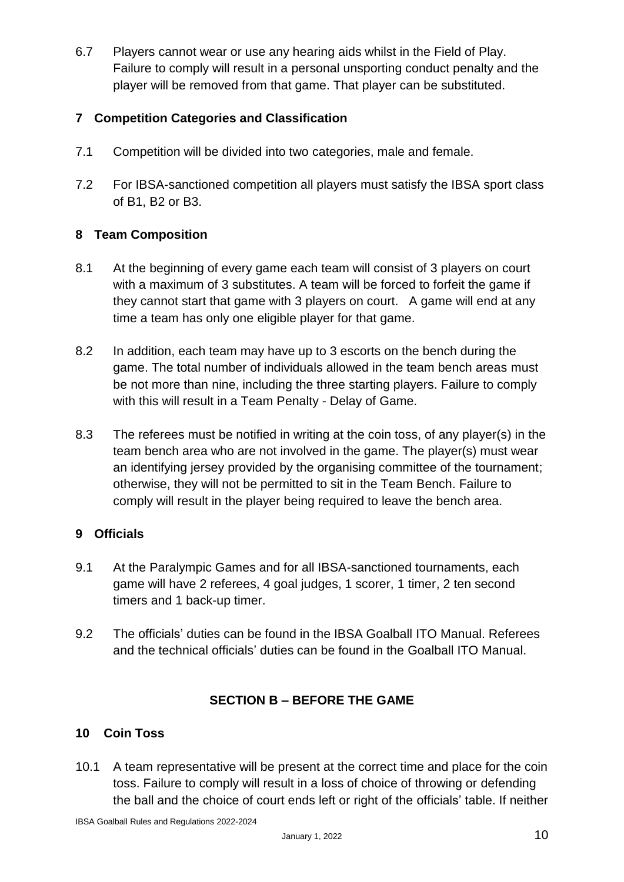6.7 Players cannot wear or use any hearing aids whilst in the Field of Play. Failure to comply will result in a personal unsporting conduct penalty and the player will be removed from that game. That player can be substituted.

## 7 Competition Categories and Classification

7.1 Competition will be divided into two categories, male and female.

7.2 For IBSA-sanctioned competition all players must satisfy the IBSA sport class of B1, B2 or B3.

## 8 Team Composition

8.1 At the beginning of every game each team will consist of 3 players on court with a maximum of 3 substitutes. A team will be forced to forfeit the game if they cannot start that game with 3 players on court. A game will end at any time a team has only one eligible player for that game.

8.2 In addition, each team may have up to 3 escorts on the bench during the game. The total number of individuals allowed in the team bench areas must be not more than nine, including the three starting players. Failure to comply with this will result in a Team Penalty - Delay of Game.

8.3 The referees must be notified in writing at the coin toss, of any player(s) in the team bench area who are not involved in the game. The player(s) must wear an identifying jersey provided by the organising committee of the tournament; otherwise, they will not be permitted to sit in the Team Bench. Failure to comply will result in the player being required to leave the bench area.

## 9 Officials

9.1 At the Paralympic Games and for all IBSA-sanctioned tournaments, each game will have 2 referees, 4 goal judges, 1 scorer, 1 timer, 2 ten second timers and 1 back-up timer.

9.2 The officials' duties can be found in the IBSA Goalball ITO Manual. Referees and the technical officials' duties can be found in the Goalball ITO Manual.

# SECTION B – BEFORE THE GAME

## 10 Coin Toss

10.1 A team representative will be present at the correct time and place for the coin toss. Failure to comply will result in a loss of choice of throwing or defending the ball and the choice of court ends left or right of the officials' table. If neither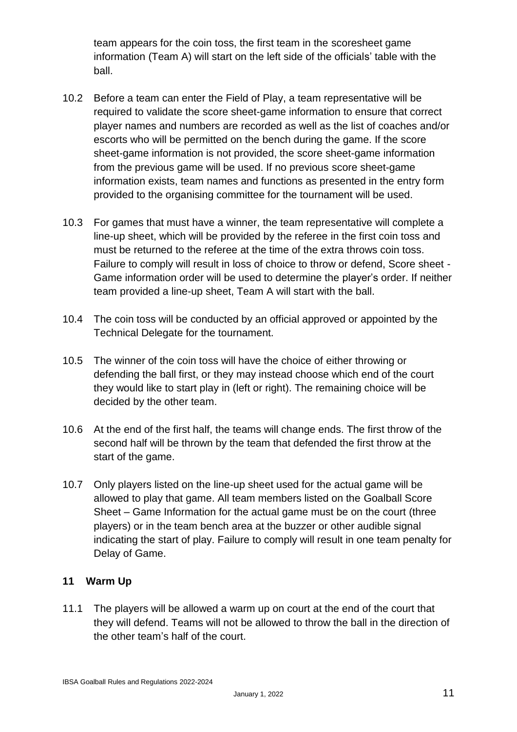team appears for the coin toss, the first team in the scoresheet game information (Team A) will start on the left side of the officials' table with the ball.

10.2 Before a team can enter the Field of Play, a team representative will be required to validate the score sheet-game information to ensure that correct player names and numbers are recorded as well as the list of coaches and/or escorts who will be permitted on the bench during the game. If the score sheet-game information is not provided, the score sheet-game information from the previous game will be used. If no previous score sheet-game information exists, team names and functions as presented in the entry form provided to the organising committee for the tournament will be used.

10.3 For games that must have a winner, the team representative will complete a line-up sheet, which will be provided by the referee in the first coin toss and must be returned to the referee at the time of the extra throws coin toss. Failure to comply will result in loss of choice to throw or defend, Score sheet - Game information order will be used to determine the player's order. If neither team provided a line-up sheet, Team A will start with the ball.

10.4 The coin toss will be conducted by an official approved or appointed by the Technical Delegate for the tournament.

10.5 The winner of the coin toss will have the choice of either throwing or defending the ball first, or they may instead choose which end of the court they would like to start play in (left or right). The remaining choice will be decided by the other team.

10.6 At the end of the first half, the teams will change ends. The first throw of the second half will be thrown by the team that defended the first throw at the start of the game.

10.7 Only players listed on the line-up sheet used for the actual game will be allowed to play that game. All team members listed on the Goalball Score Sheet – Game Information for the actual game must be on the court (three players) or in the team bench area at the buzzer or other audible signal indicating the start of play. Failure to comply will result in one team penalty for Delay of Game.

## 11 Warm Up

11.1 The players will be allowed a warm up on court at the end of the court that they will defend. Teams will not be allowed to throw the ball in the direction of the other team's half of the court.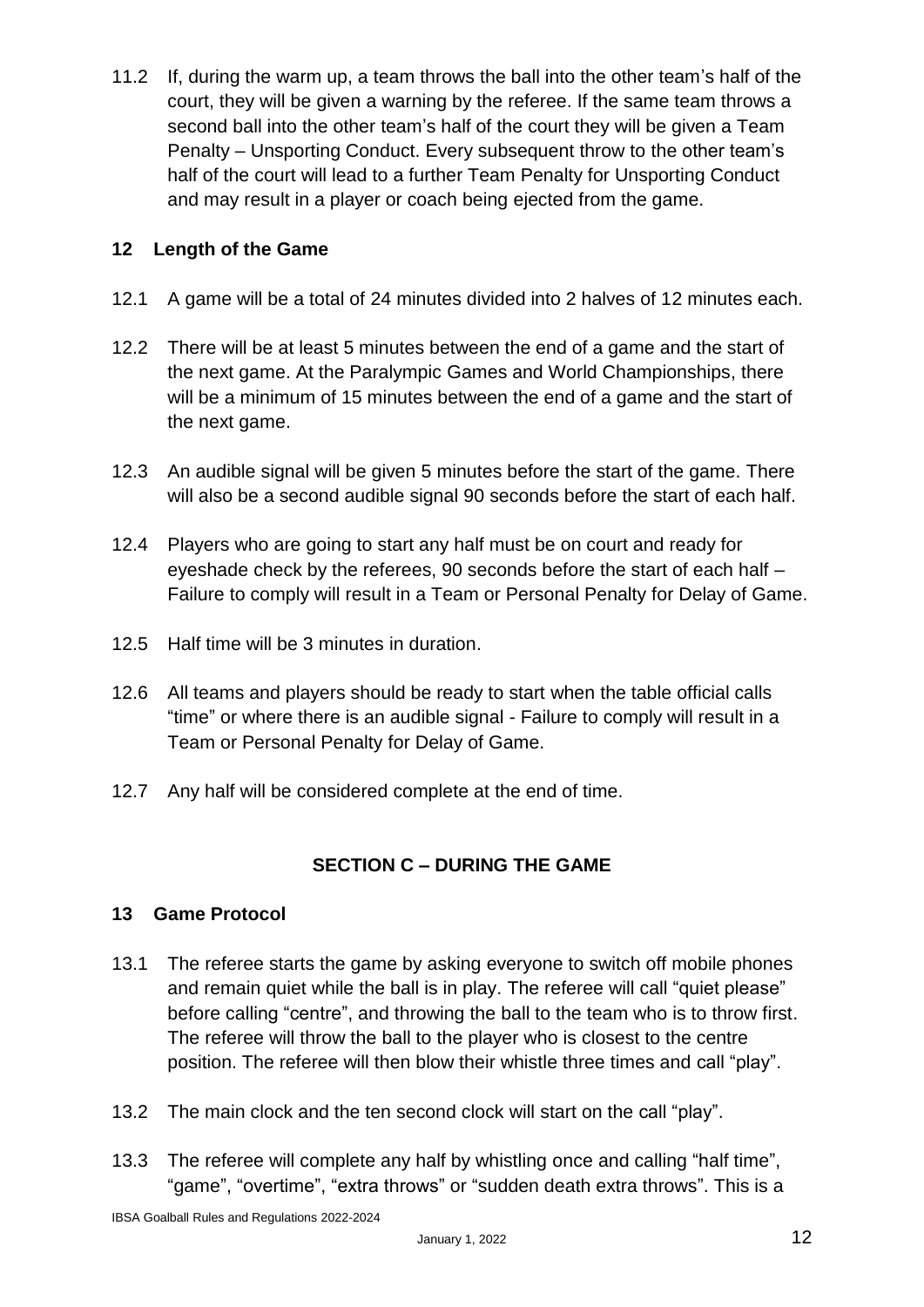11.2 If, during the warm up, a team throws the ball into the other team's half of the court, they will be given a warning by the referee. If the same team throws a second ball into the other team's half of the court they will be given a Team Penalty – Unsporting Conduct. Every subsequent throw to the other team's half of the court will lead to a further Team Penalty for Unsporting Conduct and may result in a player or coach being ejected from the game.

## 12 Length of the Game

12.1 A game will be a total of 24 minutes divided into 2 halves of 12 minutes each.

12.2 There will be at least 5 minutes between the end of a game and the start of the next game. At the Paralympic Games and World Championships, there will be a minimum of 15 minutes between the end of a game and the start of the next game.

12.3 An audible signal will be given 5 minutes before the start of the game. There will also be a second audible signal 90 seconds before the start of each half.

12.4 Players who are going to start any half must be on court and ready for eyeshade check by the referees, 90 seconds before the start of each half – Failure to comply will result in a Team or Personal Penalty for Delay of Game.

12.5 Half time will be 3 minutes in duration.

12.6 All teams and players should be ready to start when the table official calls "time" or where there is an audible signal - Failure to comply will result in a Team or Personal Penalty for Delay of Game.

12.7 Any half will be considered complete at the end of time.

# SECTION C – DURING THE GAME

## 13 Game Protocol

13.1 The referee starts the game by asking everyone to switch off mobile phones and remain quiet while the ball is in play. The referee will call "quiet please" before calling "centre", and throwing the ball to the team who is to throw first. The referee will throw the ball to the player who is closest to the centre position. The referee will then blow their whistle three times and call "play".

13.2 The main clock and the ten second clock will start on the call "play".

13.3 The referee will complete any half by whistling once and calling "half time", "game", "overtime", "extra throws" or "sudden death extra throws". This is a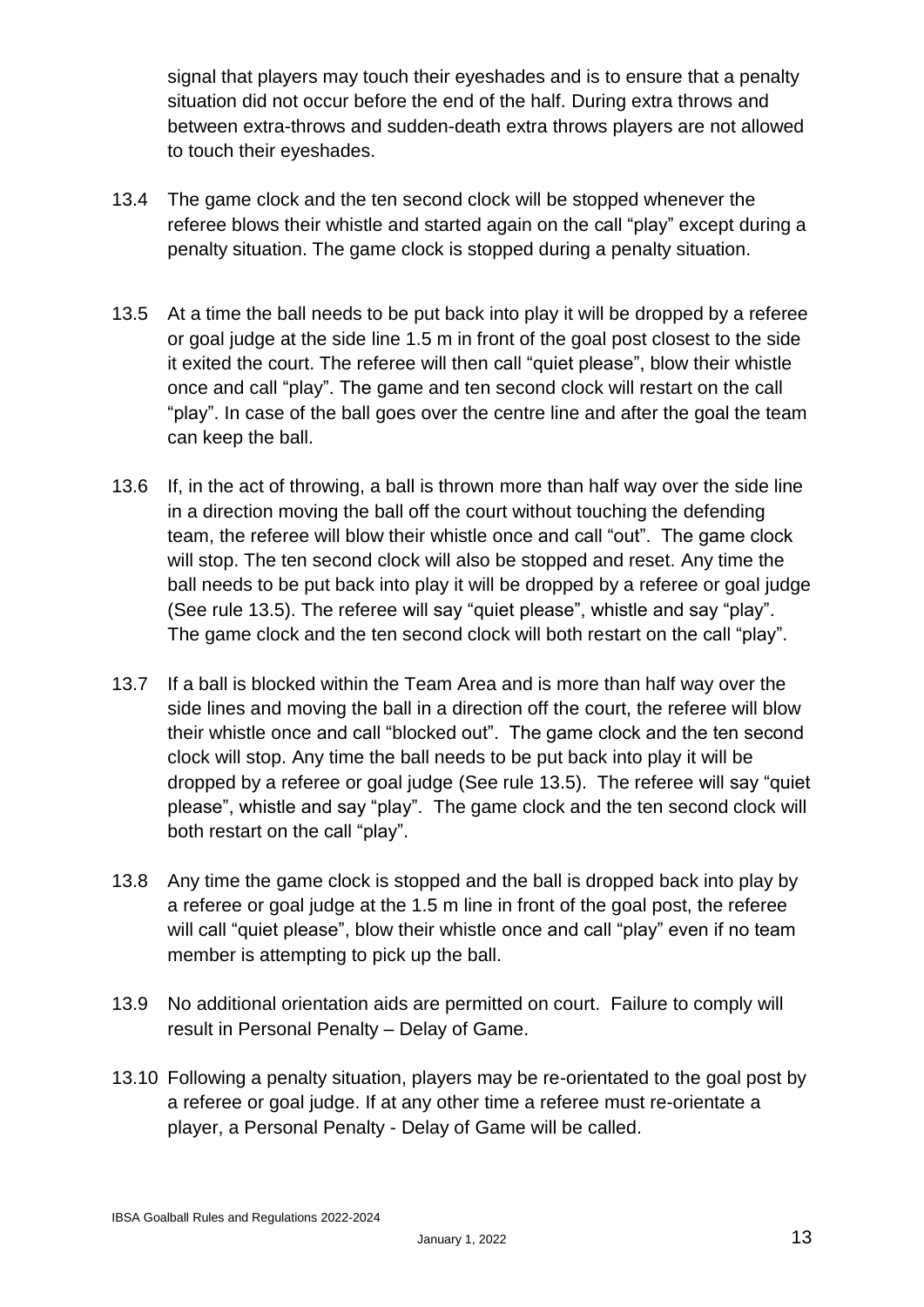signal that players may touch their eyeshades and is to ensure that a penalty situation did not occur before the end of the half. During extra throws and between extra-throws and sudden-death extra throws players are not allowed to touch their eyeshades.

13.4 The game clock and the ten second clock will be stopped whenever the referee blows their whistle and started again on the call "play" except during a penalty situation. The game clock is stopped during a penalty situation.

13.5 At a time the ball needs to be put back into play it will be dropped by a referee or goal judge at the side line 1.5 m in front of the goal post closest to the side it exited the court. The referee will then call "quiet please", blow their whistle once and call "play". The game and ten second clock will restart on the call "play". In case of the ball goes over the centre line and after the goal the team can keep the ball.

13.6 If, in the act of throwing, a ball is thrown more than half way over the side line in a direction moving the ball off the court without touching the defending team, the referee will blow their whistle once and call "out". The game clock will stop. The ten second clock will also be stopped and reset. Any time the ball needs to be put back into play it will be dropped by a referee or goal judge (See rule 13.5). The referee will say "quiet please", whistle and say "play". The game clock and the ten second clock will both restart on the call "play".

13.7 If a ball is blocked within the Team Area and is more than half way over the side lines and moving the ball in a direction off the court, the referee will blow their whistle once and call "blocked out". The game clock and the ten second clock will stop. Any time the ball needs to be put back into play it will be dropped by a referee or goal judge (See rule 13.5). The referee will say "quiet please", whistle and say "play". The game clock and the ten second clock will both restart on the call "play".

13.8 Any time the game clock is stopped and the ball is dropped back into play by a referee or goal judge at the 1.5 m line in front of the goal post, the referee will call "quiet please", blow their whistle once and call "play" even if no team member is attempting to pick up the ball.

13.9 No additional orientation aids are permitted on court. Failure to comply will result in Personal Penalty – Delay of Game.

13.10 Following a penalty situation, players may be re-orientated to the goal post by a referee or goal judge. If at any other time a referee must re-orientate a player, a Personal Penalty - Delay of Game will be called.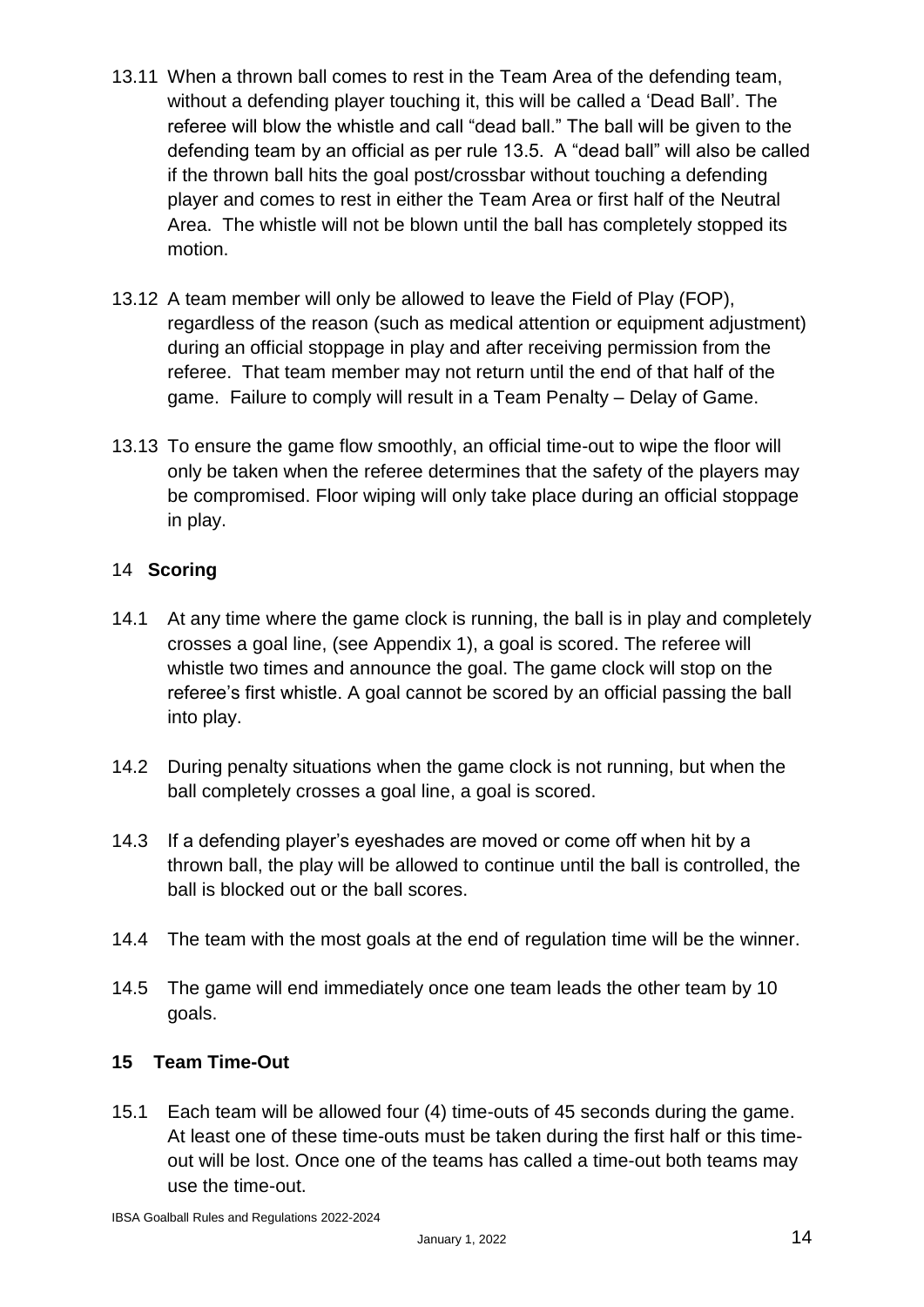13.11 When a thrown ball comes to rest in the Team Area of the defending team, without a defending player touching it, this will be called a 'Dead Ball'. The referee will blow the whistle and call "dead ball." The ball will be given to the defending team by an official as per rule 13.5. A "dead ball" will also be called if the thrown ball hits the goal post/crossbar without touching a defending player and comes to rest in either the Team Area or first half of the Neutral Area. The whistle will not be blown until the ball has completely stopped its motion.

13.12 A team member will only be allowed to leave the Field of Play (FOP), regardless of the reason (such as medical attention or equipment adjustment) during an official stoppage in play and after receiving permission from the referee. That team member may not return until the end of that half of the game. Failure to comply will result in a Team Penalty – Delay of Game.

13.13 To ensure the game flow smoothly, an official time-out to wipe the floor will only be taken when the referee determines that the safety of the players may be compromised. Floor wiping will only take place during an official stoppage in play.

## 14 Scoring

14.1 At any time where the game clock is running, the ball is in play and completely crosses a goal line, (see Appendix 1), a goal is scored. The referee will whistle two times and announce the goal. The game clock will stop on the referee's first whistle. A goal cannot be scored by an official passing the ball into play.

14.2 During penalty situations when the game clock is not running, but when the ball completely crosses a goal line, a goal is scored.

14.3 If a defending player's eyeshades are moved or come off when hit by a thrown ball, the play will be allowed to continue until the ball is controlled, the ball is blocked out or the ball scores.

14.4 The team with the most goals at the end of regulation time will be the winner.

14.5 The game will end immediately once one team leads the other team by 10 goals.

## 15 Team Time-Out

15.1 Each team will be allowed four (4) time-outs of 45 seconds during the game. At least one of these time-outs must be taken during the first half or this time-out will be lost. Once one of the teams has called a time-out both teams may use the time-out.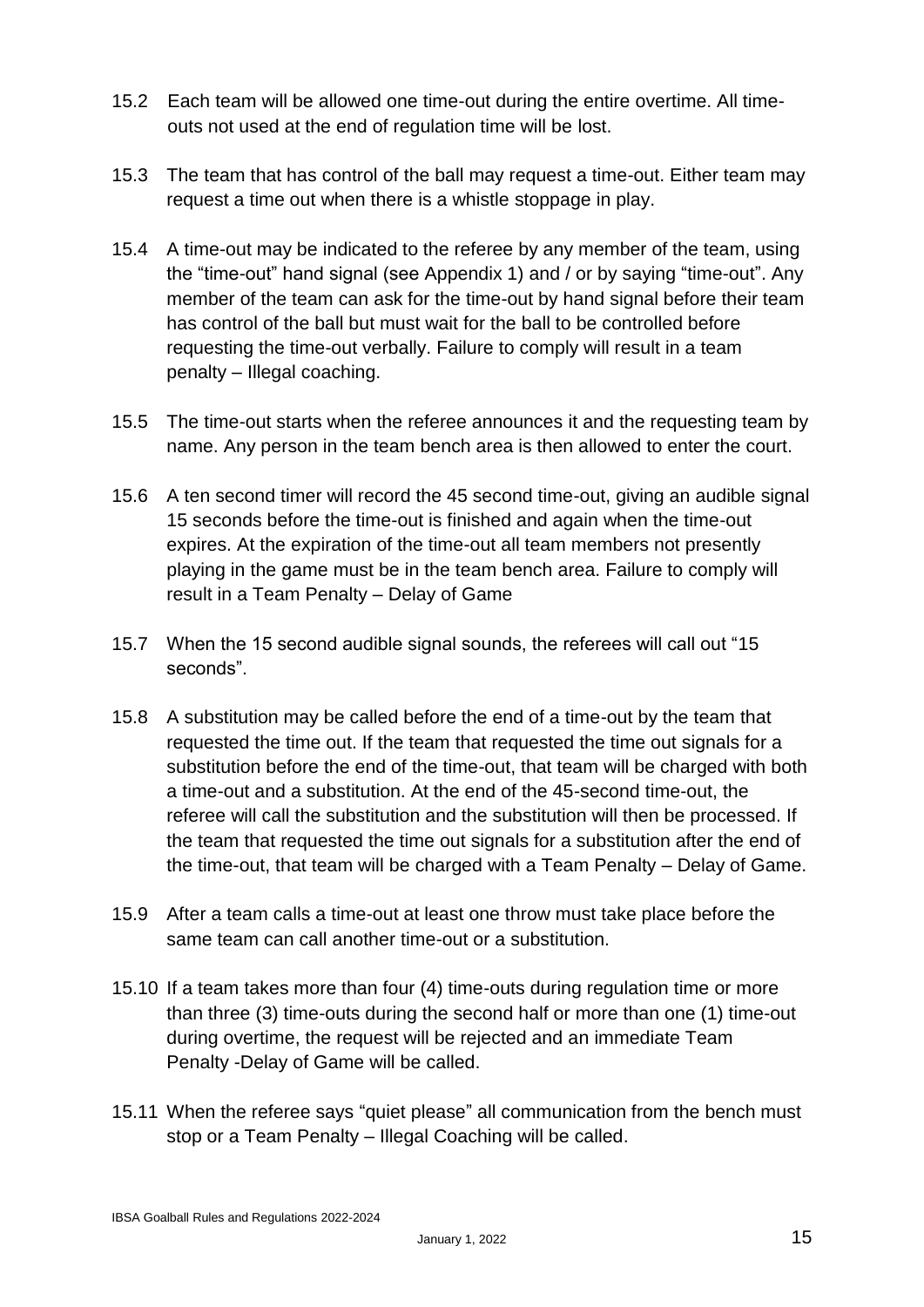15.2 Each team will be allowed one time-out during the entire overtime. All time-outs not used at the end of regulation time will be lost.

15.3 The team that has control of the ball may request a time-out. Either team may request a time out when there is a whistle stoppage in play.

15.4 A time-out may be indicated to the referee by any member of the team, using the "time-out" hand signal (see Appendix 1) and / or by saying "time-out". Any member of the team can ask for the time-out by hand signal before their team has control of the ball but must wait for the ball to be controlled before requesting the time-out verbally. Failure to comply will result in a team penalty – Illegal coaching.

15.5 The time-out starts when the referee announces it and the requesting team by name. Any person in the team bench area is then allowed to enter the court.

15.6 A ten second timer will record the 45 second time-out, giving an audible signal 15 seconds before the time-out is finished and again when the time-out expires. At the expiration of the time-out all team members not presently playing in the game must be in the team bench area. Failure to comply will result in a Team Penalty – Delay of Game

15.7 When the 15 second audible signal sounds, the referees will call out "15 seconds".

15.8 A substitution may be called before the end of a time-out by the team that requested the time out. If the team that requested the time out signals for a substitution before the end of the time-out, that team will be charged with both a time-out and a substitution. At the end of the 45-second time-out, the referee will call the substitution and the substitution will then be processed. If the team that requested the time out signals for a substitution after the end of the time-out, that team will be charged with a Team Penalty – Delay of Game.

15.9 After a team calls a time-out at least one throw must take place before the same team can call another time-out or a substitution.

15.10 If a team takes more than four (4) time-outs during regulation time or more than three (3) time-outs during the second half or more than one (1) time-out during overtime, the request will be rejected and an immediate Team Penalty -Delay of Game will be called.

15.11 When the referee says "quiet please" all communication from the bench must stop or a Team Penalty – Illegal Coaching will be called.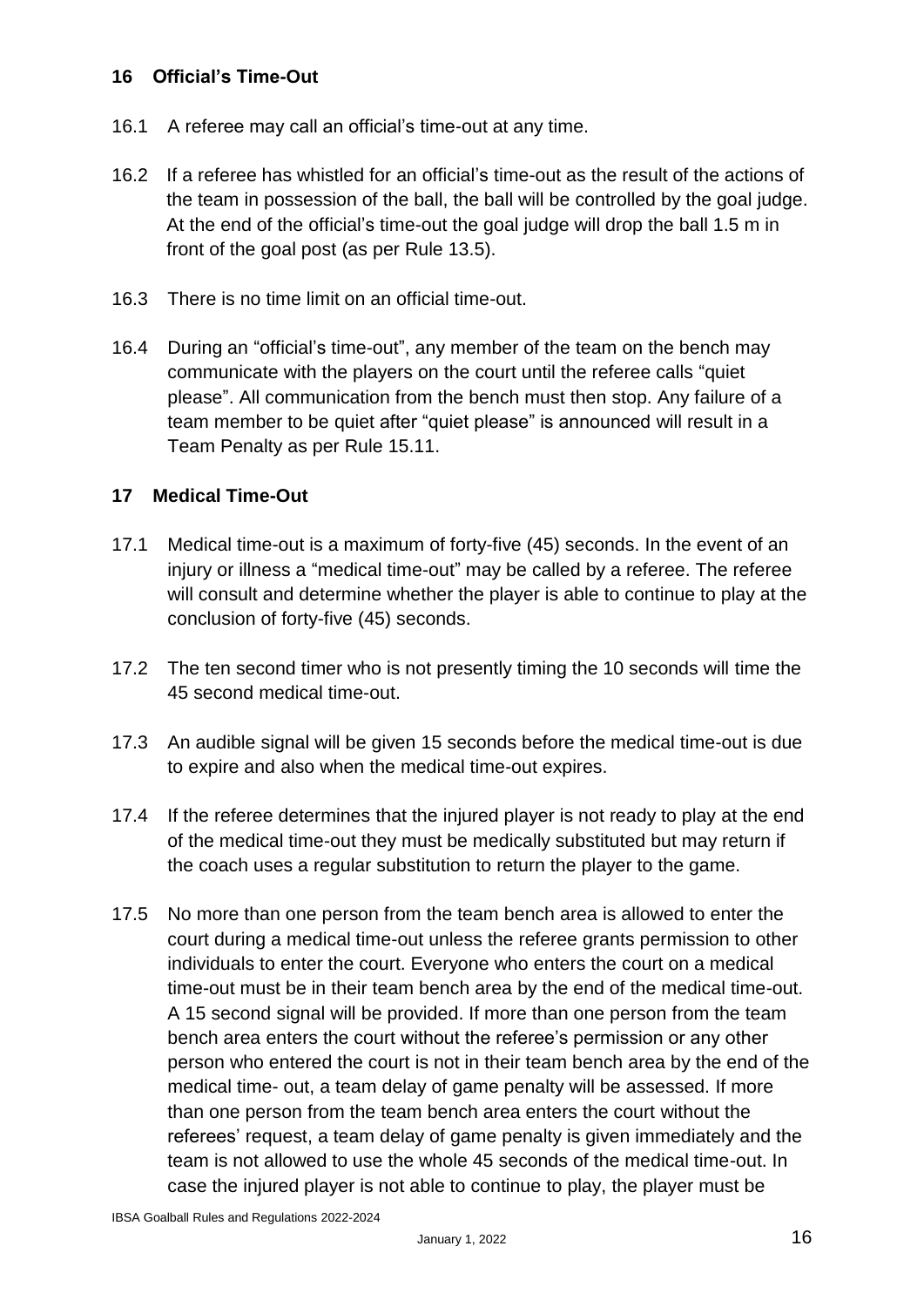## 16 Official's Time-Out

16.1 A referee may call an official's time-out at any time.

16.2 If a referee has whistled for an official's time-out as the result of the actions of the team in possession of the ball, the ball will be controlled by the goal judge. At the end of the official's time-out the goal judge will drop the ball 1.5 m in front of the goal post (as per Rule 13.5).

16.3 There is no time limit on an official time-out.

16.4 During an "official's time-out", any member of the team on the bench may communicate with the players on the court until the referee calls "quiet please". All communication from the bench must then stop. Any failure of a team member to be quiet after "quiet please" is announced will result in a Team Penalty as per Rule 15.11.

## 17 Medical Time-Out

17.1 Medical time-out is a maximum of forty-five (45) seconds. In the event of an injury or illness a "medical time-out" may be called by a referee. The referee will consult and determine whether the player is able to continue to play at the conclusion of forty-five (45) seconds.

17.2 The ten second timer who is not presently timing the 10 seconds will time the 45 second medical time-out.

17.3 An audible signal will be given 15 seconds before the medical time-out is due to expire and also when the medical time-out expires.

17.4 If the referee determines that the injured player is not ready to play at the end of the medical time-out they must be medically substituted but may return if the coach uses a regular substitution to return the player to the game.

17.5 No more than one person from the team bench area is allowed to enter the court during a medical time-out unless the referee grants permission to other individuals to enter the court. Everyone who enters the court on a medical time-out must be in their team bench area by the end of the medical time-out. A 15 second signal will be provided. If more than one person from the team bench area enters the court without the referee's permission or any other person who entered the court is not in their team bench area by the end of the medical time- out, a team delay of game penalty will be assessed. If more than one person from the team bench area enters the court without the referees' request, a team delay of game penalty is given immediately and the team is not allowed to use the whole 45 seconds of the medical time-out. In case the injured player is not able to continue to play, the player must be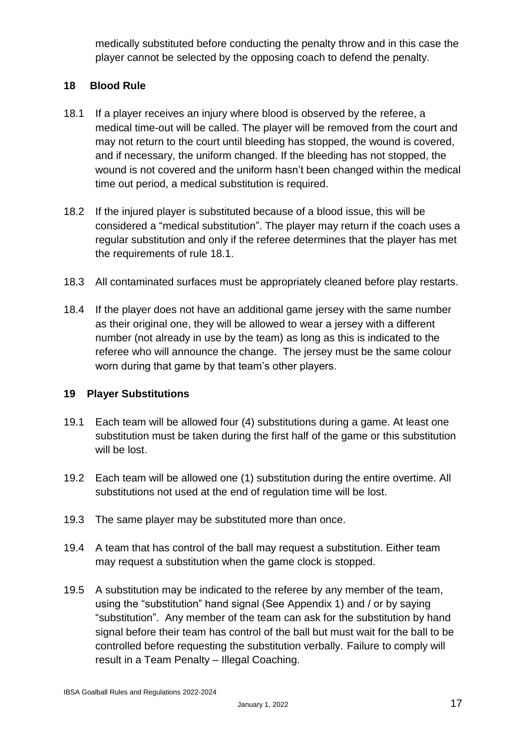medically substituted before conducting the penalty throw and in this case the player cannot be selected by the opposing coach to defend the penalty.

## 18 Blood Rule

18.1 If a player receives an injury where blood is observed by the referee, a medical time-out will be called. The player will be removed from the court and may not return to the court until bleeding has stopped, the wound is covered, and if necessary, the uniform changed. If the bleeding has not stopped, the wound is not covered and the uniform hasn't been changed within the medical time out period, a medical substitution is required.

18.2 If the injured player is substituted because of a blood issue, this will be considered a "medical substitution". The player may return if the coach uses a regular substitution and only if the referee determines that the player has met the requirements of rule 18.1.

18.3 All contaminated surfaces must be appropriately cleaned before play restarts.

18.4 If the player does not have an additional game jersey with the same number as their original one, they will be allowed to wear a jersey with a different number (not already in use by the team) as long as this is indicated to the referee who will announce the change. The jersey must be the same colour worn during that game by that team's other players.

## 19 Player Substitutions

19.1 Each team will be allowed four (4) substitutions during a game. At least one substitution must be taken during the first half of the game or this substitution will be lost.

19.2 Each team will be allowed one (1) substitution during the entire overtime. All substitutions not used at the end of regulation time will be lost.

19.3 The same player may be substituted more than once.

19.4 A team that has control of the ball may request a substitution. Either team may request a substitution when the game clock is stopped.

19.5 A substitution may be indicated to the referee by any member of the team, using the "substitution" hand signal (See Appendix 1) and / or by saying "substitution". Any member of the team can ask for the substitution by hand signal before their team has control of the ball but must wait for the ball to be controlled before requesting the substitution verbally. Failure to comply will result in a Team Penalty – Illegal Coaching.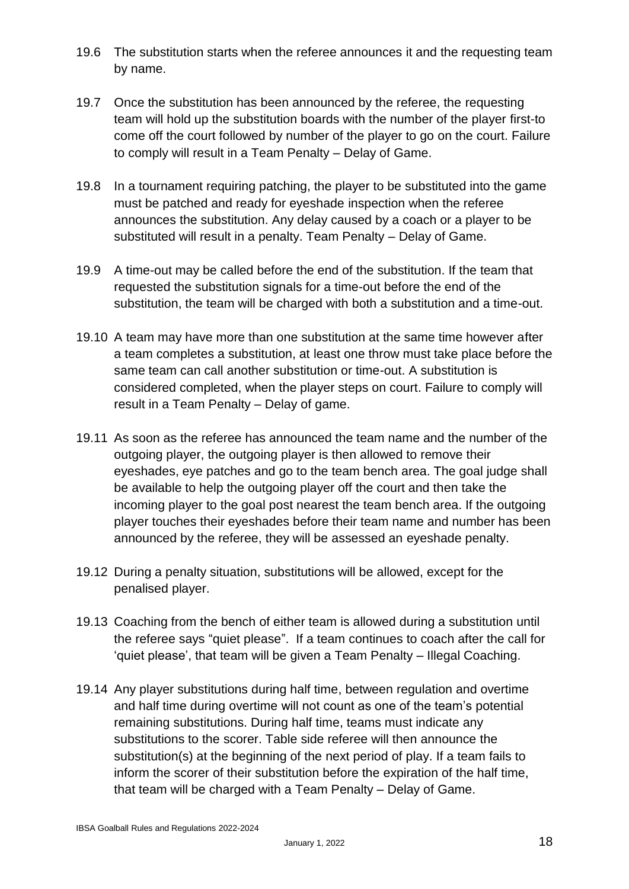19.6 The substitution starts when the referee announces it and the requesting team by name.

19.7 Once the substitution has been announced by the referee, the requesting team will hold up the substitution boards with the number of the player first-to come off the court followed by number of the player to go on the court. Failure to comply will result in a Team Penalty – Delay of Game.

19.8 In a tournament requiring patching, the player to be substituted into the game must be patched and ready for eyeshade inspection when the referee announces the substitution. Any delay caused by a coach or a player to be substituted will result in a penalty. Team Penalty – Delay of Game.

19.9 A time-out may be called before the end of the substitution. If the team that requested the substitution signals for a time-out before the end of the substitution, the team will be charged with both a substitution and a time-out.

19.10 A team may have more than one substitution at the same time however after a team completes a substitution, at least one throw must take place before the same team can call another substitution or time-out. A substitution is considered completed, when the player steps on court. Failure to comply will result in a Team Penalty – Delay of game.

19.11 As soon as the referee has announced the team name and the number of the outgoing player, the outgoing player is then allowed to remove their eyeshades, eye patches and go to the team bench area. The goal judge shall be available to help the outgoing player off the court and then take the incoming player to the goal post nearest the team bench area. If the outgoing player touches their eyeshades before their team name and number has been announced by the referee, they will be assessed an eyeshade penalty.

19.12 During a penalty situation, substitutions will be allowed, except for the penalised player.

19.13 Coaching from the bench of either team is allowed during a substitution until the referee says "quiet please". If a team continues to coach after the call for 'quiet please', that team will be given a Team Penalty – Illegal Coaching.

19.14 Any player substitutions during half time, between regulation and overtime and half time during overtime will not count as one of the team's potential remaining substitutions. During half time, teams must indicate any substitutions to the scorer. Table side referee will then announce the substitution(s) at the beginning of the next period of play. If a team fails to inform the scorer of their substitution before the expiration of the half time, that team will be charged with a Team Penalty – Delay of Game.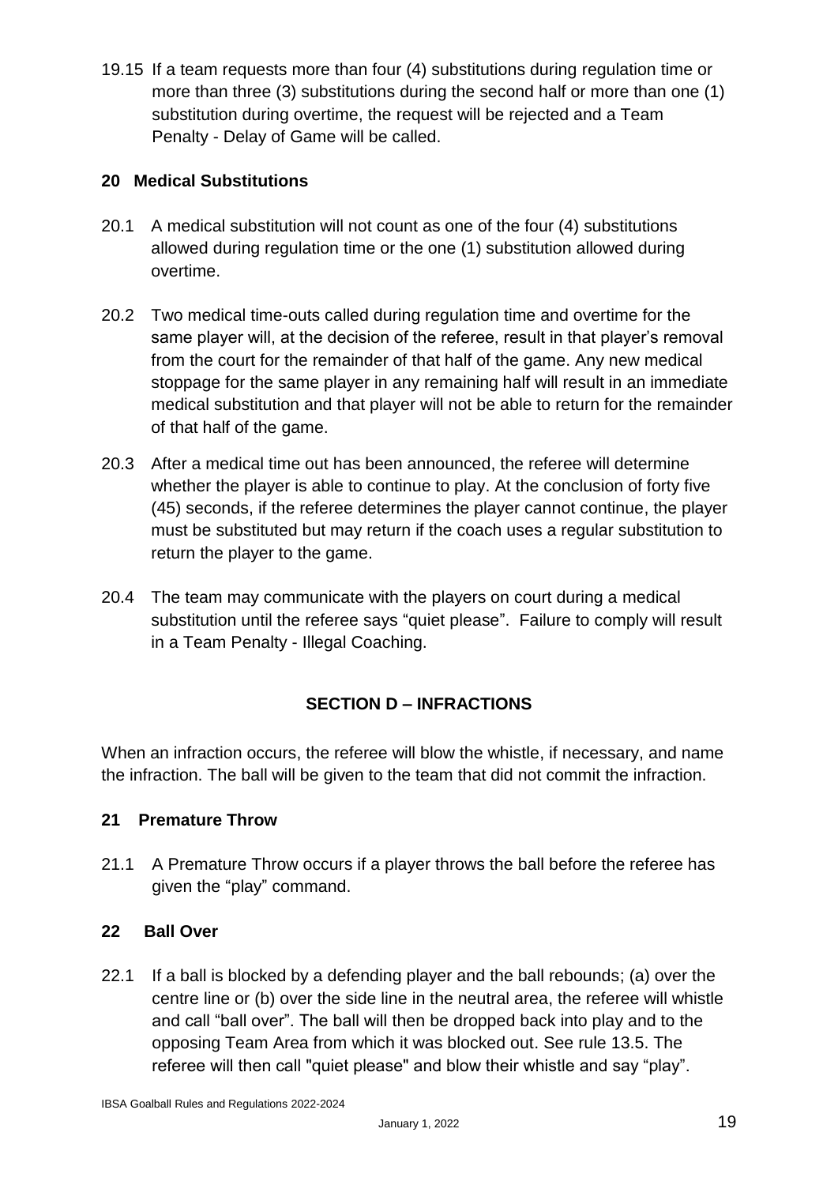19.15 If a team requests more than four (4) substitutions during regulation time or more than three (3) substitutions during the second half or more than one (1) substitution during overtime, the request will be rejected and a Team Penalty - Delay of Game will be called.

### 20 Medical Substitutions

20.1 A medical substitution will not count as one of the four (4) substitutions allowed during regulation time or the one (1) substitution allowed during overtime.

20.2 Two medical time-outs called during regulation time and overtime for the same player will, at the decision of the referee, result in that player's removal from the court for the remainder of that half of the game. Any new medical stoppage for the same player in any remaining half will result in an immediate medical substitution and that player will not be able to return for the remainder of that half of the game.

20.3 After a medical time out has been announced, the referee will determine whether the player is able to continue to play. At the conclusion of forty five (45) seconds, if the referee determines the player cannot continue, the player must be substituted but may return if the coach uses a regular substitution to return the player to the game.

20.4 The team may communicate with the players on court during a medical substitution until the referee says "quiet please". Failure to comply will result in a Team Penalty - Illegal Coaching.

## SECTION D – INFRACTIONS

When an infraction occurs, the referee will blow the whistle, if necessary, and name the infraction. The ball will be given to the team that did not commit the infraction.

### 21 Premature Throw

21.1 A Premature Throw occurs if a player throws the ball before the referee has given the "play" command.

### 22 Ball Over

22.1 If a ball is blocked by a defending player and the ball rebounds; (a) over the centre line or (b) over the side line in the neutral area, the referee will whistle and call "ball over". The ball will then be dropped back into play and to the opposing Team Area from which it was blocked out. See rule 13.5. The referee will then call "quiet please" and blow their whistle and say "play".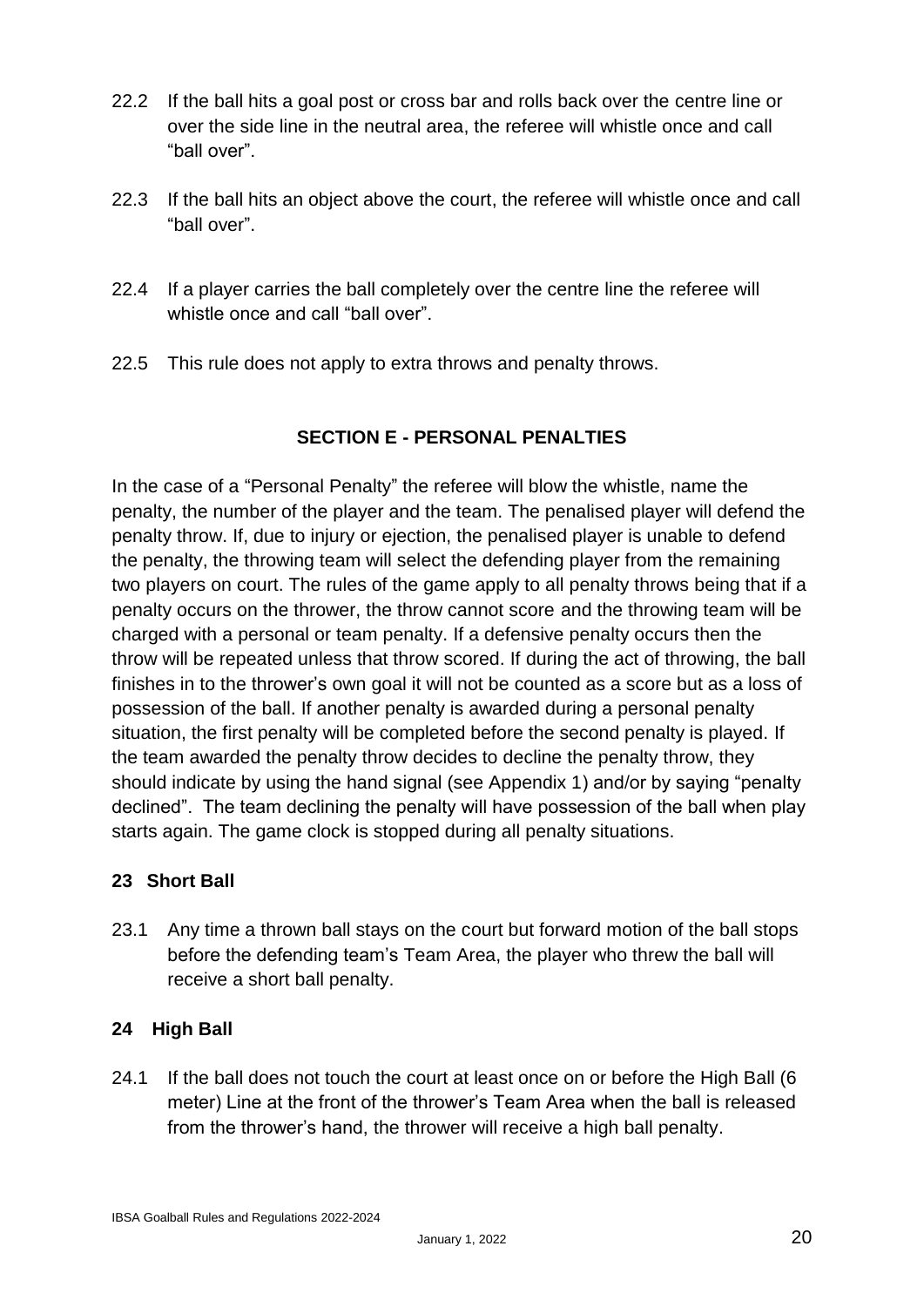22.2 If the ball hits a goal post or cross bar and rolls back over the centre line or over the side line in the neutral area, the referee will whistle once and call "ball over".

22.3 If the ball hits an object above the court, the referee will whistle once and call "ball over".

22.4 If a player carries the ball completely over the centre line the referee will whistle once and call "ball over".

22.5 This rule does not apply to extra throws and penalty throws.

## SECTION E - PERSONAL PENALTIES

In the case of a "Personal Penalty" the referee will blow the whistle, name the penalty, the number of the player and the team. The penalised player will defend the penalty throw. If, due to injury or ejection, the penalised player is unable to defend the penalty, the throwing team will select the defending player from the remaining two players on court. The rules of the game apply to all penalty throws being that if a penalty occurs on the thrower, the throw cannot score and the throwing team will be charged with a personal or team penalty. If a defensive penalty occurs then the throw will be repeated unless that throw scored. If during the act of throwing, the ball finishes in to the thrower's own goal it will not be counted as a score but as a loss of possession of the ball. If another penalty is awarded during a personal penalty situation, the first penalty will be completed before the second penalty is played. If the team awarded the penalty throw decides to decline the penalty throw, they should indicate by using the hand signal (see Appendix 1) and/or by saying "penalty declined". The team declining the penalty will have possession of the ball when play starts again. The game clock is stopped during all penalty situations.

### 23 Short Ball

23.1 Any time a thrown ball stays on the court but forward motion of the ball stops before the defending team's Team Area, the player who threw the ball will receive a short ball penalty.

### 24 High Ball

24.1 If the ball does not touch the court at least once on or before the High Ball (6 meter) Line at the front of the thrower's Team Area when the ball is released from the thrower's hand, the thrower will receive a high ball penalty.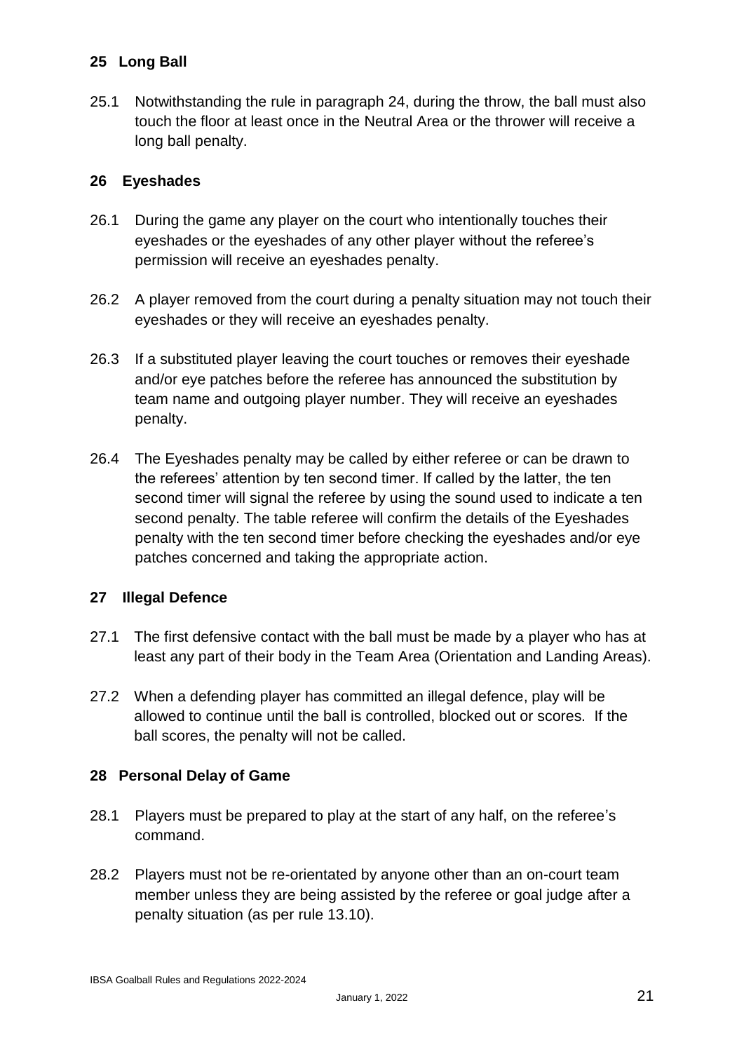## 25 Long Ball

25.1 Notwithstanding the rule in paragraph 24, during the throw, the ball must also touch the floor at least once in the Neutral Area or the thrower will receive a long ball penalty.

## 26 Eyeshades

26.1 During the game any player on the court who intentionally touches their eyeshades or the eyeshades of any other player without the referee's permission will receive an eyeshades penalty.

26.2 A player removed from the court during a penalty situation may not touch their eyeshades or they will receive an eyeshades penalty.

26.3 If a substituted player leaving the court touches or removes their eyeshade and/or eye patches before the referee has announced the substitution by team name and outgoing player number. They will receive an eyeshades penalty.

26.4 The Eyeshades penalty may be called by either referee or can be drawn to the referees' attention by ten second timer. If called by the latter, the ten second timer will signal the referee by using the sound used to indicate a ten second penalty. The table referee will confirm the details of the Eyeshades penalty with the ten second timer before checking the eyeshades and/or eye patches concerned and taking the appropriate action.

## 27 Illegal Defence

27.1 The first defensive contact with the ball must be made by a player who has at least any part of their body in the Team Area (Orientation and Landing Areas).

27.2 When a defending player has committed an illegal defence, play will be allowed to continue until the ball is controlled, blocked out or scores. If the ball scores, the penalty will not be called.

## 28 Personal Delay of Game

28.1 Players must be prepared to play at the start of any half, on the referee's command.

28.2 Players must not be re-orientated by anyone other than an on-court team member unless they are being assisted by the referee or goal judge after a penalty situation (as per rule 13.10).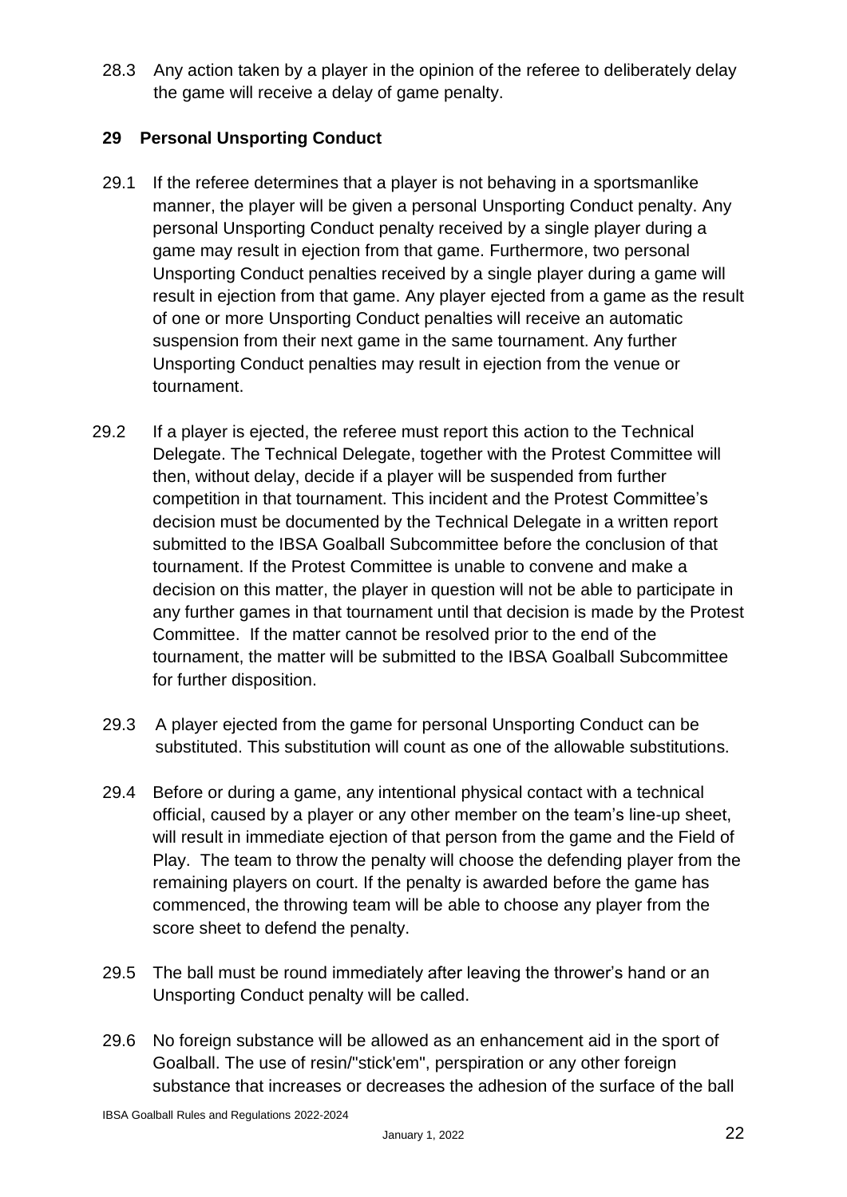28.3 Any action taken by a player in the opinion of the referee to deliberately delay the game will receive a delay of game penalty.

## 29 Personal Unsporting Conduct

29.1 If the referee determines that a player is not behaving in a sportsmanlike manner, the player will be given a personal Unsporting Conduct penalty. Any personal Unsporting Conduct penalty received by a single player during a game may result in ejection from that game. Furthermore, two personal Unsporting Conduct penalties received by a single player during a game will result in ejection from that game. Any player ejected from a game as the result of one or more Unsporting Conduct penalties will receive an automatic suspension from their next game in the same tournament. Any further Unsporting Conduct penalties may result in ejection from the venue or tournament.

29.2 If a player is ejected, the referee must report this action to the Technical Delegate. The Technical Delegate, together with the Protest Committee will then, without delay, decide if a player will be suspended from further competition in that tournament. This incident and the Protest Committee's decision must be documented by the Technical Delegate in a written report submitted to the IBSA Goalball Subcommittee before the conclusion of that tournament. If the Protest Committee is unable to convene and make a decision on this matter, the player in question will not be able to participate in any further games in that tournament until that decision is made by the Protest Committee. If the matter cannot be resolved prior to the end of the tournament, the matter will be submitted to the IBSA Goalball Subcommittee for further disposition.

29.3 A player ejected from the game for personal Unsporting Conduct can be substituted. This substitution will count as one of the allowable substitutions.

29.4 Before or during a game, any intentional physical contact with a technical official, caused by a player or any other member on the team's line-up sheet, will result in immediate ejection of that person from the game and the Field of Play. The team to throw the penalty will choose the defending player from the remaining players on court. If the penalty is awarded before the game has commenced, the throwing team will be able to choose any player from the score sheet to defend the penalty.

29.5 The ball must be round immediately after leaving the thrower's hand or an Unsporting Conduct penalty will be called.

29.6 No foreign substance will be allowed as an enhancement aid in the sport of Goalball. The use of resin/"stick'em", perspiration or any other foreign substance that increases or decreases the adhesion of the surface of the ball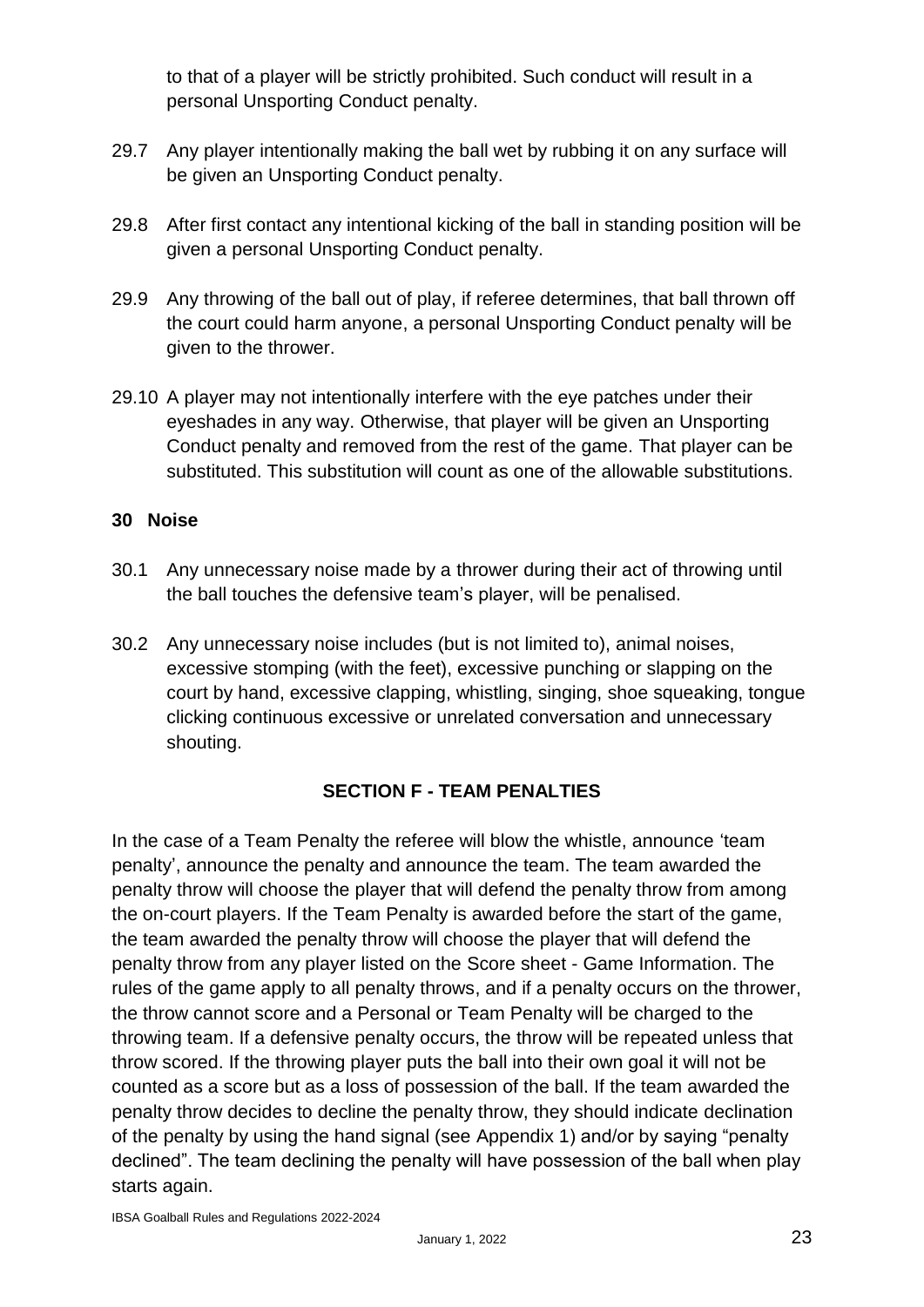to that of a player will be strictly prohibited. Such conduct will result in a personal Unsporting Conduct penalty.

29.7 Any player intentionally making the ball wet by rubbing it on any surface will be given an Unsporting Conduct penalty.

29.8 After first contact any intentional kicking of the ball in standing position will be given a personal Unsporting Conduct penalty.

29.9 Any throwing of the ball out of play, if referee determines, that ball thrown off the court could harm anyone, a personal Unsporting Conduct penalty will be given to the thrower.

29.10 A player may not intentionally interfere with the eye patches under their eyeshades in any way. Otherwise, that player will be given an Unsporting Conduct penalty and removed from the rest of the game. That player can be substituted. This substitution will count as one of the allowable substitutions.

## 30 Noise

30.1 Any unnecessary noise made by a thrower during their act of throwing until the ball touches the defensive team's player, will be penalised.

30.2 Any unnecessary noise includes (but is not limited to), animal noises, excessive stomping (with the feet), excessive punching or slapping on the court by hand, excessive clapping, whistling, singing, shoe squeaking, tongue clicking continuous excessive or unrelated conversation and unnecessary shouting.

## SECTION F - TEAM PENALTIES

In the case of a Team Penalty the referee will blow the whistle, announce 'team penalty', announce the penalty and announce the team. The team awarded the penalty throw will choose the player that will defend the penalty throw from among the on-court players. If the Team Penalty is awarded before the start of the game, the team awarded the penalty throw will choose the player that will defend the penalty throw from any player listed on the Score sheet - Game Information. The rules of the game apply to all penalty throws, and if a penalty occurs on the thrower, the throw cannot score and a Personal or Team Penalty will be charged to the throwing team. If a defensive penalty occurs, the throw will be repeated unless that throw scored. If the throwing player puts the ball into their own goal it will not be counted as a score but as a loss of possession of the ball. If the team awarded the penalty throw decides to decline the penalty throw, they should indicate declination of the penalty by using the hand signal (see Appendix 1) and/or by saying "penalty declined". The team declining the penalty will have possession of the ball when play starts again.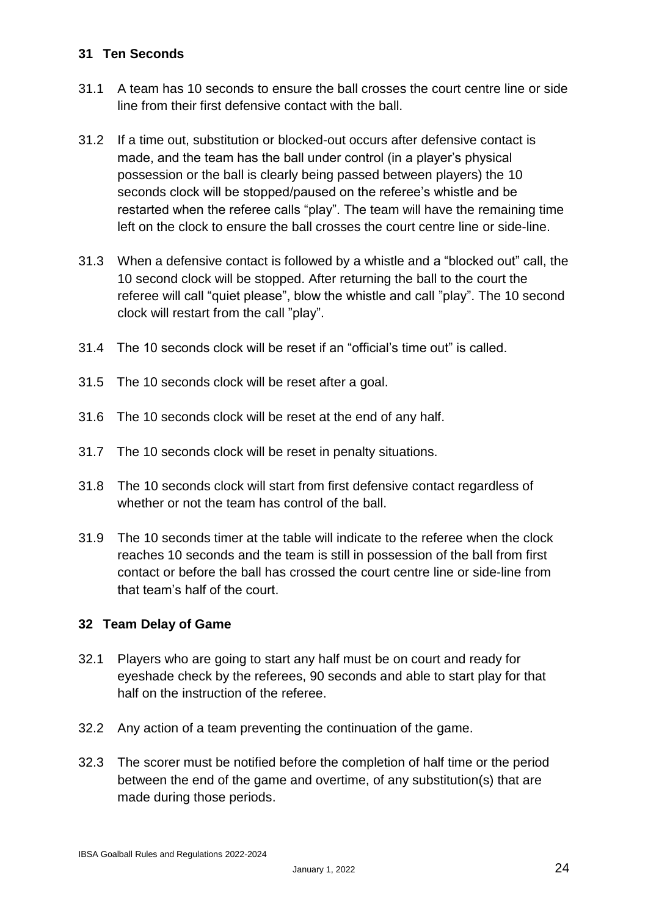## 31 Ten Seconds

31.1 A team has 10 seconds to ensure the ball crosses the court centre line or side line from their first defensive contact with the ball.

31.2 If a time out, substitution or blocked-out occurs after defensive contact is made, and the team has the ball under control (in a player's physical possession or the ball is clearly being passed between players) the 10 seconds clock will be stopped/paused on the referee's whistle and be restarted when the referee calls "play". The team will have the remaining time left on the clock to ensure the ball crosses the court centre line or side-line.

31.3 When a defensive contact is followed by a whistle and a "blocked out" call, the 10 second clock will be stopped. After returning the ball to the court the referee will call "quiet please", blow the whistle and call "play". The 10 second clock will restart from the call "play".

31.4 The 10 seconds clock will be reset if an "official's time out" is called.

31.5 The 10 seconds clock will be reset after a goal.

31.6 The 10 seconds clock will be reset at the end of any half.

31.7 The 10 seconds clock will be reset in penalty situations.

31.8 The 10 seconds clock will start from first defensive contact regardless of whether or not the team has control of the ball.

31.9 The 10 seconds timer at the table will indicate to the referee when the clock reaches 10 seconds and the team is still in possession of the ball from first contact or before the ball has crossed the court centre line or side-line from that team's half of the court.

## 32 Team Delay of Game

32.1 Players who are going to start any half must be on court and ready for eyeshade check by the referees, 90 seconds and able to start play for that half on the instruction of the referee.

32.2 Any action of a team preventing the continuation of the game.

32.3 The scorer must be notified before the completion of half time or the period between the end of the game and overtime, of any substitution(s) that are made during those periods.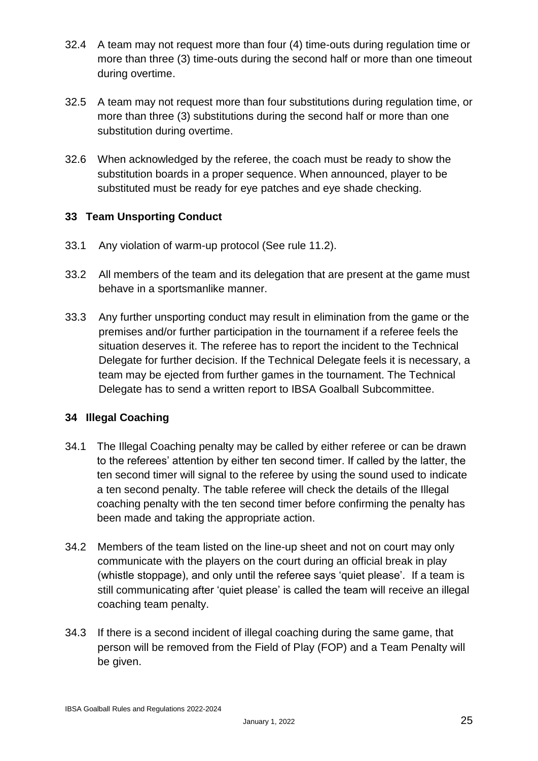32.4 A team may not request more than four (4) time-outs during regulation time or more than three (3) time-outs during the second half or more than one timeout during overtime.

32.5 A team may not request more than four substitutions during regulation time, or more than three (3) substitutions during the second half or more than one substitution during overtime.

32.6 When acknowledged by the referee, the coach must be ready to show the substitution boards in a proper sequence. When announced, player to be substituted must be ready for eye patches and eye shade checking.

## 33 Team Unsporting Conduct

33.1 Any violation of warm-up protocol (See rule 11.2).

33.2 All members of the team and its delegation that are present at the game must behave in a sportsmanlike manner.

33.3 Any further unsporting conduct may result in elimination from the game or the premises and/or further participation in the tournament if a referee feels the situation deserves it. The referee has to report the incident to the Technical Delegate for further decision. If the Technical Delegate feels it is necessary, a team may be ejected from further games in the tournament. The Technical Delegate has to send a written report to IBSA Goalball Subcommittee.

## 34 Illegal Coaching

34.1 The Illegal Coaching penalty may be called by either referee or can be drawn to the referees' attention by either ten second timer. If called by the latter, the ten second timer will signal to the referee by using the sound used to indicate a ten second penalty. The table referee will check the details of the Illegal coaching penalty with the ten second timer before confirming the penalty has been made and taking the appropriate action.

34.2 Members of the team listed on the line-up sheet and not on court may only communicate with the players on the court during an official break in play (whistle stoppage), and only until the referee says 'quiet please'. If a team is still communicating after 'quiet please' is called the team will receive an illegal coaching team penalty.

34.3 If there is a second incident of illegal coaching during the same game, that person will be removed from the Field of Play (FOP) and a Team Penalty will be given.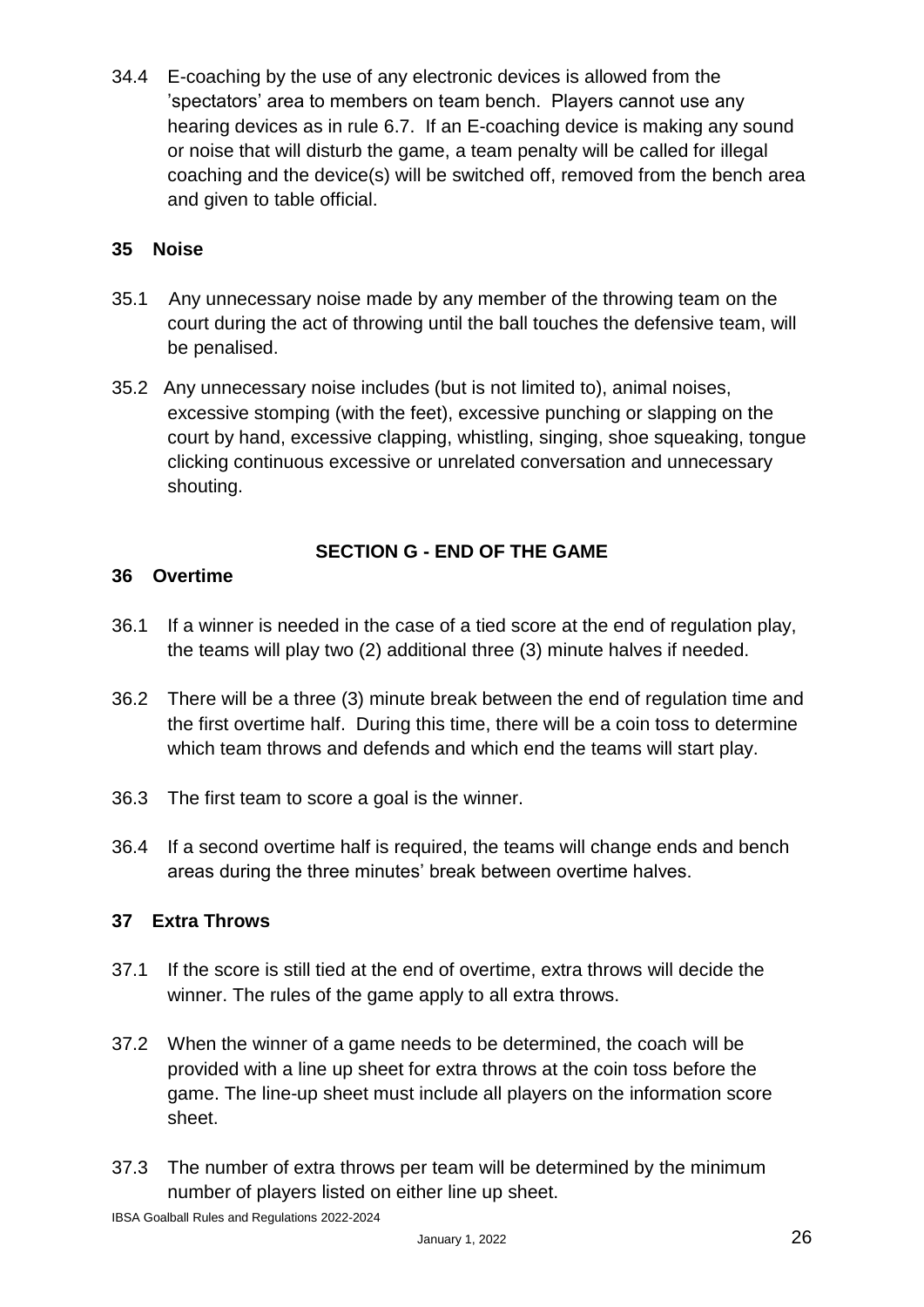34.4 E-coaching by the use of any electronic devices is allowed from the 'spectators' area to members on team bench. Players cannot use any hearing devices as in rule 6.7. If an E-coaching device is making any sound or noise that will disturb the game, a team penalty will be called for illegal coaching and the device(s) will be switched off, removed from the bench area and given to table official.

### 35 Noise

35.1 Any unnecessary noise made by any member of the throwing team on the court during the act of throwing until the ball touches the defensive team, will be penalised.

35.2 Any unnecessary noise includes (but is not limited to), animal noises, excessive stomping (with the feet), excessive punching or slapping on the court by hand, excessive clapping, whistling, singing, shoe squeaking, tongue clicking continuous excessive or unrelated conversation and unnecessary shouting.

## SECTION G - END OF THE GAME

### 36 Overtime

36.1 If a winner is needed in the case of a tied score at the end of regulation play, the teams will play two (2) additional three (3) minute halves if needed.

36.2 There will be a three (3) minute break between the end of regulation time and the first overtime half. During this time, there will be a coin toss to determine which team throws and defends and which end the teams will start play.

36.3 The first team to score a goal is the winner.

36.4 If a second overtime half is required, the teams will change ends and bench areas during the three minutes' break between overtime halves.

### 37 Extra Throws

37.1 If the score is still tied at the end of overtime, extra throws will decide the winner. The rules of the game apply to all extra throws.

37.2 When the winner of a game needs to be determined, the coach will be provided with a line up sheet for extra throws at the coin toss before the game. The line-up sheet must include all players on the information score sheet.

37.3 The number of extra throws per team will be determined by the minimum number of players listed on either line up sheet.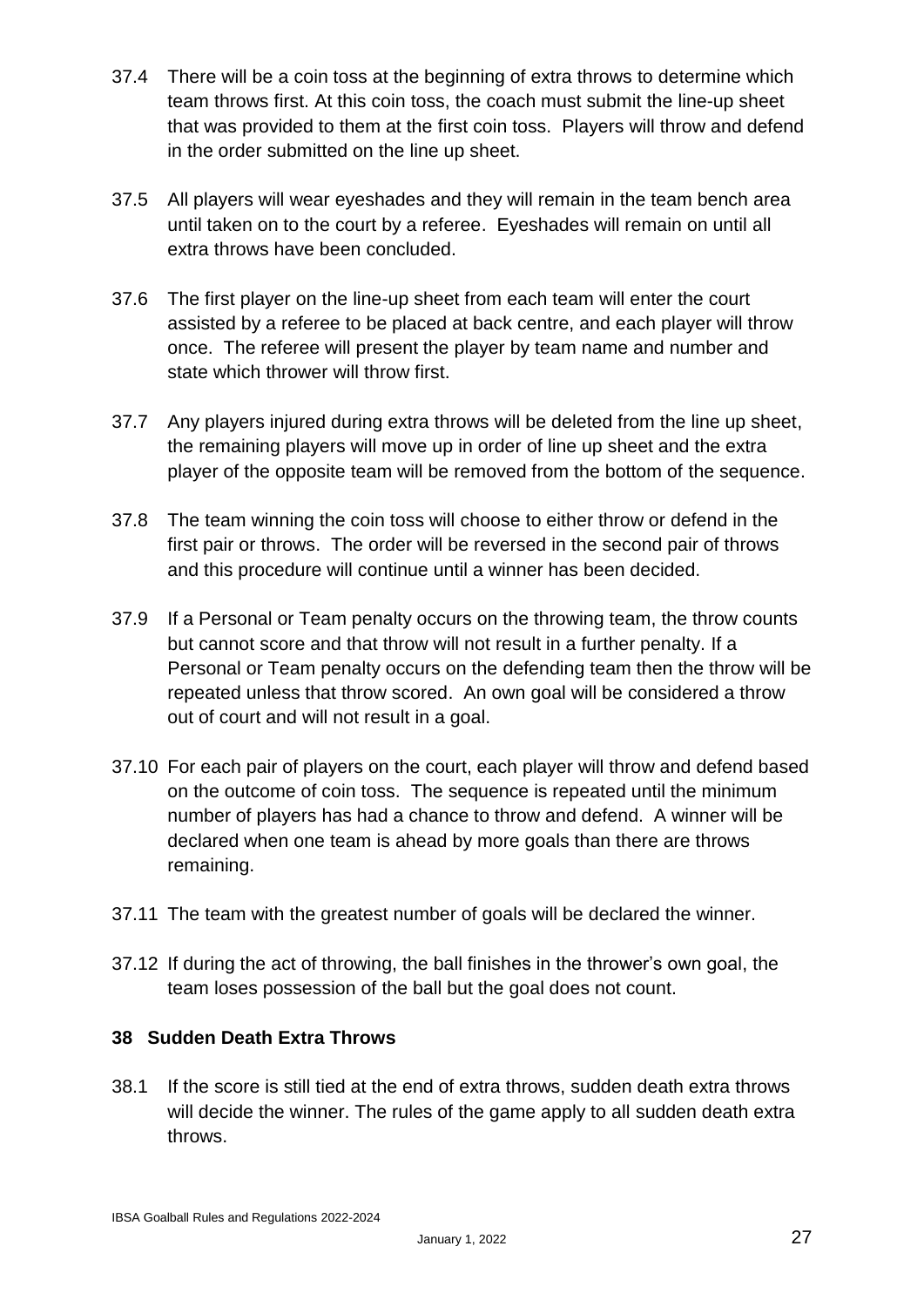37.4 There will be a coin toss at the beginning of extra throws to determine which team throws first. At this coin toss, the coach must submit the line-up sheet that was provided to them at the first coin toss. Players will throw and defend in the order submitted on the line up sheet.

37.5 All players will wear eyeshades and they will remain in the team bench area until taken on to the court by a referee. Eyeshades will remain on until all extra throws have been concluded.

37.6 The first player on the line-up sheet from each team will enter the court assisted by a referee to be placed at back centre, and each player will throw once. The referee will present the player by team name and number and state which thrower will throw first.

37.7 Any players injured during extra throws will be deleted from the line up sheet, the remaining players will move up in order of line up sheet and the extra player of the opposite team will be removed from the bottom of the sequence.

37.8 The team winning the coin toss will choose to either throw or defend in the first pair or throws. The order will be reversed in the second pair of throws and this procedure will continue until a winner has been decided.

37.9 If a Personal or Team penalty occurs on the throwing team, the throw counts but cannot score and that throw will not result in a further penalty. If a Personal or Team penalty occurs on the defending team then the throw will be repeated unless that throw scored. An own goal will be considered a throw out of court and will not result in a goal.

37.10 For each pair of players on the court, each player will throw and defend based on the outcome of coin toss. The sequence is repeated until the minimum number of players has had a chance to throw and defend. A winner will be declared when one team is ahead by more goals than there are throws remaining.

37.11 The team with the greatest number of goals will be declared the winner.

37.12 If during the act of throwing, the ball finishes in the thrower's own goal, the team loses possession of the ball but the goal does not count.

## 38 Sudden Death Extra Throws

38.1 If the score is still tied at the end of extra throws, sudden death extra throws will decide the winner. The rules of the game apply to all sudden death extra throws.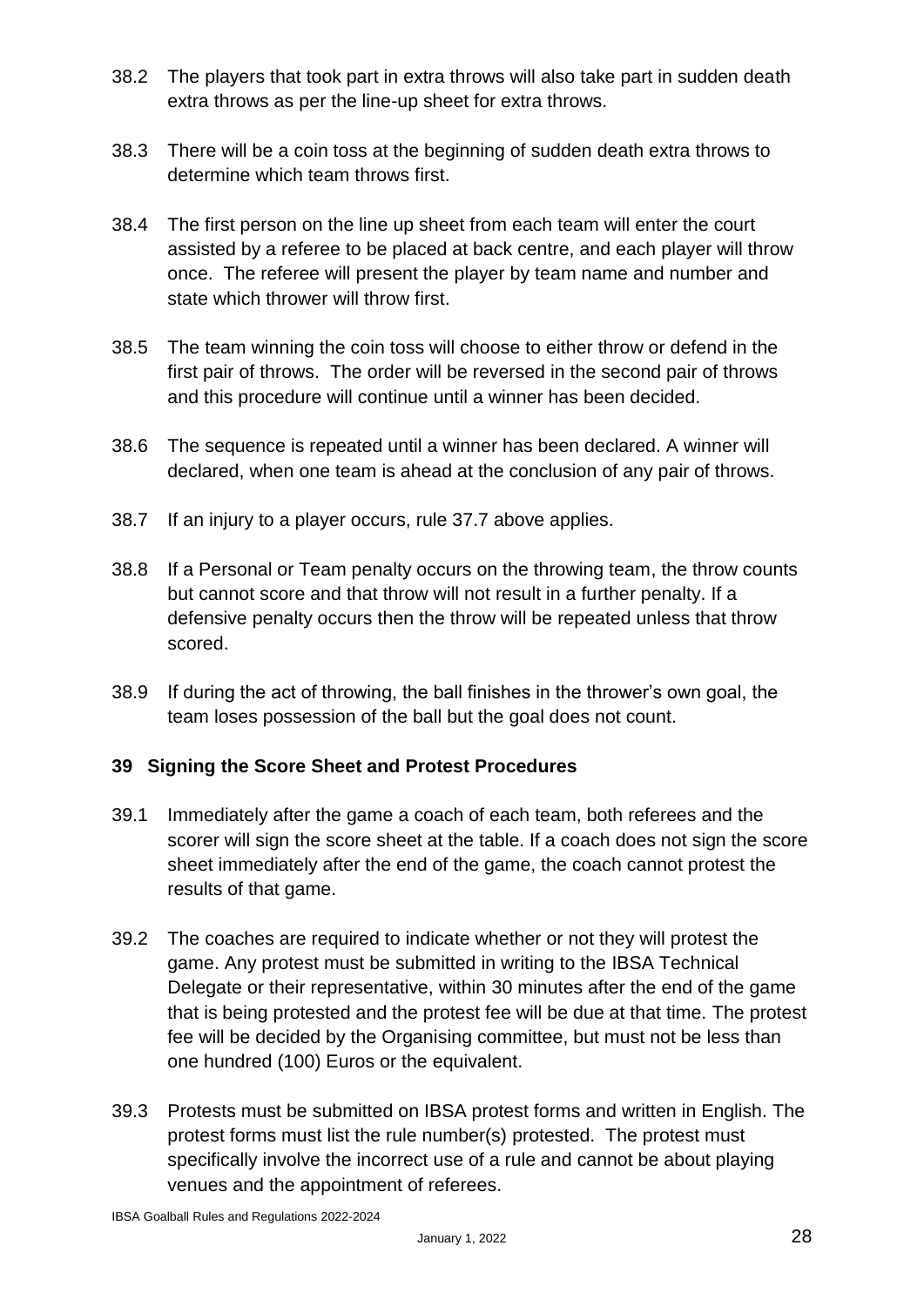38.2 The players that took part in extra throws will also take part in sudden death extra throws as per the line-up sheet for extra throws.

38.3 There will be a coin toss at the beginning of sudden death extra throws to determine which team throws first.

38.4 The first person on the line up sheet from each team will enter the court assisted by a referee to be placed at back centre, and each player will throw once. The referee will present the player by team name and number and state which thrower will throw first.

38.5 The team winning the coin toss will choose to either throw or defend in the first pair of throws. The order will be reversed in the second pair of throws and this procedure will continue until a winner has been decided.

38.6 The sequence is repeated until a winner has been declared. A winner will declared, when one team is ahead at the conclusion of any pair of throws.

38.7 If an injury to a player occurs, rule 37.7 above applies.

38.8 If a Personal or Team penalty occurs on the throwing team, the throw counts but cannot score and that throw will not result in a further penalty. If a defensive penalty occurs then the throw will be repeated unless that throw scored.

38.9 If during the act of throwing, the ball finishes in the thrower's own goal, the team loses possession of the ball but the goal does not count.

## 39 Signing the Score Sheet and Protest Procedures

39.1 Immediately after the game a coach of each team, both referees and the scorer will sign the score sheet at the table. If a coach does not sign the score sheet immediately after the end of the game, the coach cannot protest the results of that game.

39.2 The coaches are required to indicate whether or not they will protest the game. Any protest must be submitted in writing to the IBSA Technical Delegate or their representative, within 30 minutes after the end of the game that is being protested and the protest fee will be due at that time. The protest fee will be decided by the Organising committee, but must not be less than one hundred (100) Euros or the equivalent.

39.3 Protests must be submitted on IBSA protest forms and written in English. The protest forms must list the rule number(s) protested. The protest must specifically involve the incorrect use of a rule and cannot be about playing venues and the appointment of referees.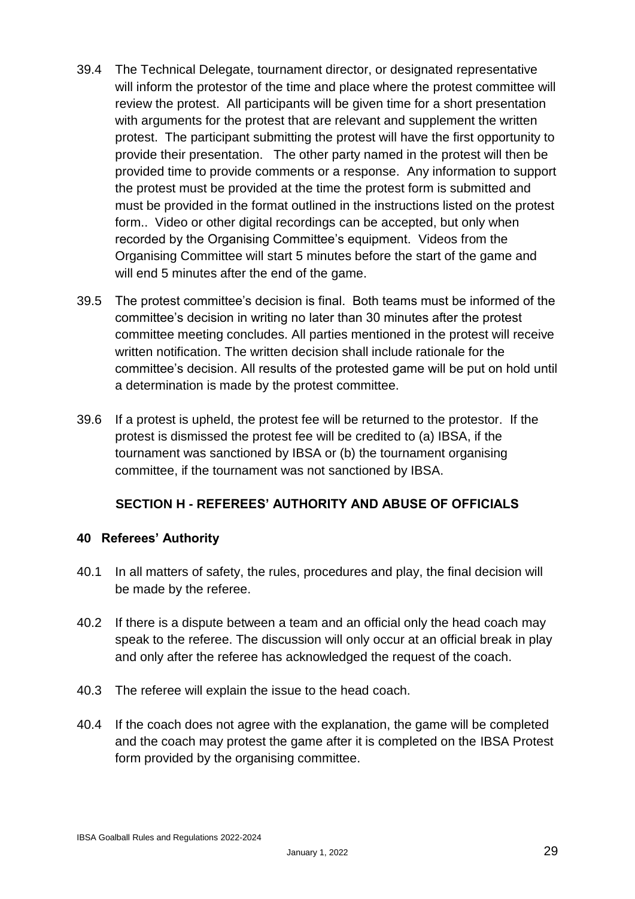39.4 The Technical Delegate, tournament director, or designated representative will inform the protestor of the time and place where the protest committee will review the protest. All participants will be given time for a short presentation with arguments for the protest that are relevant and supplement the written protest. The participant submitting the protest will have the first opportunity to provide their presentation. The other party named in the protest will then be provided time to provide comments or a response. Any information to support the protest must be provided at the time the protest form is submitted and must be provided in the format outlined in the instructions listed on the protest form.. Video or other digital recordings can be accepted, but only when recorded by the Organising Committee's equipment. Videos from the Organising Committee will start 5 minutes before the start of the game and will end 5 minutes after the end of the game.

39.5 The protest committee's decision is final. Both teams must be informed of the committee's decision in writing no later than 30 minutes after the protest committee meeting concludes. All parties mentioned in the protest will receive written notification. The written decision shall include rationale for the committee's decision. All results of the protested game will be put on hold until a determination is made by the protest committee.

39.6 If a protest is upheld, the protest fee will be returned to the protestor. If the protest is dismissed the protest fee will be credited to (a) IBSA, if the tournament was sanctioned by IBSA or (b) the tournament organising committee, if the tournament was not sanctioned by IBSA.

## SECTION H - REFEREES' AUTHORITY AND ABUSE OF OFFICIALS

### 40 Referees' Authority

40.1 In all matters of safety, the rules, procedures and play, the final decision will be made by the referee.

40.2 If there is a dispute between a team and an official only the head coach may speak to the referee. The discussion will only occur at an official break in play and only after the referee has acknowledged the request of the coach.

40.3 The referee will explain the issue to the head coach.

40.4 If the coach does not agree with the explanation, the game will be completed and the coach may protest the game after it is completed on the IBSA Protest form provided by the organising committee.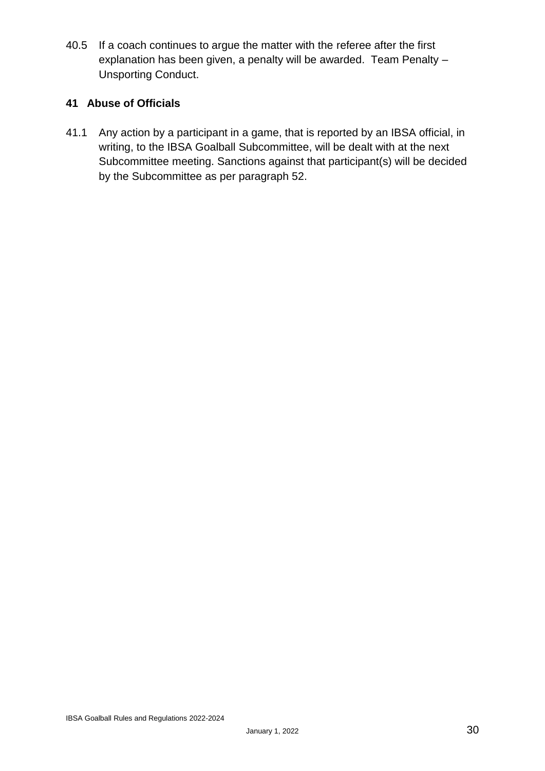40.5 If a coach continues to argue the matter with the referee after the first explanation has been given, a penalty will be awarded. Team Penalty – Unsporting Conduct.

## 41 Abuse of Officials

41.1 Any action by a participant in a game, that is reported by an IBSA official, in writing, to the IBSA Goalball Subcommittee, will be dealt with at the next Subcommittee meeting. Sanctions against that participant(s) will be decided by the Subcommittee as per paragraph 52.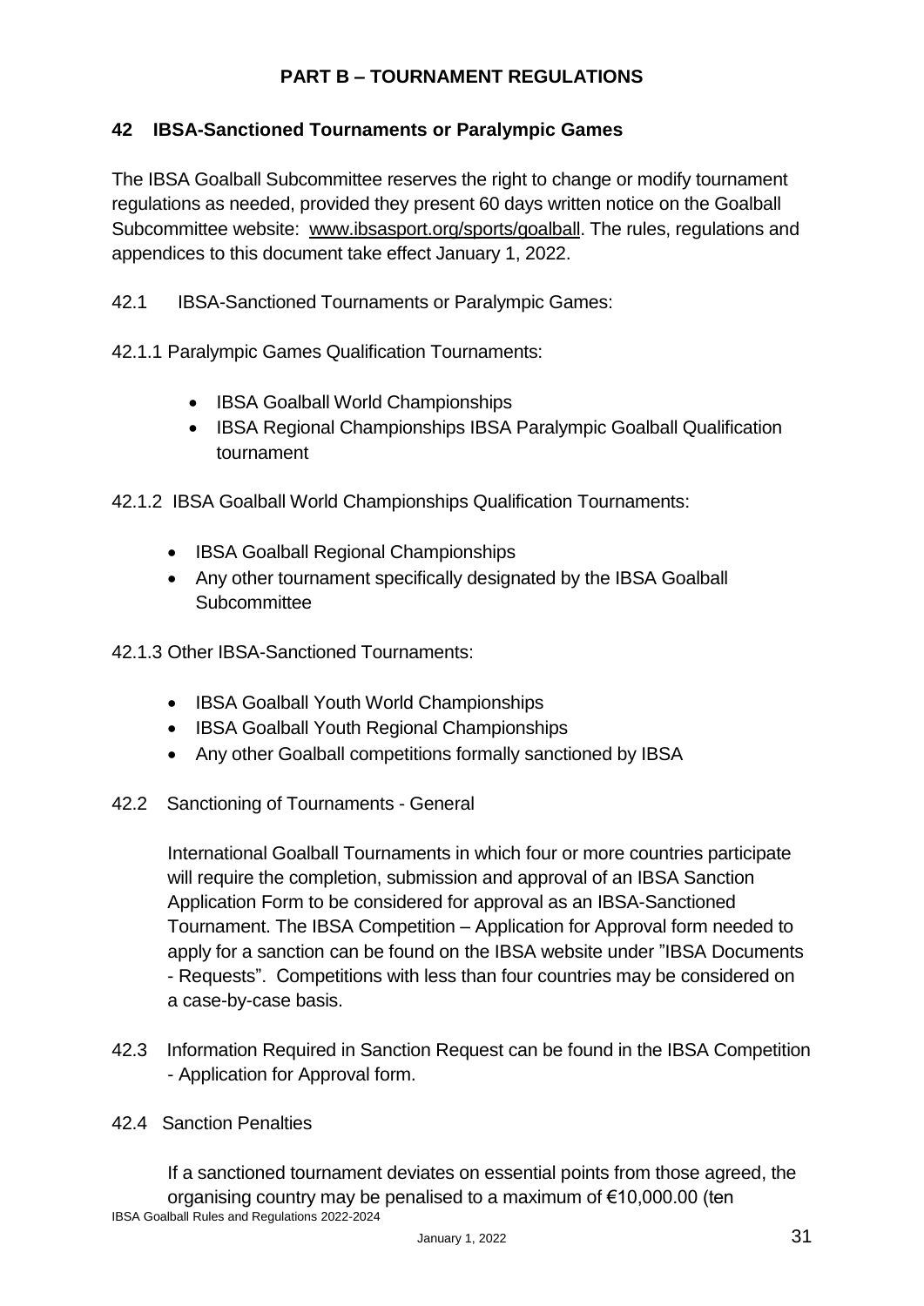## PART B – TOURNAMENT REGULATIONS

### 42 IBSA-Sanctioned Tournaments or Paralympic Games

The IBSA Goalball Subcommittee reserves the right to change or modify tournament regulations as needed, provided they present 60 days written notice on the Goalball Subcommittee website: www.ibsasport.org/sports/goalball. The rules, regulations and appendices to this document take effect January 1, 2022.

42.1 IBSA-Sanctioned Tournaments or Paralympic Games:

42.1.1 Paralympic Games Qualification Tournaments:

- IBSA Goalball World Championships
- IBSA Regional Championships IBSA Paralympic Goalball Qualification tournament

42.1.2 IBSA Goalball World Championships Qualification Tournaments:

- IBSA Goalball Regional Championships
- Any other tournament specifically designated by the IBSA Goalball Subcommittee

42.1.3 Other IBSA-Sanctioned Tournaments:

- IBSA Goalball Youth World Championships
- IBSA Goalball Youth Regional Championships
- Any other Goalball competitions formally sanctioned by IBSA

42.2 Sanctioning of Tournaments - General

International Goalball Tournaments in which four or more countries participate will require the completion, submission and approval of an IBSA Sanction Application Form to be considered for approval as an IBSA-Sanctioned Tournament. The IBSA Competition – Application for Approval form needed to apply for a sanction can be found on the IBSA website under "IBSA Documents - Requests". Competitions with less than four countries may be considered on a case-by-case basis.

42.3 Information Required in Sanction Request can be found in the IBSA Competition - Application for Approval form.

42.4 Sanction Penalties

If a sanctioned tournament deviates on essential points from those agreed, the organising country may be penalised to a maximum of €10,000.00 (ten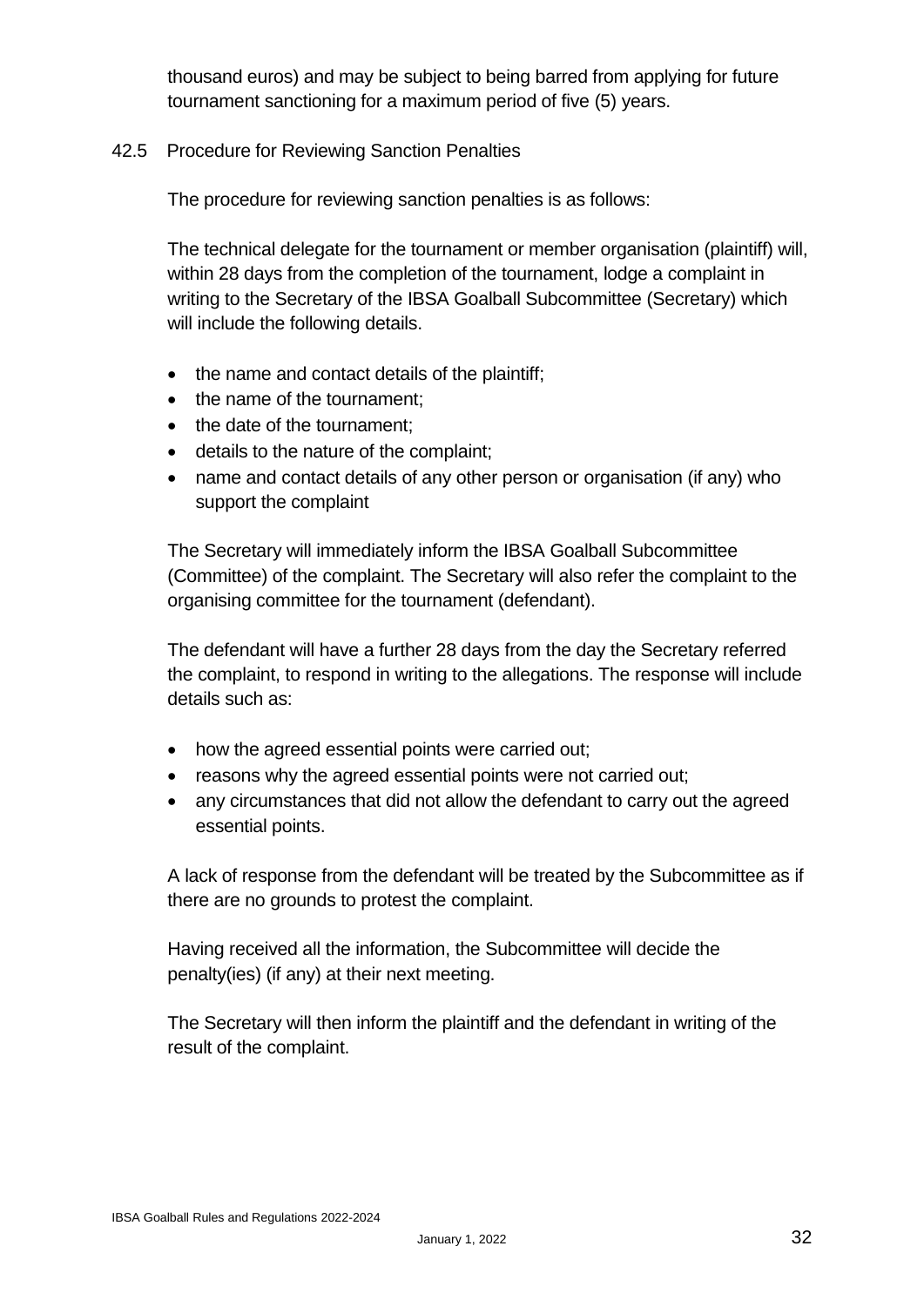thousand euros) and may be subject to being barred from applying for future tournament sanctioning for a maximum period of five (5) years.

### 42.5 Procedure for Reviewing Sanction Penalties

The procedure for reviewing sanction penalties is as follows:

The technical delegate for the tournament or member organisation (plaintiff) will, within 28 days from the completion of the tournament, lodge a complaint in writing to the Secretary of the IBSA Goalball Subcommittee (Secretary) which will include the following details.

- the name and contact details of the plaintiff;
- the name of the tournament;
- the date of the tournament;
- details to the nature of the complaint;
- name and contact details of any other person or organisation (if any) who support the complaint

The Secretary will immediately inform the IBSA Goalball Subcommittee (Committee) of the complaint. The Secretary will also refer the complaint to the organising committee for the tournament (defendant).

The defendant will have a further 28 days from the day the Secretary referred the complaint, to respond in writing to the allegations. The response will include details such as:

- how the agreed essential points were carried out;
- reasons why the agreed essential points were not carried out;
- any circumstances that did not allow the defendant to carry out the agreed essential points.

A lack of response from the defendant will be treated by the Subcommittee as if there are no grounds to protest the complaint.

Having received all the information, the Subcommittee will decide the penalty(ies) (if any) at their next meeting.

The Secretary will then inform the plaintiff and the defendant in writing of the result of the complaint.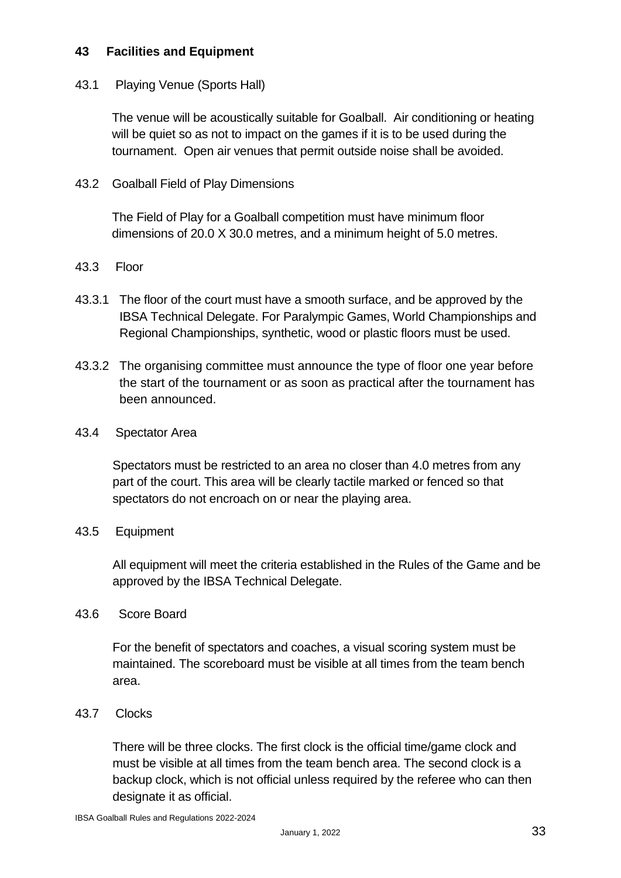## 43 Facilities and Equipment

### 43.1 Playing Venue (Sports Hall)

The venue will be acoustically suitable for Goalball. Air conditioning or heating will be quiet so as not to impact on the games if it is to be used during the tournament. Open air venues that permit outside noise shall be avoided.

### 43.2 Goalball Field of Play Dimensions

The Field of Play for a Goalball competition must have minimum floor dimensions of 20.0 X 30.0 metres, and a minimum height of 5.0 metres.

### 43.3 Floor

43.3.1 The floor of the court must have a smooth surface, and be approved by the IBSA Technical Delegate. For Paralympic Games, World Championships and Regional Championships, synthetic, wood or plastic floors must be used.

43.3.2 The organising committee must announce the type of floor one year before the start of the tournament or as soon as practical after the tournament has been announced.

### 43.4 Spectator Area

Spectators must be restricted to an area no closer than 4.0 metres from any part of the court. This area will be clearly tactile marked or fenced so that spectators do not encroach on or near the playing area.

### 43.5 Equipment

All equipment will meet the criteria established in the Rules of the Game and be approved by the IBSA Technical Delegate.

### 43.6 Score Board

For the benefit of spectators and coaches, a visual scoring system must be maintained. The scoreboard must be visible at all times from the team bench area.

### 43.7 Clocks

There will be three clocks. The first clock is the official time/game clock and must be visible at all times from the team bench area. The second clock is a backup clock, which is not official unless required by the referee who can then designate it as official.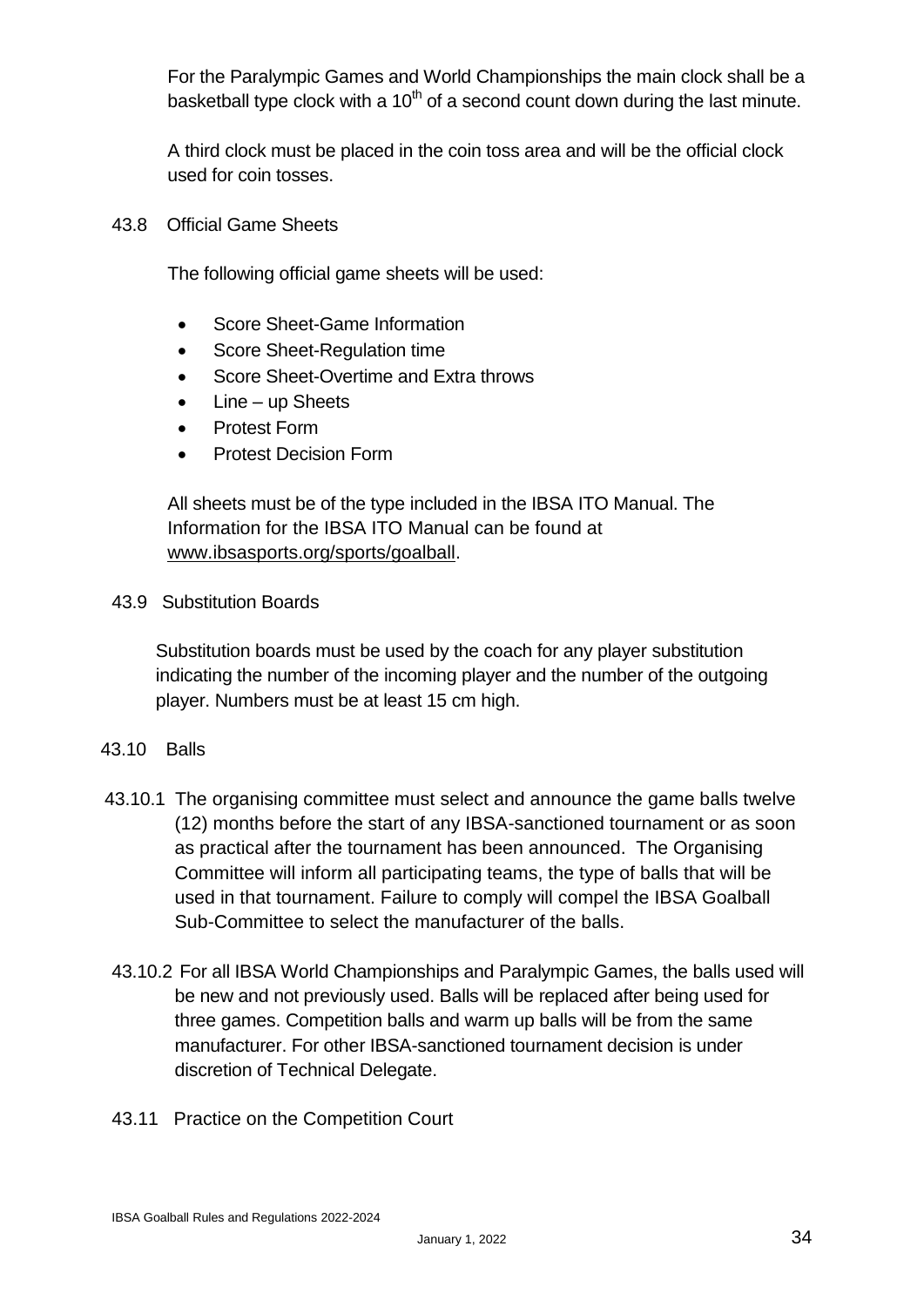For the Paralympic Games and World Championships the main clock shall be a basketball type clock with a $10^{th}$ of a second count down during the last minute.

A third clock must be placed in the coin toss area and will be the official clock used for coin tosses.

### 43.8 Official Game Sheets

The following official game sheets will be used:

- Score Sheet-Game Information
- Score Sheet-Regulation time
- Score Sheet-Overtime and Extra throws
- Line – up Sheets
- Protest Form
- Protest Decision Form

All sheets must be of the type included in the IBSA ITO Manual. The Information for the IBSA ITO Manual can be found at www.ibsasports.org/sports/goalball.

### 43.9 Substitution Boards

Substitution boards must be used by the coach for any player substitution indicating the number of the incoming player and the number of the outgoing player. Numbers must be at least 15 cm high.

### 43.10 Balls

43.10.1 The organising committee must select and announce the game balls twelve (12) months before the start of any IBSA-sanctioned tournament or as soon as practical after the tournament has been announced. The Organising Committee will inform all participating teams, the type of balls that will be used in that tournament. Failure to comply will compel the IBSA Goalball Sub-Committee to select the manufacturer of the balls.

43.10.2 For all IBSA World Championships and Paralympic Games, the balls used will be new and not previously used. Balls will be replaced after being used for three games. Competition balls and warm up balls will be from the same manufacturer. For other IBSA-sanctioned tournament decision is under discretion of Technical Delegate.

### 43.11 Practice on the Competition Court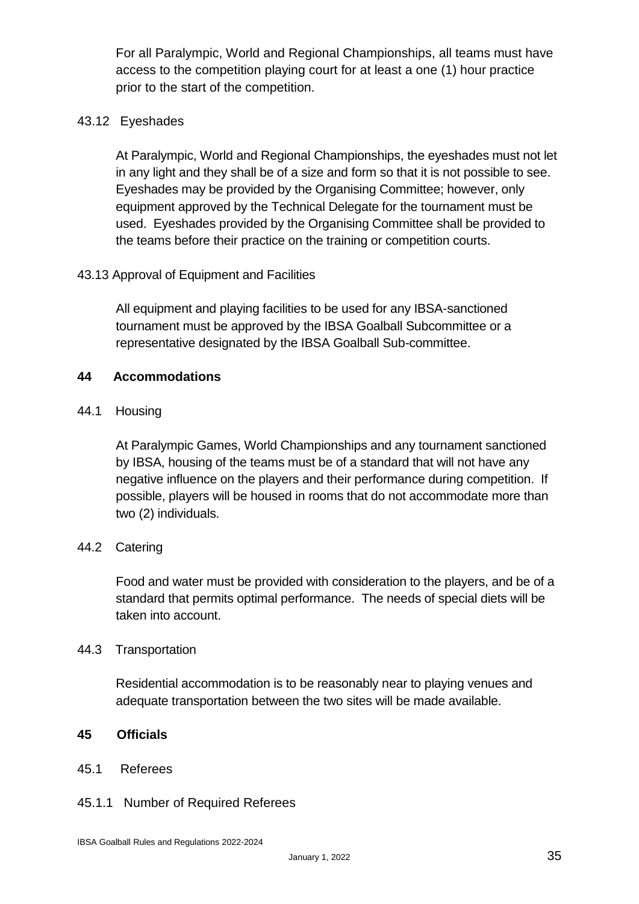For all Paralympic, World and Regional Championships, all teams must have access to the competition playing court for at least a one (1) hour practice prior to the start of the competition.

### 43.12 Eyeshades

At Paralympic, World and Regional Championships, the eyeshades must not let in any light and they shall be of a size and form so that it is not possible to see. Eyeshades may be provided by the Organising Committee; however, only equipment approved by the Technical Delegate for the tournament must be used. Eyeshades provided by the Organising Committee shall be provided to the teams before their practice on the training or competition courts.

### 43.13 Approval of Equipment and Facilities

All equipment and playing facilities to be used for any IBSA-sanctioned tournament must be approved by the IBSA Goalball Subcommittee or a representative designated by the IBSA Goalball Sub-committee.

## 44 Accommodations

### 44.1 Housing

At Paralympic Games, World Championships and any tournament sanctioned by IBSA, housing of the teams must be of a standard that will not have any negative influence on the players and their performance during competition. If possible, players will be housed in rooms that do not accommodate more than two (2) individuals.

### 44.2 Catering

Food and water must be provided with consideration to the players, and be of a standard that permits optimal performance. The needs of special diets will be taken into account.

### 44.3 Transportation

Residential accommodation is to be reasonably near to playing venues and adequate transportation between the two sites will be made available.

## 45 Officials

### 45.1 Referees

#### 45.1.1 Number of Required Referees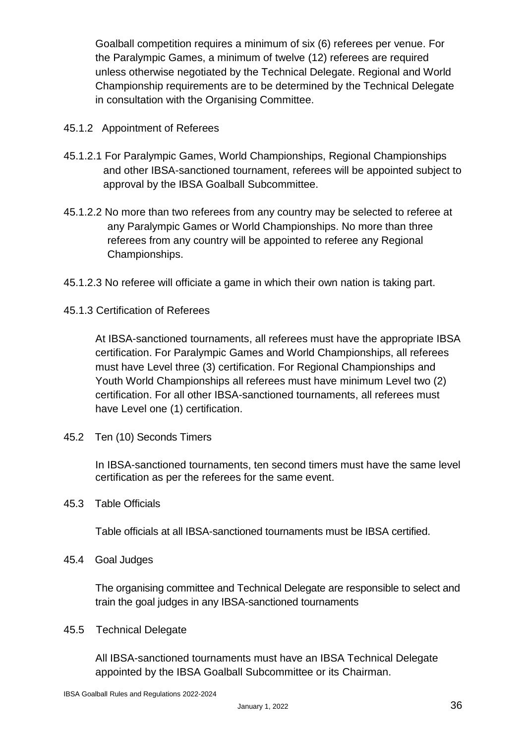Goalball competition requires a minimum of six (6) referees per venue. For the Paralympic Games, a minimum of twelve (12) referees are required unless otherwise negotiated by the Technical Delegate. Regional and World Championship requirements are to be determined by the Technical Delegate in consultation with the Organising Committee.

45.1.2 Appointment of Referees

45.1.2.1 For Paralympic Games, World Championships, Regional Championships and other IBSA-sanctioned tournament, referees will be appointed subject to approval by the IBSA Goalball Subcommittee.

45.1.2.2 No more than two referees from any country may be selected to referee at any Paralympic Games or World Championships. No more than three referees from any country will be appointed to referee any Regional Championships.

45.1.2.3 No referee will officiate a game in which their own nation is taking part.

45.1.3 Certification of Referees

At IBSA-sanctioned tournaments, all referees must have the appropriate IBSA certification. For Paralympic Games and World Championships, all referees must have Level three (3) certification. For Regional Championships and Youth World Championships all referees must have minimum Level two (2) certification. For all other IBSA-sanctioned tournaments, all referees must have Level one (1) certification.

45.2 Ten (10) Seconds Timers

In IBSA-sanctioned tournaments, ten second timers must have the same level certification as per the referees for the same event.

45.3 Table Officials

Table officials at all IBSA-sanctioned tournaments must be IBSA certified.

45.4 Goal Judges

The organising committee and Technical Delegate are responsible to select and train the goal judges in any IBSA-sanctioned tournaments

45.5 Technical Delegate

All IBSA-sanctioned tournaments must have an IBSA Technical Delegate appointed by the IBSA Goalball Subcommittee or its Chairman.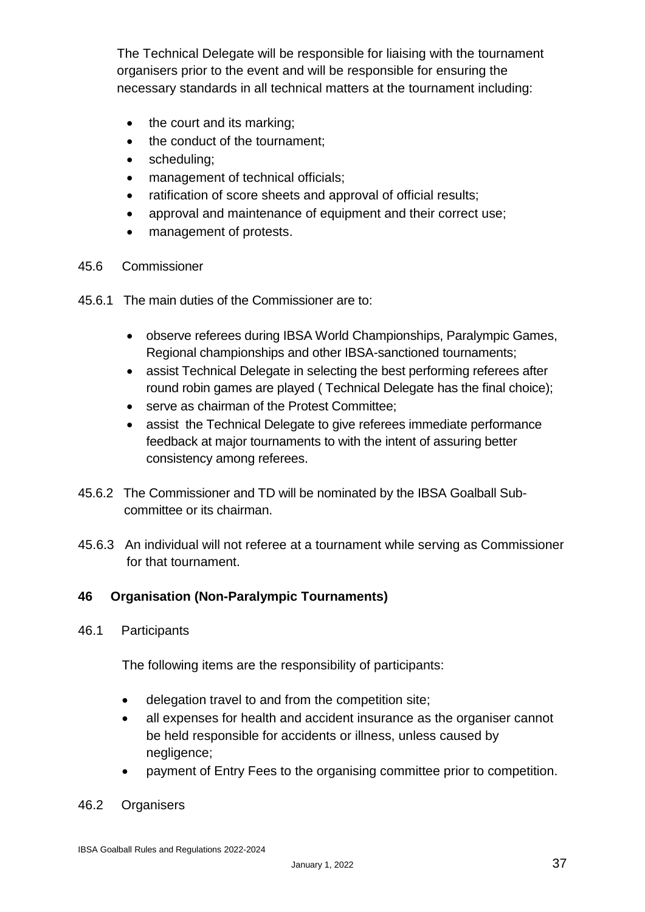The Technical Delegate will be responsible for liaising with the tournament organisers prior to the event and will be responsible for ensuring the necessary standards in all technical matters at the tournament including:

- the court and its marking;
- the conduct of the tournament;
- scheduling;
- management of technical officials;
- ratification of score sheets and approval of official results;
- approval and maintenance of equipment and their correct use;
- management of protests.

45.6 Commissioner

45.6.1 The main duties of the Commissioner are to:

- observe referees during IBSA World Championships, Paralympic Games, Regional championships and other IBSA-sanctioned tournaments;
- assist Technical Delegate in selecting the best performing referees after round robin games are played ( Technical Delegate has the final choice);
- serve as chairman of the Protest Committee;
- assist  the Technical Delegate to give referees immediate performance feedback at major tournaments to with the intent of assuring better consistency among referees.

45.6.2 The Commissioner and TD will be nominated by the IBSA Goalball Sub-committee or its chairman.

45.6.3 An individual will not referee at a tournament while serving as Commissioner for that tournament.

## 46 Organisation (Non-Paralympic Tournaments)

46.1 Participants

The following items are the responsibility of participants:

- delegation travel to and from the competition site;
- all expenses for health and accident insurance as the organiser cannot be held responsible for accidents or illness, unless caused by negligence;
- payment of Entry Fees to the organising committee prior to competition.

46.2 Organisers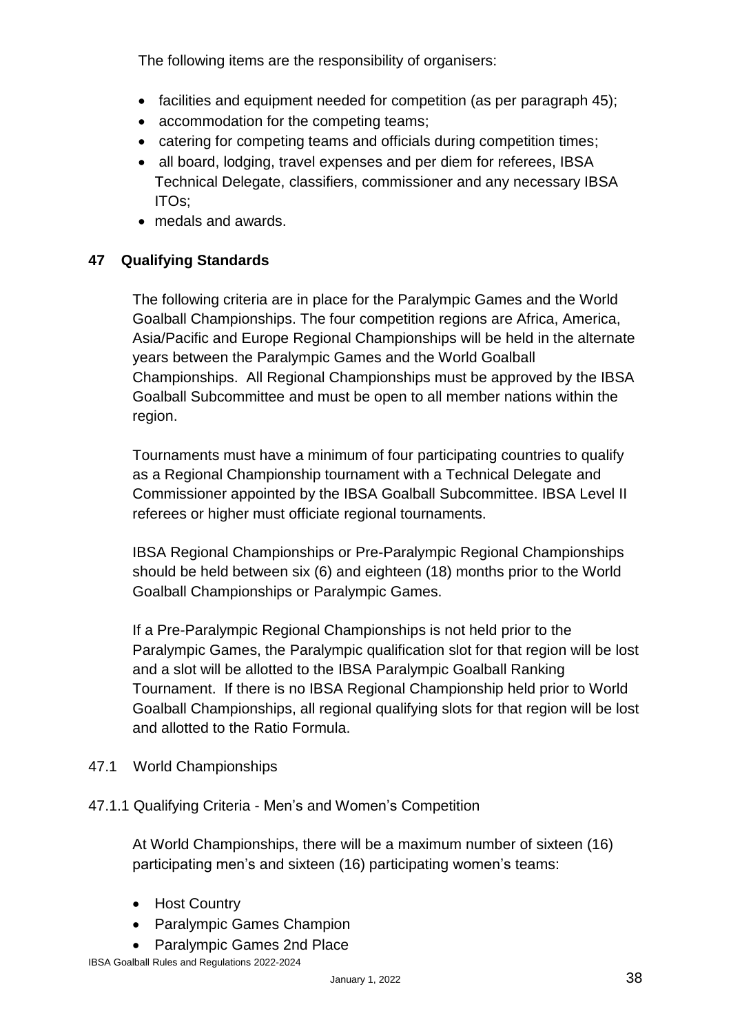The following items are the responsibility of organisers:

- facilities and equipment needed for competition (as per paragraph 45);
- accommodation for the competing teams;
- catering for competing teams and officials during competition times;
- all board, lodging, travel expenses and per diem for referees, IBSA Technical Delegate, classifiers, commissioner and any necessary IBSA ITOs;
- medals and awards.

## 47 Qualifying Standards

The following criteria are in place for the Paralympic Games and the World Goalball Championships. The four competition regions are Africa, America, Asia/Pacific and Europe Regional Championships will be held in the alternate years between the Paralympic Games and the World Goalball Championships. All Regional Championships must be approved by the IBSA Goalball Subcommittee and must be open to all member nations within the region.

Tournaments must have a minimum of four participating countries to qualify as a Regional Championship tournament with a Technical Delegate and Commissioner appointed by the IBSA Goalball Subcommittee. IBSA Level II referees or higher must officiate regional tournaments.

IBSA Regional Championships or Pre-Paralympic Regional Championships should be held between six (6) and eighteen (18) months prior to the World Goalball Championships or Paralympic Games.

If a Pre-Paralympic Regional Championships is not held prior to the Paralympic Games, the Paralympic qualification slot for that region will be lost and a slot will be allotted to the IBSA Paralympic Goalball Ranking Tournament. If there is no IBSA Regional Championship held prior to World Goalball Championships, all regional qualifying slots for that region will be lost and allotted to the Ratio Formula.

### 47.1 World Championships

#### 47.1.1 Qualifying Criteria - Men's and Women's Competition

At World Championships, there will be a maximum number of sixteen (16) participating men's and sixteen (16) participating women's teams:

- Host Country
- Paralympic Games Champion
- Paralympic Games 2nd Place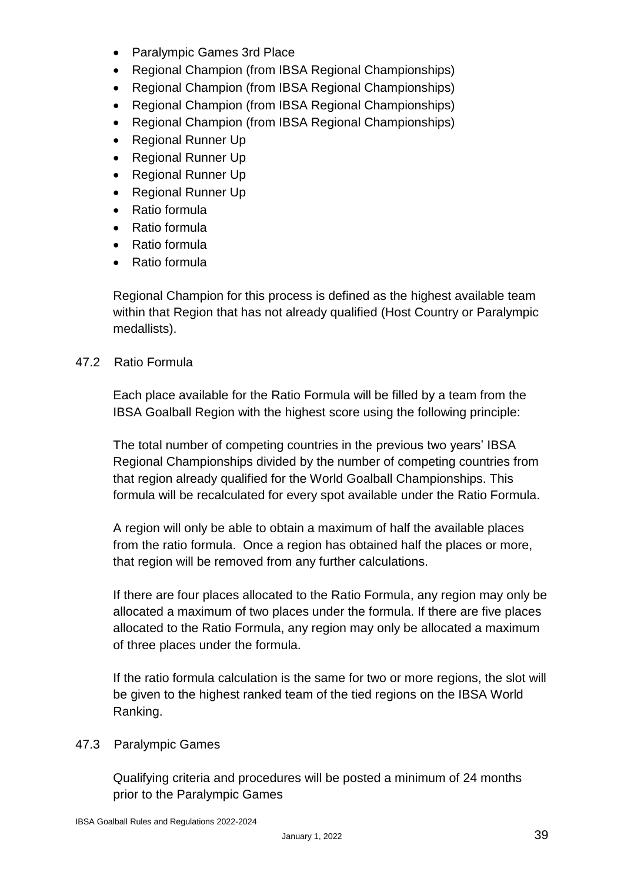- Paralympic Games 3rd Place
- Regional Champion (from IBSA Regional Championships)
- Regional Champion (from IBSA Regional Championships)
- Regional Champion (from IBSA Regional Championships)
- Regional Champion (from IBSA Regional Championships)
- Regional Runner Up
- Regional Runner Up
- Regional Runner Up
- Regional Runner Up
- Ratio formula
- Ratio formula
- Ratio formula
- Ratio formula

Regional Champion for this process is defined as the highest available team within that Region that has not already qualified (Host Country or Paralympic medallists).

47.2 Ratio Formula

Each place available for the Ratio Formula will be filled by a team from the IBSA Goalball Region with the highest score using the following principle:

The total number of competing countries in the previous two years' IBSA Regional Championships divided by the number of competing countries from that region already qualified for the World Goalball Championships. This formula will be recalculated for every spot available under the Ratio Formula.

A region will only be able to obtain a maximum of half the available places from the ratio formula. Once a region has obtained half the places or more, that region will be removed from any further calculations.

If there are four places allocated to the Ratio Formula, any region may only be allocated a maximum of two places under the formula. If there are five places allocated to the Ratio Formula, any region may only be allocated a maximum of three places under the formula.

If the ratio formula calculation is the same for two or more regions, the slot will be given to the highest ranked team of the tied regions on the IBSA World Ranking.

47.3 Paralympic Games

Qualifying criteria and procedures will be posted a minimum of 24 months prior to the Paralympic Games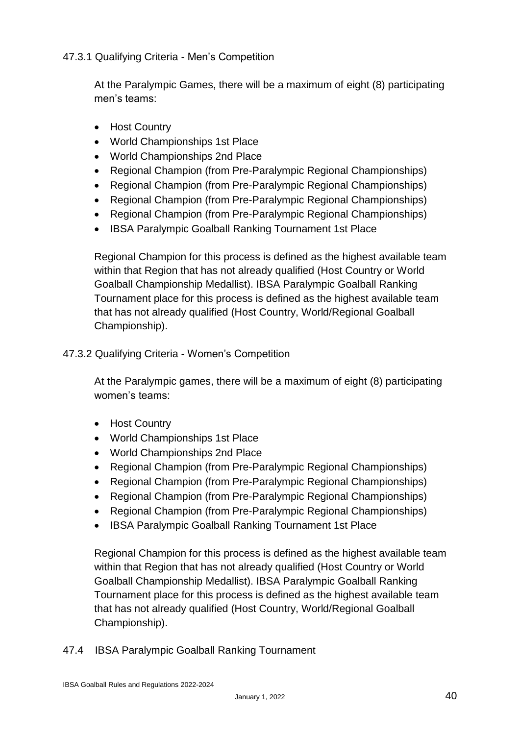#### 47.3.1 Qualifying Criteria - Men's Competition

At the Paralympic Games, there will be a maximum of eight (8) participating men's teams:

- Host Country
- World Championships 1st Place
- World Championships 2nd Place
- Regional Champion (from Pre-Paralympic Regional Championships)
- Regional Champion (from Pre-Paralympic Regional Championships)
- Regional Champion (from Pre-Paralympic Regional Championships)
- Regional Champion (from Pre-Paralympic Regional Championships)
- IBSA Paralympic Goalball Ranking Tournament 1st Place

Regional Champion for this process is defined as the highest available team within that Region that has not already qualified (Host Country or World Goalball Championship Medallist). IBSA Paralympic Goalball Ranking Tournament place for this process is defined as the highest available team that has not already qualified (Host Country, World/Regional Goalball Championship).

#### 47.3.2 Qualifying Criteria - Women's Competition

At the Paralympic games, there will be a maximum of eight (8) participating women's teams:

- Host Country
- World Championships 1st Place
- World Championships 2nd Place
- Regional Champion (from Pre-Paralympic Regional Championships)
- Regional Champion (from Pre-Paralympic Regional Championships)
- Regional Champion (from Pre-Paralympic Regional Championships)
- Regional Champion (from Pre-Paralympic Regional Championships)
- IBSA Paralympic Goalball Ranking Tournament 1st Place

Regional Champion for this process is defined as the highest available team within that Region that has not already qualified (Host Country or World Goalball Championship Medallist). IBSA Paralympic Goalball Ranking Tournament place for this process is defined as the highest available team that has not already qualified (Host Country, World/Regional Goalball Championship).

### 47.4 IBSA Paralympic Goalball Ranking Tournament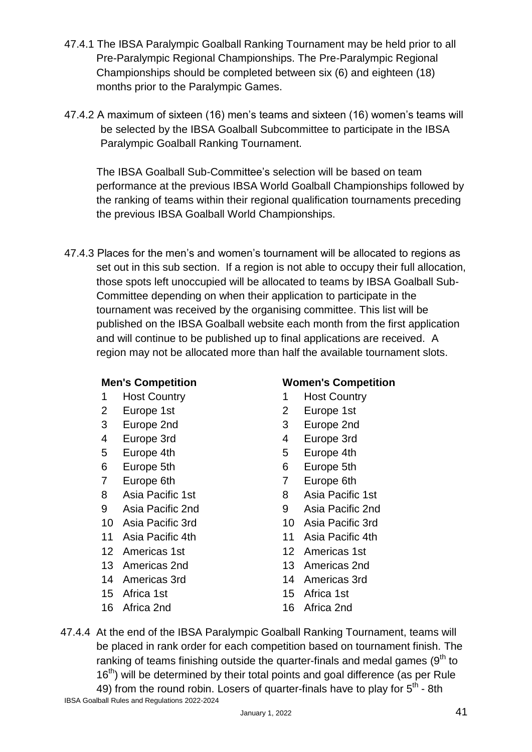47.4.1 The IBSA Paralympic Goalball Ranking Tournament may be held prior to all Pre-Paralympic Regional Championships. The Pre-Paralympic Regional Championships should be completed between six (6) and eighteen (18) months prior to the Paralympic Games.

47.4.2 A maximum of sixteen (16) men's teams and sixteen (16) women's teams will be selected by the IBSA Goalball Subcommittee to participate in the IBSA Paralympic Goalball Ranking Tournament.

The IBSA Goalball Sub-Committee's selection will be based on team performance at the previous IBSA World Goalball Championships followed by the ranking of teams within their regional qualification tournaments preceding the previous IBSA Goalball World Championships.

47.4.3 Places for the men's and women's tournament will be allocated to regions as set out in this sub section. If a region is not able to occupy their full allocation, those spots left unoccupied will be allocated to teams by IBSA Goalball Sub-Committee depending on when their application to participate in the tournament was received by the organising committee. This list will be published on the IBSA Goalball website each month from the first application and will continue to be published up to final applications are received. A region may not be allocated more than half the available tournament slots.

| | **Men's Competition** | | **Women's Competition** |
|---|---|---|---|
| 1 | Host Country | 1 | Host Country |
| 2 | Europe 1st | 2 | Europe 1st |
| 3 | Europe 2nd | 3 | Europe 2nd |
| 4 | Europe 3rd | 4 | Europe 3rd |
| 5 | Europe 4th | 5 | Europe 4th |
| 6 | Europe 5th | 6 | Europe 5th |
| 7 | Europe 6th | 7 | Europe 6th |
| 8 | Asia Pacific 1st | 8 | Asia Pacific 1st |
| 9 | Asia Pacific 2nd | 9 | Asia Pacific 2nd |
| 10 | Asia Pacific 3rd | 10 | Asia Pacific 3rd |
| 11 | Asia Pacific 4th | 11 | Asia Pacific 4th |
| 12 | Americas 1st | 12 | Americas 1st |
| 13 | Americas 2nd | 13 | Americas 2nd |
| 14 | Americas 3rd | 14 | Americas 3rd |
| 15 | Africa 1st | 15 | Africa 1st |
| 16 | Africa 2nd | 16 | Africa 2nd |

47.4.4 At the end of the IBSA Paralympic Goalball Ranking Tournament, teams will be placed in rank order for each competition based on tournament finish. The ranking of teams finishing outside the quarter-finals and medal games (9th to 16th) will be determined by their total points and goal difference (as per Rule 49) from the round robin. Losers of quarter-finals have to play for 5th - 8th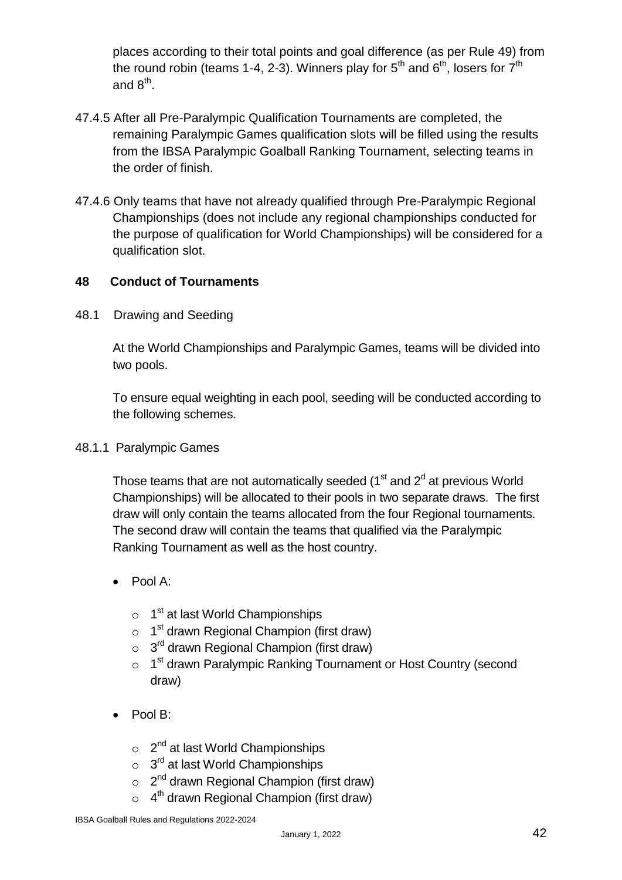places according to their total points and goal difference (as per Rule 49) from the round robin (teams 1-4, 2-3). Winners play for 5th and 6th, losers for 7th and 8th.

47.4.5 After all Pre-Paralympic Qualification Tournaments are completed, the remaining Paralympic Games qualification slots will be filled using the results from the IBSA Paralympic Goalball Ranking Tournament, selecting teams in the order of finish.

47.4.6 Only teams that have not already qualified through Pre-Paralympic Regional Championships (does not include any regional championships conducted for the purpose of qualification for World Championships) will be considered for a qualification slot.

## 48 Conduct of Tournaments

48.1 Drawing and Seeding

At the World Championships and Paralympic Games, teams will be divided into two pools.

To ensure equal weighting in each pool, seeding will be conducted according to the following schemes.

48.1.1 Paralympic Games

Those teams that are not automatically seeded (1st and 2d at previous World Championships) will be allocated to their pools in two separate draws. The first draw will only contain the teams allocated from the four Regional tournaments. The second draw will contain the teams that qualified via the Paralympic Ranking Tournament as well as the host country.

- Pool A:
  - 1st at last World Championships
  - 1st drawn Regional Champion (first draw)
  - 3rd drawn Regional Champion (first draw)
  - 1st drawn Paralympic Ranking Tournament or Host Country (second draw)
- Pool B:
  - 2nd at last World Championships
  - 3rd at last World Championships
  - 2nd drawn Regional Champion (first draw)
  - 4th drawn Regional Champion (first draw)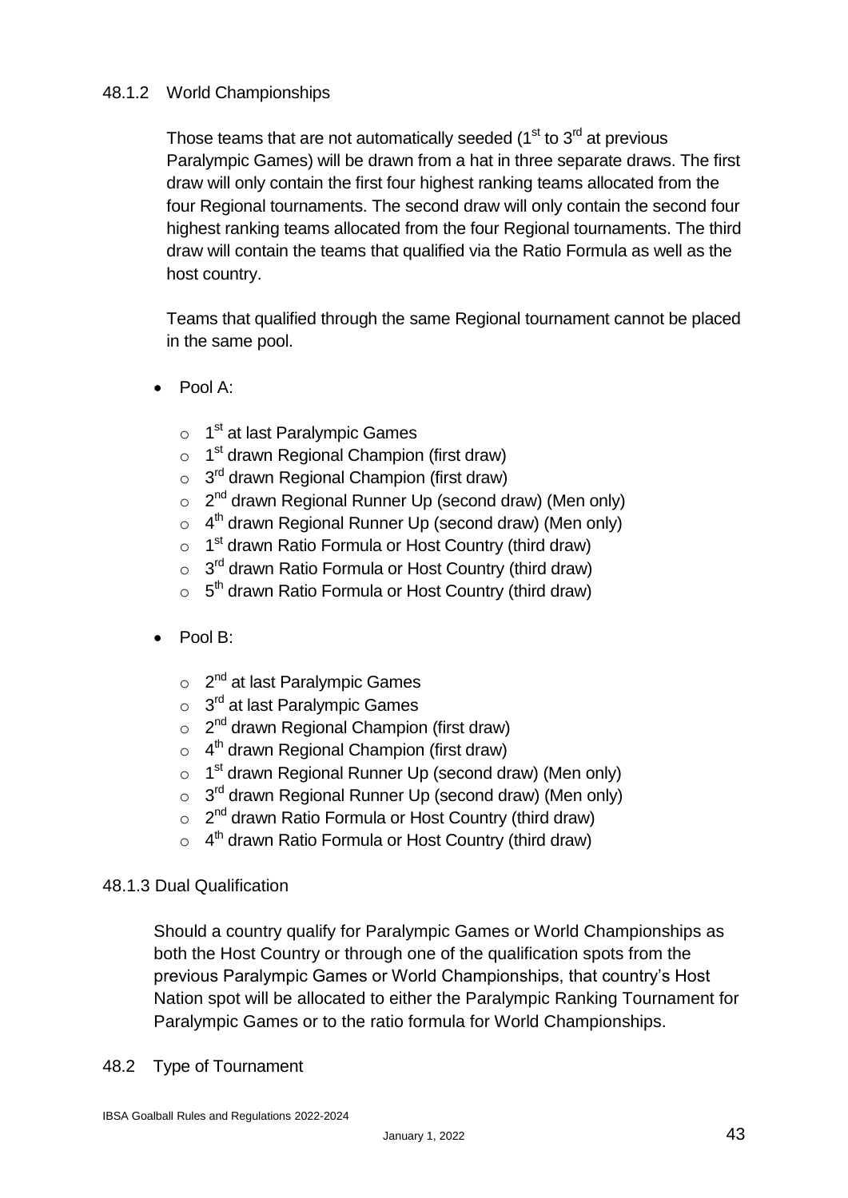#### 48.1.2 World Championships

Those teams that are not automatically seeded (1st to 3rd at previous Paralympic Games) will be drawn from a hat in three separate draws. The first draw will only contain the first four highest ranking teams allocated from the four Regional tournaments. The second draw will only contain the second four highest ranking teams allocated from the four Regional tournaments. The third draw will contain the teams that qualified via the Ratio Formula as well as the host country.

Teams that qualified through the same Regional tournament cannot be placed in the same pool.

- Pool A:
  - 1st at last Paralympic Games
  - 1st drawn Regional Champion (first draw)
  - 3rd drawn Regional Champion (first draw)
  - 2nd drawn Regional Runner Up (second draw) (Men only)
  - 4th drawn Regional Runner Up (second draw) (Men only)
  - 1st drawn Ratio Formula or Host Country (third draw)
  - 3rd drawn Ratio Formula or Host Country (third draw)
  - 5th drawn Ratio Formula or Host Country (third draw)
- Pool B:
  - 2nd at last Paralympic Games
  - 3rd at last Paralympic Games
  - 2nd drawn Regional Champion (first draw)
  - 4th drawn Regional Champion (first draw)
  - 1st drawn Regional Runner Up (second draw) (Men only)
  - 3rd drawn Regional Runner Up (second draw) (Men only)
  - 2nd drawn Ratio Formula or Host Country (third draw)
  - 4th drawn Ratio Formula or Host Country (third draw)

#### 48.1.3 Dual Qualification

Should a country qualify for Paralympic Games or World Championships as both the Host Country or through one of the qualification spots from the previous Paralympic Games or World Championships, that country's Host Nation spot will be allocated to either the Paralympic Ranking Tournament for Paralympic Games or to the ratio formula for World Championships.

### 48.2 Type of Tournament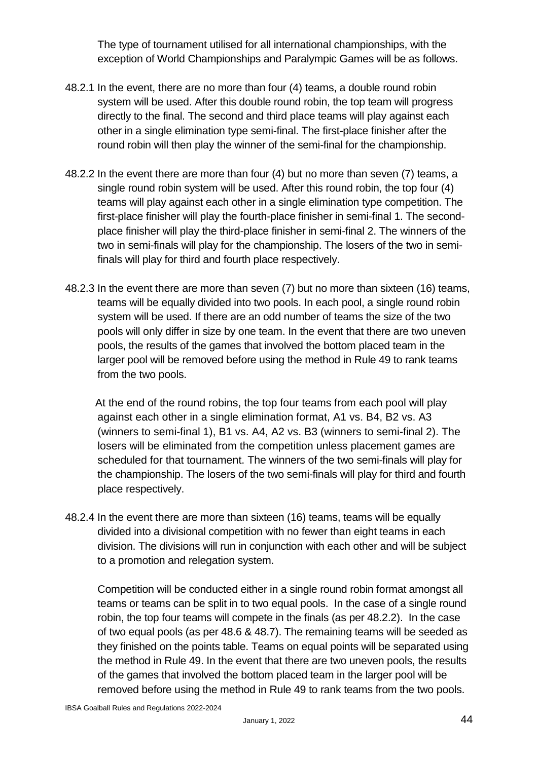The type of tournament utilised for all international championships, with the exception of World Championships and Paralympic Games will be as follows.

48.2.1 In the event, there are no more than four (4) teams, a double round robin system will be used. After this double round robin, the top team will progress directly to the final. The second and third place teams will play against each other in a single elimination type semi-final. The first-place finisher after the round robin will then play the winner of the semi-final for the championship.

48.2.2 In the event there are more than four (4) but no more than seven (7) teams, a single round robin system will be used. After this round robin, the top four (4) teams will play against each other in a single elimination type competition. The first-place finisher will play the fourth-place finisher in semi-final 1. The second-place finisher will play the third-place finisher in semi-final 2. The winners of the two in semi-finals will play for the championship. The losers of the two in semi-finals will play for third and fourth place respectively.

48.2.3 In the event there are more than seven (7) but no more than sixteen (16) teams, teams will be equally divided into two pools. In each pool, a single round robin system will be used. If there are an odd number of teams the size of the two pools will only differ in size by one team. In the event that there are two uneven pools, the results of the games that involved the bottom placed team in the larger pool will be removed before using the method in Rule 49 to rank teams from the two pools.

At the end of the round robins, the top four teams from each pool will play against each other in a single elimination format, A1 vs. B4, B2 vs. A3 (winners to semi-final 1), B1 vs. A4, A2 vs. B3 (winners to semi-final 2). The losers will be eliminated from the competition unless placement games are scheduled for that tournament. The winners of the two semi-finals will play for the championship. The losers of the two semi-finals will play for third and fourth place respectively.

48.2.4 In the event there are more than sixteen (16) teams, teams will be equally divided into a divisional competition with no fewer than eight teams in each division. The divisions will run in conjunction with each other and will be subject to a promotion and relegation system.

Competition will be conducted either in a single round robin format amongst all teams or teams can be split in to two equal pools. In the case of a single round robin, the top four teams will compete in the finals (as per 48.2.2). In the case of two equal pools (as per 48.6 & 48.7). The remaining teams will be seeded as they finished on the points table. Teams on equal points will be separated using the method in Rule 49. In the event that there are two uneven pools, the results of the games that involved the bottom placed team in the larger pool will be removed before using the method in Rule 49 to rank teams from the two pools.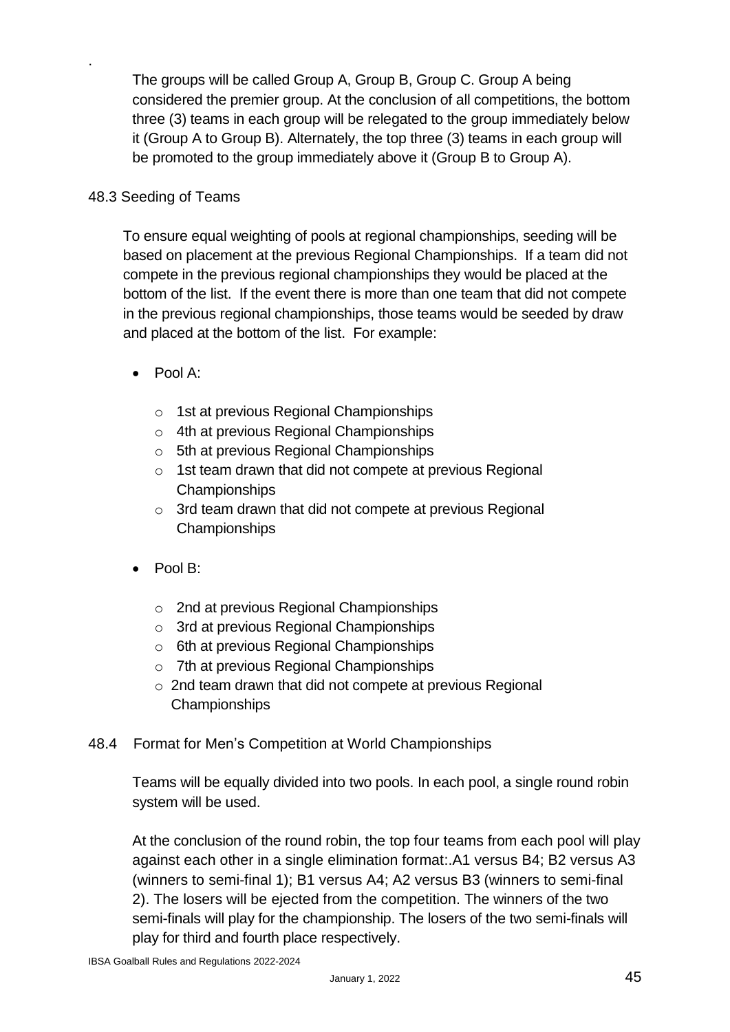.

The groups will be called Group A, Group B, Group C. Group A being considered the premier group. At the conclusion of all competitions, the bottom three (3) teams in each group will be relegated to the group immediately below it (Group A to Group B). Alternately, the top three (3) teams in each group will be promoted to the group immediately above it (Group B to Group A).

48.3 Seeding of Teams

To ensure equal weighting of pools at regional championships, seeding will be based on placement at the previous Regional Championships. If a team did not compete in the previous regional championships they would be placed at the bottom of the list. If the event there is more than one team that did not compete in the previous regional championships, those teams would be seeded by draw and placed at the bottom of the list. For example:

- Pool A:
  - 1st at previous Regional Championships
  - 4th at previous Regional Championships
  - 5th at previous Regional Championships
  - 1st team drawn that did not compete at previous Regional Championships
  - 3rd team drawn that did not compete at previous Regional Championships
- Pool B:
  - 2nd at previous Regional Championships
  - 3rd at previous Regional Championships
  - 6th at previous Regional Championships
  - 7th at previous Regional Championships
  - 2nd team drawn that did not compete at previous Regional Championships

48.4 Format for Men's Competition at World Championships

Teams will be equally divided into two pools. In each pool, a single round robin system will be used.

At the conclusion of the round robin, the top four teams from each pool will play against each other in a single elimination format:.A1 versus B4; B2 versus A3 (winners to semi-final 1); B1 versus A4; A2 versus B3 (winners to semi-final 2). The losers will be ejected from the competition. The winners of the two semi-finals will play for the championship. The losers of the two semi-finals will play for third and fourth place respectively.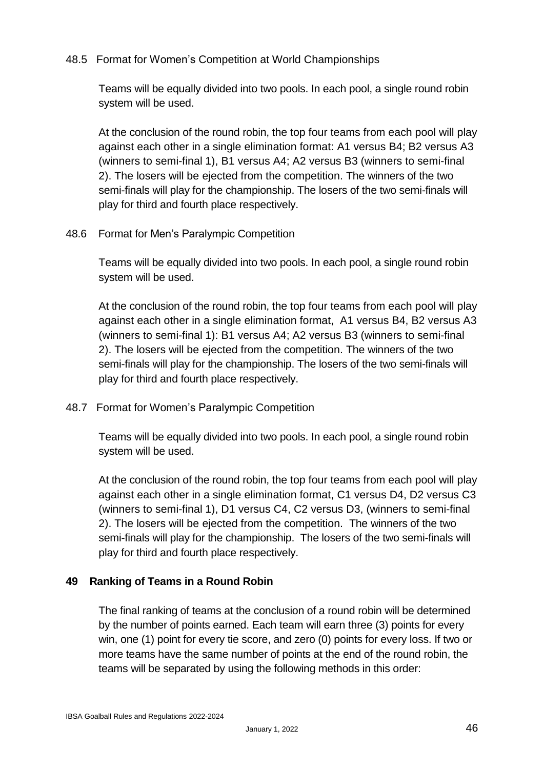48.5 Format for Women's Competition at World Championships

Teams will be equally divided into two pools. In each pool, a single round robin system will be used.

At the conclusion of the round robin, the top four teams from each pool will play against each other in a single elimination format: A1 versus B4; B2 versus A3 (winners to semi-final 1), B1 versus A4; A2 versus B3 (winners to semi-final 2). The losers will be ejected from the competition. The winners of the two semi-finals will play for the championship. The losers of the two semi-finals will play for third and fourth place respectively.

48.6 Format for Men's Paralympic Competition

Teams will be equally divided into two pools. In each pool, a single round robin system will be used.

At the conclusion of the round robin, the top four teams from each pool will play against each other in a single elimination format, A1 versus B4, B2 versus A3 (winners to semi-final 1): B1 versus A4; A2 versus B3 (winners to semi-final 2). The losers will be ejected from the competition. The winners of the two semi-finals will play for the championship. The losers of the two semi-finals will play for third and fourth place respectively.

48.7 Format for Women's Paralympic Competition

Teams will be equally divided into two pools. In each pool, a single round robin system will be used.

At the conclusion of the round robin, the top four teams from each pool will play against each other in a single elimination format, C1 versus D4, D2 versus C3 (winners to semi-final 1), D1 versus C4, C2 versus D3, (winners to semi-final 2). The losers will be ejected from the competition. The winners of the two semi-finals will play for the championship. The losers of the two semi-finals will play for third and fourth place respectively.

## 49 Ranking of Teams in a Round Robin

The final ranking of teams at the conclusion of a round robin will be determined by the number of points earned. Each team will earn three (3) points for every win, one (1) point for every tie score, and zero (0) points for every loss. If two or more teams have the same number of points at the end of the round robin, the teams will be separated by using the following methods in this order: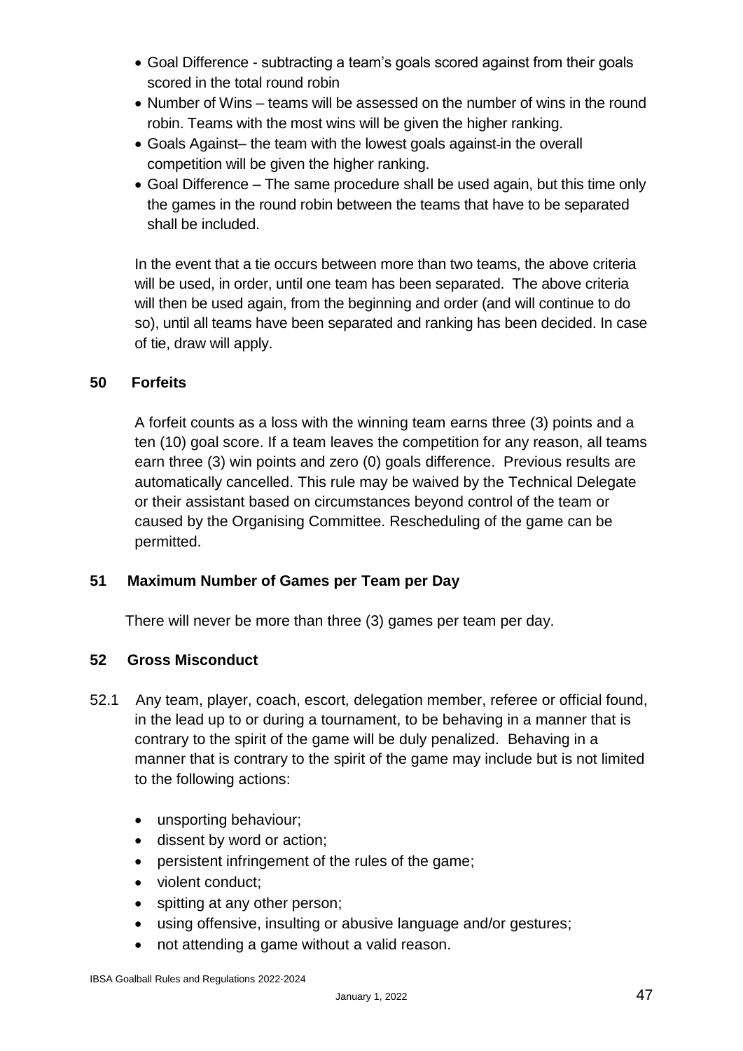- Goal Difference - subtracting a team's goals scored against from their goals scored in the total round robin
- Number of Wins – teams will be assessed on the number of wins in the round robin. Teams with the most wins will be given the higher ranking.
- Goals Against– the team with the lowest goals against in the overall competition will be given the higher ranking.
- Goal Difference – The same procedure shall be used again, but this time only the games in the round robin between the teams that have to be separated shall be included.

In the event that a tie occurs between more than two teams, the above criteria will be used, in order, until one team has been separated. The above criteria will then be used again, from the beginning and order (and will continue to do so), until all teams have been separated and ranking has been decided. In case of tie, draw will apply.

## 50 Forfeits

A forfeit counts as a loss with the winning team earns three (3) points and a ten (10) goal score. If a team leaves the competition for any reason, all teams earn three (3) win points and zero (0) goals difference. Previous results are automatically cancelled. This rule may be waived by the Technical Delegate or their assistant based on circumstances beyond control of the team or caused by the Organising Committee. Rescheduling of the game can be permitted.

## 51 Maximum Number of Games per Team per Day

There will never be more than three (3) games per team per day.

## 52 Gross Misconduct

52.1 Any team, player, coach, escort, delegation member, referee or official found, in the lead up to or during a tournament, to be behaving in a manner that is contrary to the spirit of the game will be duly penalized. Behaving in a manner that is contrary to the spirit of the game may include but is not limited to the following actions:

- unsporting behaviour;
- dissent by word or action;
- persistent infringement of the rules of the game;
- violent conduct;
- spitting at any other person;
- using offensive, insulting or abusive language and/or gestures;
- not attending a game without a valid reason.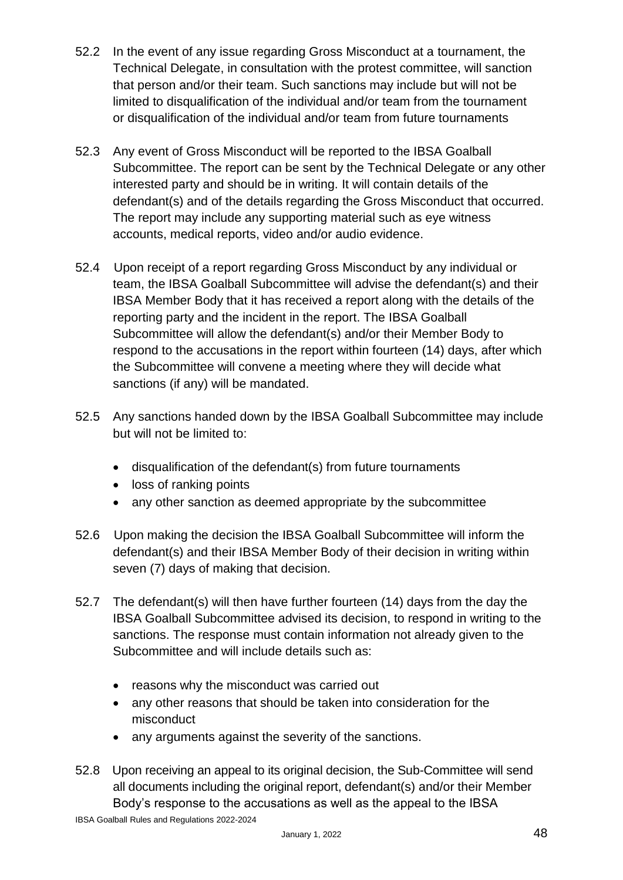52.2 In the event of any issue regarding Gross Misconduct at a tournament, the Technical Delegate, in consultation with the protest committee, will sanction that person and/or their team. Such sanctions may include but will not be limited to disqualification of the individual and/or team from the tournament or disqualification of the individual and/or team from future tournaments

52.3 Any event of Gross Misconduct will be reported to the IBSA Goalball Subcommittee. The report can be sent by the Technical Delegate or any other interested party and should be in writing. It will contain details of the defendant(s) and of the details regarding the Gross Misconduct that occurred. The report may include any supporting material such as eye witness accounts, medical reports, video and/or audio evidence.

52.4 Upon receipt of a report regarding Gross Misconduct by any individual or team, the IBSA Goalball Subcommittee will advise the defendant(s) and their IBSA Member Body that it has received a report along with the details of the reporting party and the incident in the report. The IBSA Goalball Subcommittee will allow the defendant(s) and/or their Member Body to respond to the accusations in the report within fourteen (14) days, after which the Subcommittee will convene a meeting where they will decide what sanctions (if any) will be mandated.

52.5 Any sanctions handed down by the IBSA Goalball Subcommittee may include but will not be limited to:

- disqualification of the defendant(s) from future tournaments
- loss of ranking points
- any other sanction as deemed appropriate by the subcommittee

52.6 Upon making the decision the IBSA Goalball Subcommittee will inform the defendant(s) and their IBSA Member Body of their decision in writing within seven (7) days of making that decision.

52.7 The defendant(s) will then have further fourteen (14) days from the day the IBSA Goalball Subcommittee advised its decision, to respond in writing to the sanctions. The response must contain information not already given to the Subcommittee and will include details such as:

- reasons why the misconduct was carried out
- any other reasons that should be taken into consideration for the misconduct
- any arguments against the severity of the sanctions.

52.8 Upon receiving an appeal to its original decision, the Sub-Committee will send all documents including the original report, defendant(s) and/or their Member Body's response to the accusations as well as the appeal to the IBSA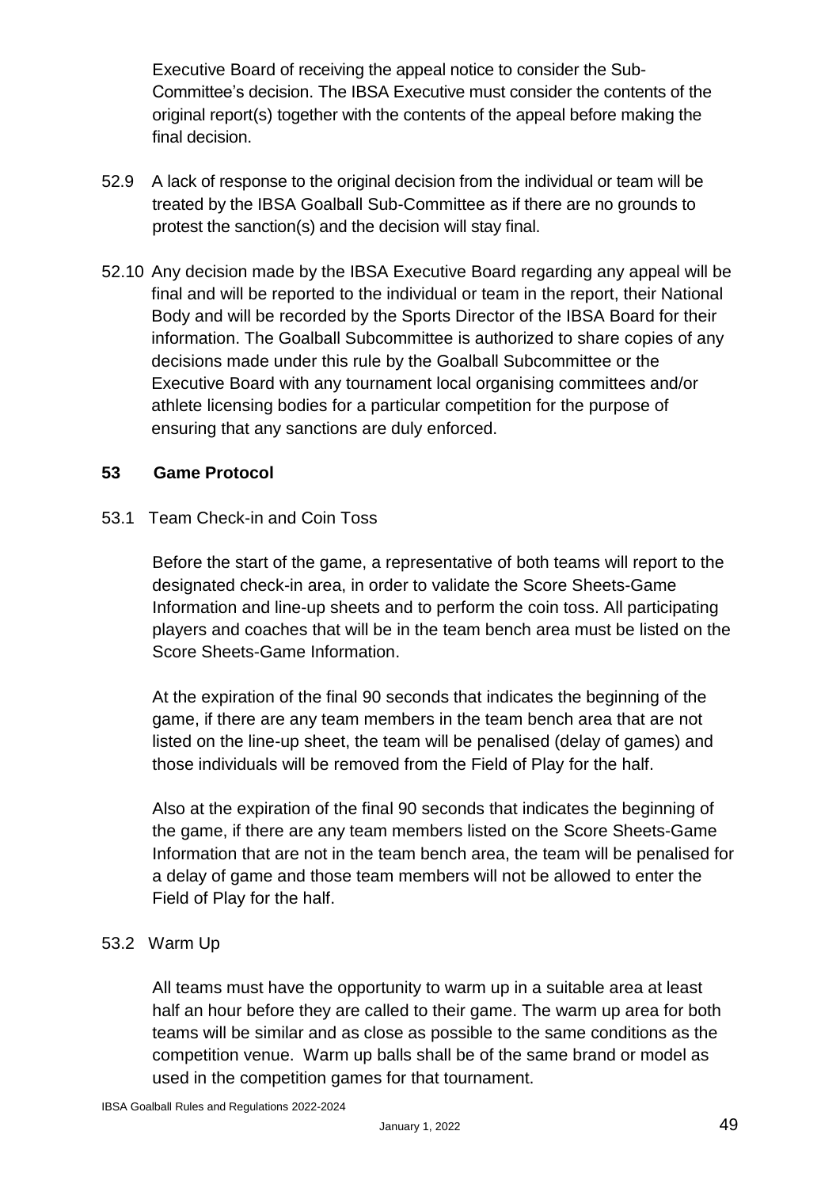Executive Board of receiving the appeal notice to consider the Sub-Committee's decision. The IBSA Executive must consider the contents of the original report(s) together with the contents of the appeal before making the final decision.

52.9 A lack of response to the original decision from the individual or team will be treated by the IBSA Goalball Sub-Committee as if there are no grounds to protest the sanction(s) and the decision will stay final.

52.10 Any decision made by the IBSA Executive Board regarding any appeal will be final and will be reported to the individual or team in the report, their National Body and will be recorded by the Sports Director of the IBSA Board for their information. The Goalball Subcommittee is authorized to share copies of any decisions made under this rule by the Goalball Subcommittee or the Executive Board with any tournament local organising committees and/or athlete licensing bodies for a particular competition for the purpose of ensuring that any sanctions are duly enforced.

## 53 Game Protocol

53.1 Team Check-in and Coin Toss

Before the start of the game, a representative of both teams will report to the designated check-in area, in order to validate the Score Sheets-Game Information and line-up sheets and to perform the coin toss. All participating players and coaches that will be in the team bench area must be listed on the Score Sheets-Game Information.

At the expiration of the final 90 seconds that indicates the beginning of the game, if there are any team members in the team bench area that are not listed on the line-up sheet, the team will be penalised (delay of games) and those individuals will be removed from the Field of Play for the half.

Also at the expiration of the final 90 seconds that indicates the beginning of the game, if there are any team members listed on the Score Sheets-Game Information that are not in the team bench area, the team will be penalised for a delay of game and those team members will not be allowed to enter the Field of Play for the half.

53.2 Warm Up

All teams must have the opportunity to warm up in a suitable area at least half an hour before they are called to their game. The warm up area for both teams will be similar and as close as possible to the same conditions as the competition venue. Warm up balls shall be of the same brand or model as used in the competition games for that tournament.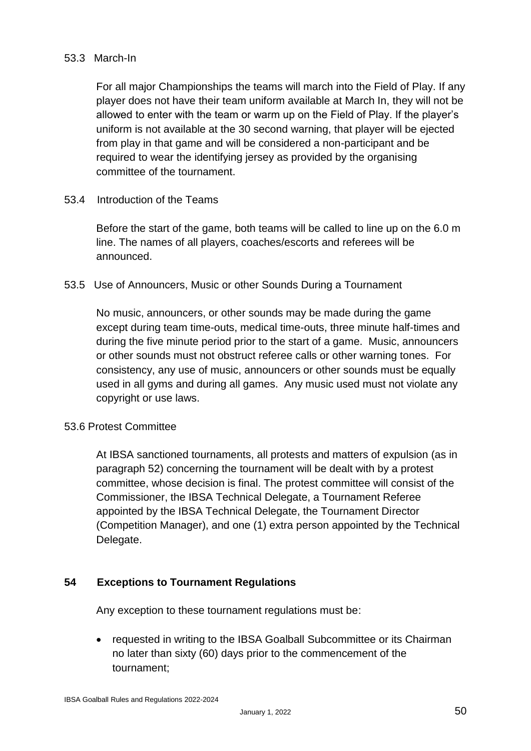53.3 March-In

For all major Championships the teams will march into the Field of Play. If any player does not have their team uniform available at March In, they will not be allowed to enter with the team or warm up on the Field of Play. If the player's uniform is not available at the 30 second warning, that player will be ejected from play in that game and will be considered a non-participant and be required to wear the identifying jersey as provided by the organising committee of the tournament.

53.4 Introduction of the Teams

Before the start of the game, both teams will be called to line up on the 6.0 m line. The names of all players, coaches/escorts and referees will be announced.

53.5 Use of Announcers, Music or other Sounds During a Tournament

No music, announcers, or other sounds may be made during the game except during team time-outs, medical time-outs, three minute half-times and during the five minute period prior to the start of a game. Music, announcers or other sounds must not obstruct referee calls or other warning tones. For consistency, any use of music, announcers or other sounds must be equally used in all gyms and during all games. Any music used must not violate any copyright or use laws.

53.6 Protest Committee

At IBSA sanctioned tournaments, all protests and matters of expulsion (as in paragraph 52) concerning the tournament will be dealt with by a protest committee, whose decision is final. The protest committee will consist of the Commissioner, the IBSA Technical Delegate, a Tournament Referee appointed by the IBSA Technical Delegate, the Tournament Director (Competition Manager), and one (1) extra person appointed by the Technical Delegate.

## 54 Exceptions to Tournament Regulations

Any exception to these tournament regulations must be:

- requested in writing to the IBSA Goalball Subcommittee or its Chairman no later than sixty (60) days prior to the commencement of the tournament;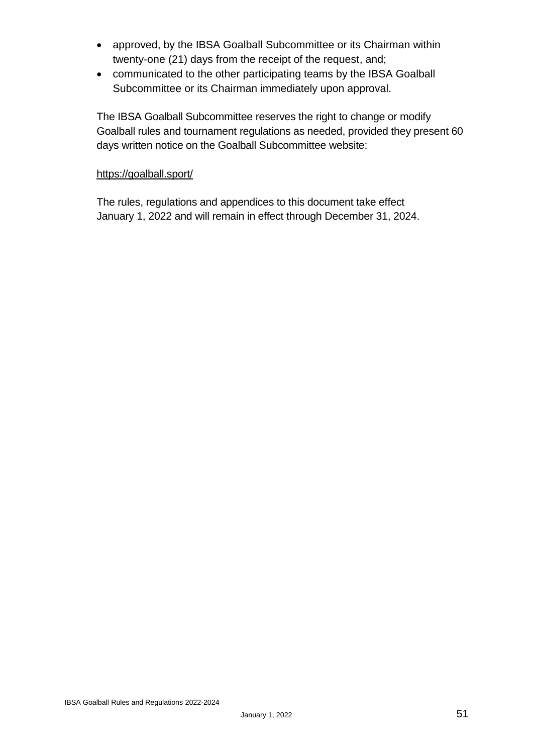- approved, by the IBSA Goalball Subcommittee or its Chairman within twenty-one (21) days from the receipt of the request, and;
- communicated to the other participating teams by the IBSA Goalball Subcommittee or its Chairman immediately upon approval.

The IBSA Goalball Subcommittee reserves the right to change or modify Goalball rules and tournament regulations as needed, provided they present 60 days written notice on the Goalball Subcommittee website:

https://goalball.sport/

The rules, regulations and appendices to this document take effect January 1, 2022 and will remain in effect through December 31, 2024.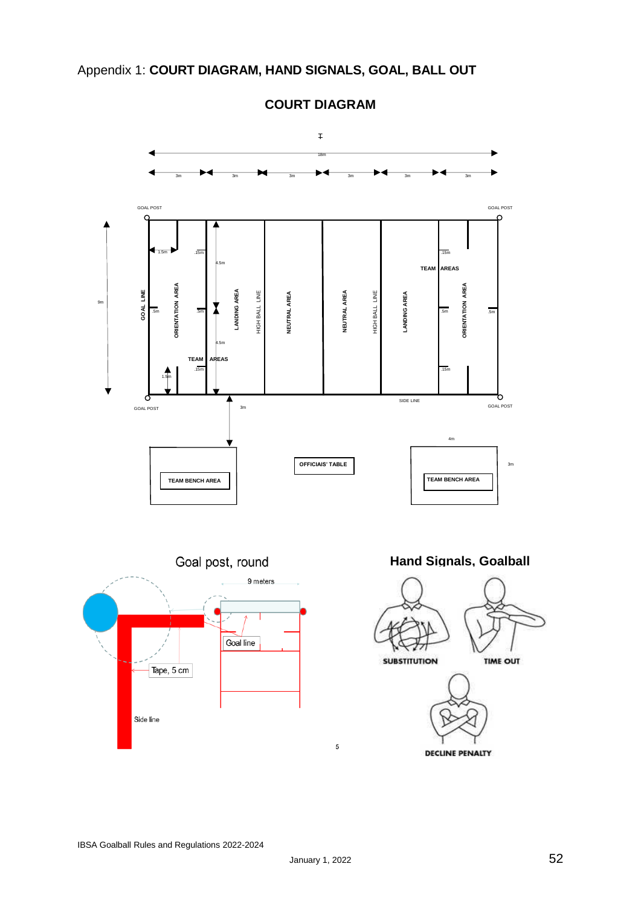Appendix 1: **COURT DIAGRAM, HAND SIGNALS, GOAL, BALL OUT**

## COURT DIAGRAM

18m

3m 3m 3m 3m 3m 3m

GOAL POST GOAL POST

9m

1.5m .15m 4.5m .15m

TEAM AREAS

GOAL LINE .5m ORIENTATION AREA .5m LANDING AREA HIGH BALL LINE NEUTRAL AREA NEUTRAL AREA HIGH BALL LINE LANDING AREA .5m ORIENTATION AREA .5m

4.5m

TEAM AREAS

1.5m .15m .15m

GOAL POST SIDE LINE GOAL POST

3m

4m

TEAM BENCH AREA OFFICIALS' TABLE TEAM BENCH AREA 3m

## Goal post, round

9 meters

Goal line

Tape, 5 cm

Side line

## Hand Signals, Goalball

SUBSTITUTION TIME OUT

DECLINE PENALTY

5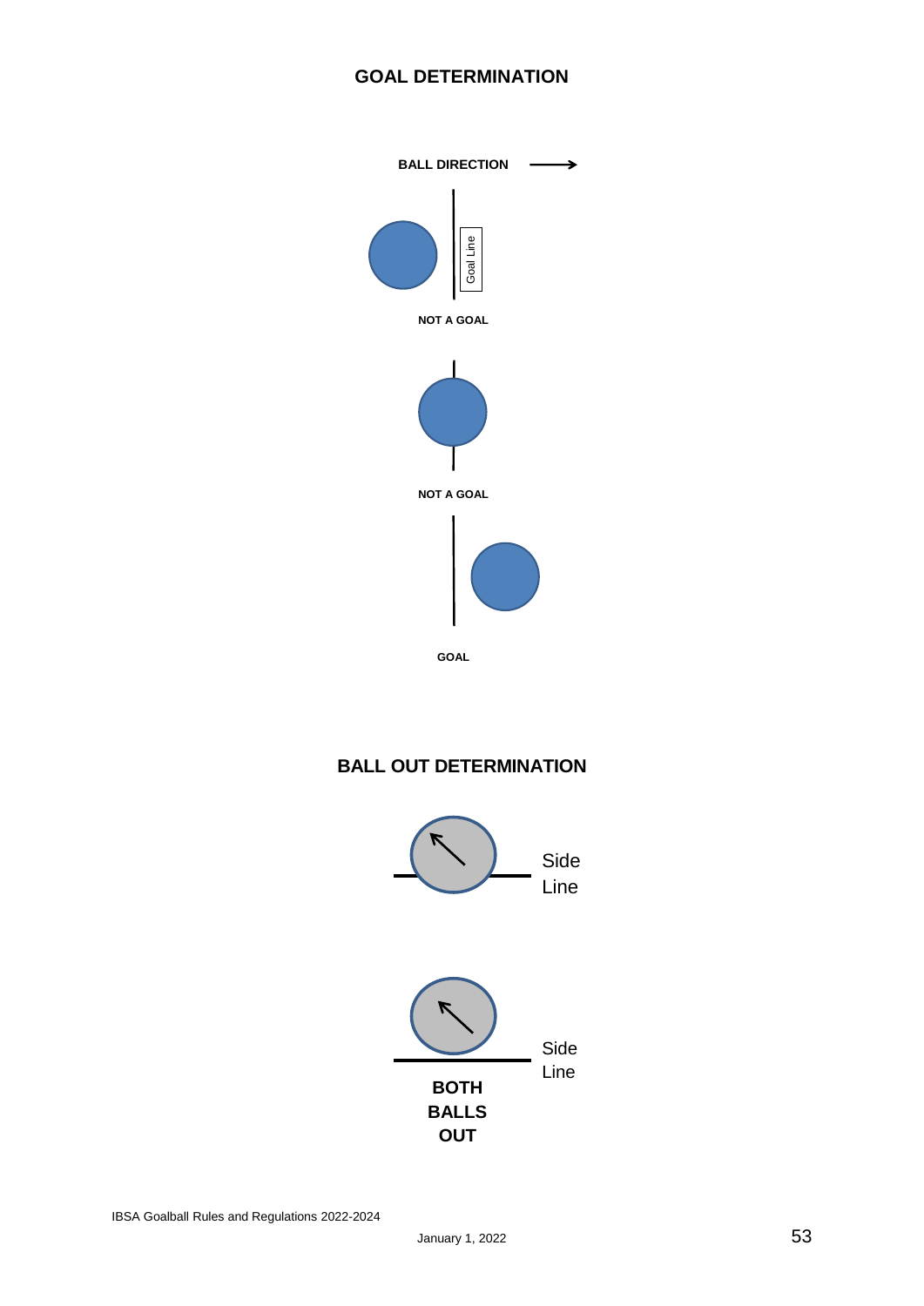## GOAL DETERMINATION

BALL DIRECTION →

Goal Line

NOT A GOAL

NOT A GOAL

GOAL

## BALL OUT DETERMINATION

Side Line

Side Line

**BOTH BALLS OUT**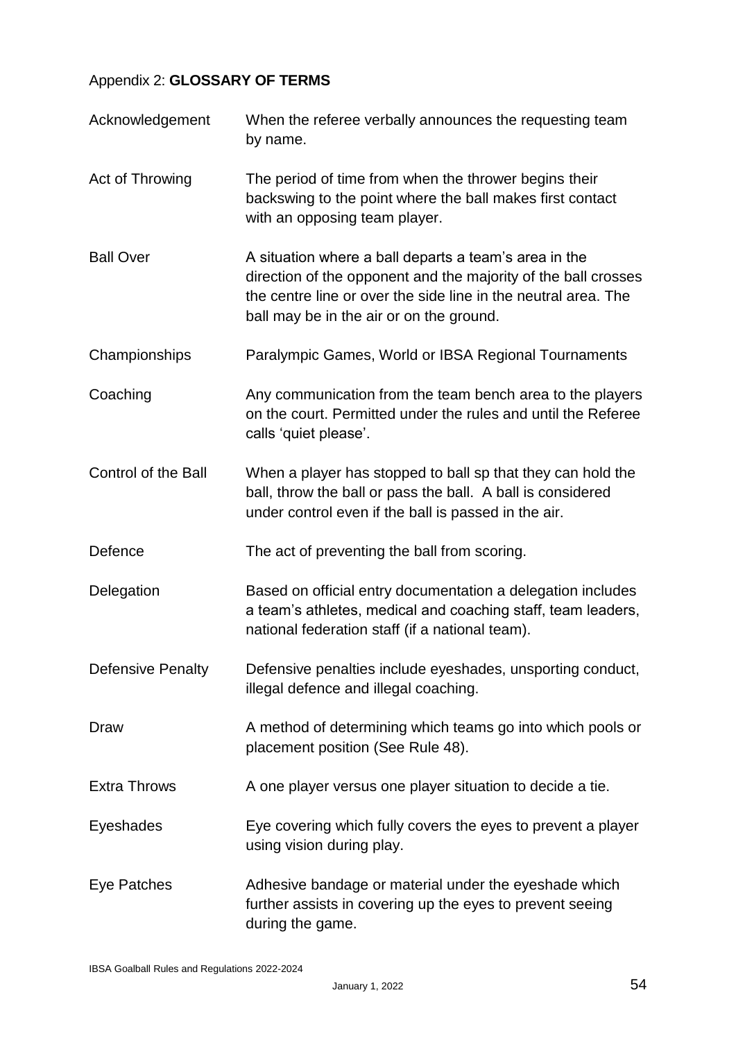Appendix 2: **GLOSSARY OF TERMS**

| | |
|---|---|
| Acknowledgement | When the referee verbally announces the requesting team by name. |
| Act of Throwing | The period of time from when the thrower begins their backswing to the point where the ball makes first contact with an opposing team player. |
| Ball Over | A situation where a ball departs a team's area in the direction of the opponent and the majority of the ball crosses the centre line or over the side line in the neutral area. The ball may be in the air or on the ground. |
| Championships | Paralympic Games, World or IBSA Regional Tournaments |
| Coaching | Any communication from the team bench area to the players on the court. Permitted under the rules and until the Referee calls 'quiet please'. |
| Control of the Ball | When a player has stopped to ball sp that they can hold the ball, throw the ball or pass the ball. A ball is considered under control even if the ball is passed in the air. |
| Defence | The act of preventing the ball from scoring. |
| Delegation | Based on official entry documentation a delegation includes a team's athletes, medical and coaching staff, team leaders, national federation staff (if a national team). |
| Defensive Penalty | Defensive penalties include eyeshades, unsporting conduct, illegal defence and illegal coaching. |
| Draw | A method of determining which teams go into which pools or placement position (See Rule 48). |
| Extra Throws | A one player versus one player situation to decide a tie. |
| Eyeshades | Eye covering which fully covers the eyes to prevent a player using vision during play. |
| Eye Patches | Adhesive bandage or material under the eyeshade which further assists in covering up the eyes to prevent seeing during the game. |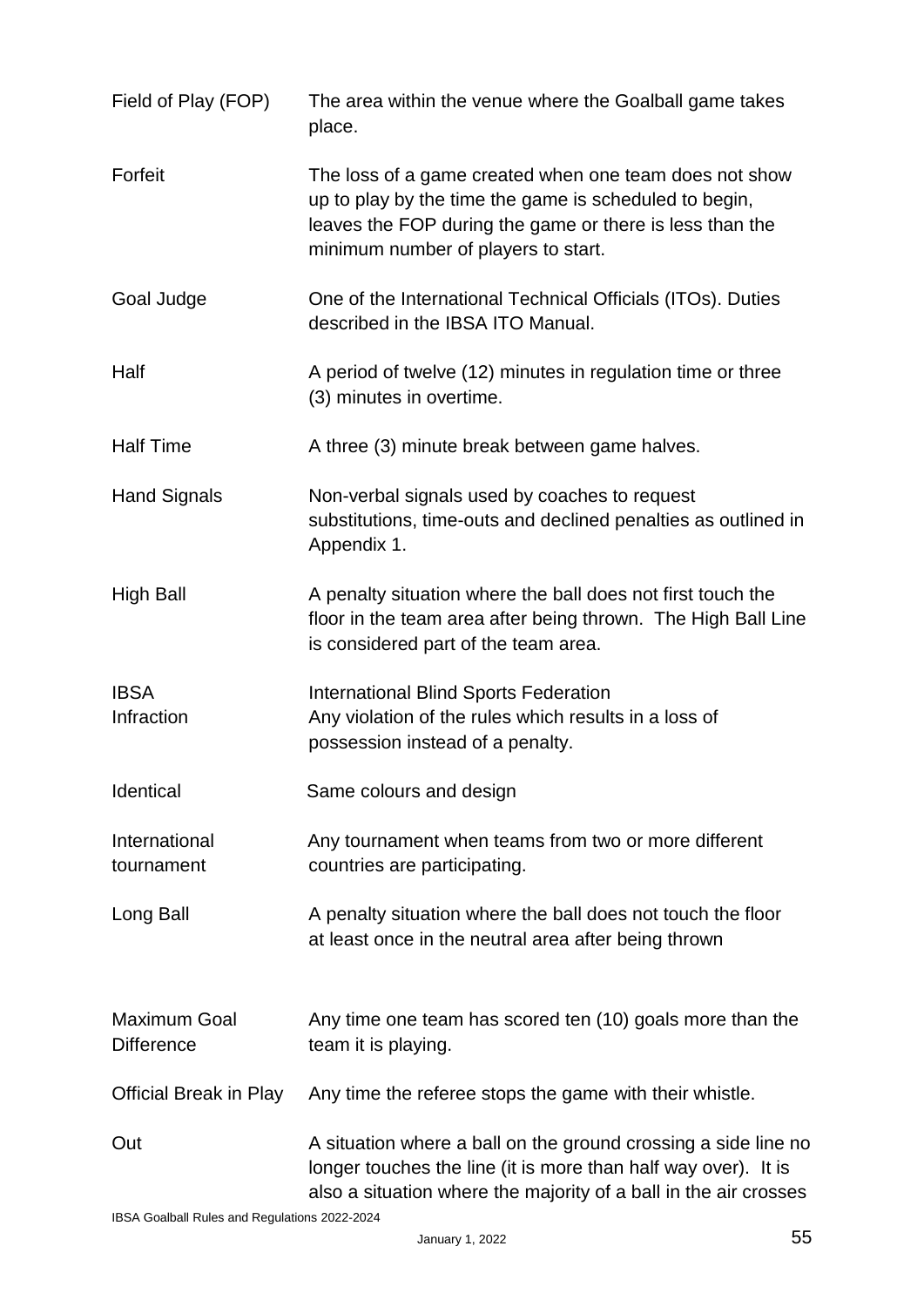| | |
|---|---|
| Field of Play (FOP) | The area within the venue where the Goalball game takes place. |
| Forfeit | The loss of a game created when one team does not show up to play by the time the game is scheduled to begin, leaves the FOP during the game or there is less than the minimum number of players to start. |
| Goal Judge | One of the International Technical Officials (ITOs). Duties described in the IBSA ITO Manual. |
| Half | A period of twelve (12) minutes in regulation time or three (3) minutes in overtime. |
| Half Time | A three (3) minute break between game halves. |
| Hand Signals | Non-verbal signals used by coaches to request substitutions, time-outs and declined penalties as outlined in Appendix 1. |
| High Ball | A penalty situation where the ball does not first touch the floor in the team area after being thrown. The High Ball Line is considered part of the team area. |
| IBSA | International Blind Sports Federation |
| Infraction | Any violation of the rules which results in a loss of possession instead of a penalty. |
| Identical | Same colours and design |
| International tournament | Any tournament when teams from two or more different countries are participating. |
| Long Ball | A penalty situation where the ball does not touch the floor at least once in the neutral area after being thrown |
| Maximum Goal Difference | Any time one team has scored ten (10) goals more than the team it is playing. |
| Official Break in Play | Any time the referee stops the game with their whistle. |
| Out | A situation where a ball on the ground crossing a side line no longer touches the line (it is more than half way over). It is also a situation where the majority of a ball in the air crosses |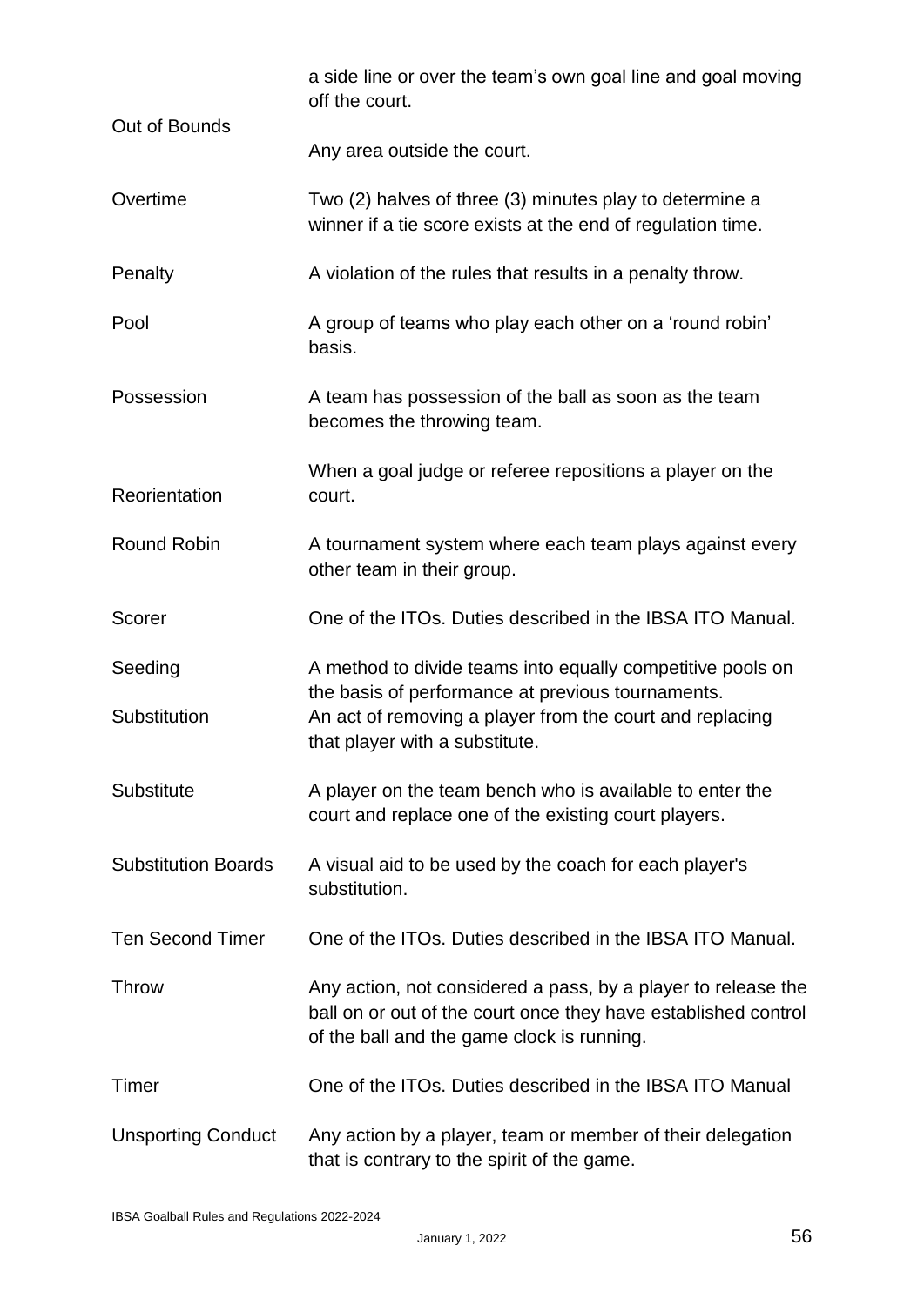| | |
|---|---|
| | a side line or over the team's own goal line and goal moving off the court. |
| Out of Bounds | Any area outside the court. |
| Overtime | Two (2) halves of three (3) minutes play to determine a winner if a tie score exists at the end of regulation time. |
| Penalty | A violation of the rules that results in a penalty throw. |
| Pool | A group of teams who play each other on a 'round robin' basis. |
| Possession | A team has possession of the ball as soon as the team becomes the throwing team. |
| Reorientation | When a goal judge or referee repositions a player on the court. |
| Round Robin | A tournament system where each team plays against every other team in their group. |
| Scorer | One of the ITOs. Duties described in the IBSA ITO Manual. |
| Seeding | A method to divide teams into equally competitive pools on the basis of performance at previous tournaments. |
| Substitution | An act of removing a player from the court and replacing that player with a substitute. |
| Substitute | A player on the team bench who is available to enter the court and replace one of the existing court players. |
| Substitution Boards | A visual aid to be used by the coach for each player's substitution. |
| Ten Second Timer | One of the ITOs. Duties described in the IBSA ITO Manual. |
| Throw | Any action, not considered a pass, by a player to release the ball on or out of the court once they have established control of the ball and the game clock is running. |
| Timer | One of the ITOs. Duties described in the IBSA ITO Manual |
| Unsporting Conduct | Any action by a player, team or member of their delegation that is contrary to the spirit of the game. |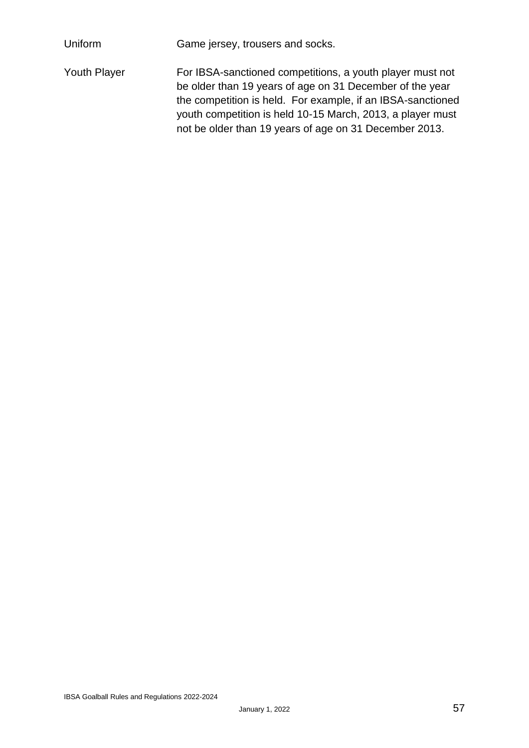| | |
|---|---|
| Uniform | Game jersey, trousers and socks. |
| Youth Player | For IBSA-sanctioned competitions, a youth player must not be older than 19 years of age on 31 December of the year the competition is held. For example, if an IBSA-sanctioned youth competition is held 10-15 March, 2013, a player must not be older than 19 years of age on 31 December 2013. |